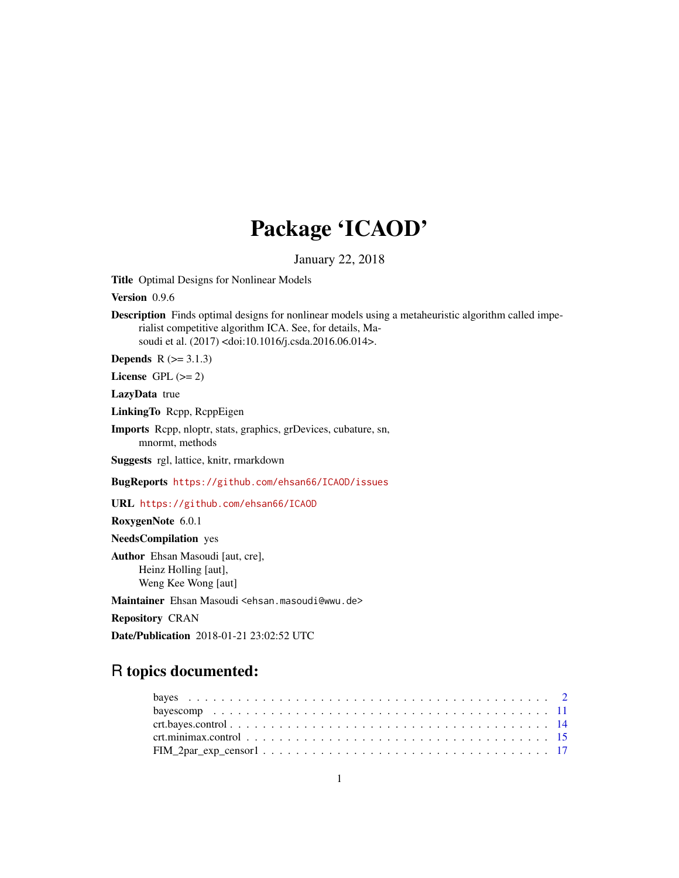# Package 'ICAOD'

January 22, 2018

**Title** Optimal Designs for Nonlinear Models

**Version** 0.9.6

**Description** Finds optimal designs for nonlinear models using a metaheuristic algorithm called imperialist competitive algorithm ICA. See, for details, Masoudi et al. (2017) <doi:10.1016/j.csda.2016.06.014>.

**Depends** R (>= 3.1.3)

**License** GPL (>= 2)

**LazyData** true

**LinkingTo** Rcpp, RcppEigen

**Imports** Rcpp, nloptr, stats, graphics, grDevices, cubature, sn, mnormt, methods

**Suggests** rgl, lattice, knitr, rmarkdown

**BugReports** https://github.com/ehsan66/ICAOD/issues

**URL** https://github.com/ehsan66/ICAOD

**RoxygenNote** 6.0.1

**NeedsCompilation** yes

**Author** Ehsan Masoudi [aut, cre],
Heinz Holling [aut],
Weng Kee Wong [aut]

**Maintainer** Ehsan Masoudi <ehsan.masoudi@wwu.de>

**Repository** CRAN

**Date/Publication** 2018-01-21 23:02:52 UTC

## R topics documented:

| | |
|---|---|
| bayes | 2 |
| bayescomp | 11 |
| crt.bayes.control | 14 |
| crt.minimax.control | 15 |
| FIM_2par_exp_censor1 | 17 |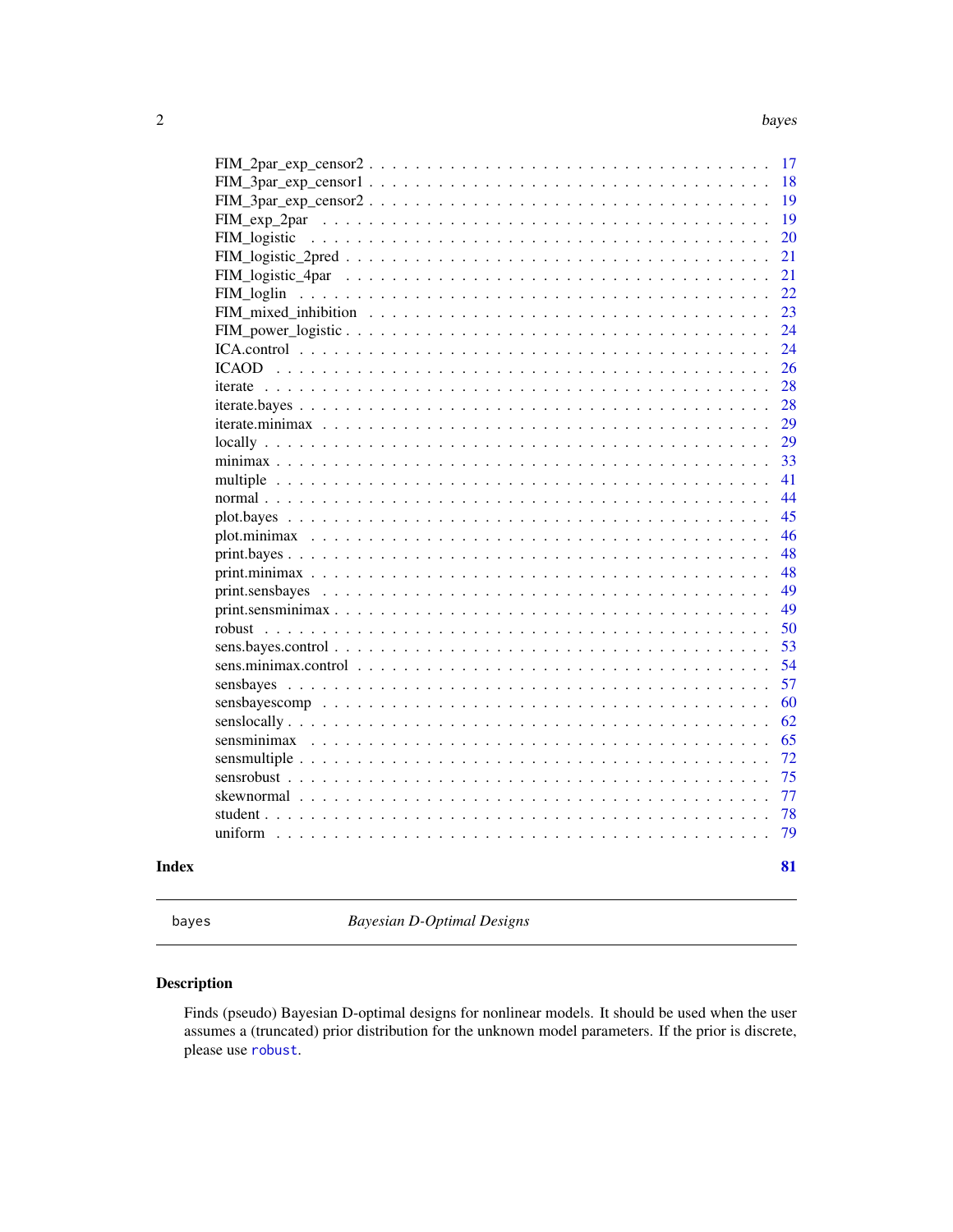FIM_2par_exp_censor2 . . . . . . . . . . . . . . . . . . . . . . . . . . . . . . . . 17
FIM_3par_exp_censor1 . . . . . . . . . . . . . . . . . . . . . . . . . . . . . . . . 18
FIM_3par_exp_censor2 . . . . . . . . . . . . . . . . . . . . . . . . . . . . . . . . 19
FIM_exp_2par . . . . . . . . . . . . . . . . . . . . . . . . . . . . . . . . . . . . 19
FIM_logistic . . . . . . . . . . . . . . . . . . . . . . . . . . . . . . . . . . . . 20
FIM_logistic_2pred . . . . . . . . . . . . . . . . . . . . . . . . . . . . . . . . . 21
FIM_logistic_4par . . . . . . . . . . . . . . . . . . . . . . . . . . . . . . . . . . 21
FIM_loglin . . . . . . . . . . . . . . . . . . . . . . . . . . . . . . . . . . . . . 22
FIM_mixed_inhibition . . . . . . . . . . . . . . . . . . . . . . . . . . . . . . . . 23
FIM_power_logistic . . . . . . . . . . . . . . . . . . . . . . . . . . . . . . . . . 24
ICA.control . . . . . . . . . . . . . . . . . . . . . . . . . . . . . . . . . . . . . 24
ICAOD . . . . . . . . . . . . . . . . . . . . . . . . . . . . . . . . . . . . . . . 26
iterate . . . . . . . . . . . . . . . . . . . . . . . . . . . . . . . . . . . . . . 28
iterate.bayes . . . . . . . . . . . . . . . . . . . . . . . . . . . . . . . . . . . 28
iterate.minimax . . . . . . . . . . . . . . . . . . . . . . . . . . . . . . . . . . 29
locally . . . . . . . . . . . . . . . . . . . . . . . . . . . . . . . . . . . . . . 29
minimax . . . . . . . . . . . . . . . . . . . . . . . . . . . . . . . . . . . . . . 33
multiple . . . . . . . . . . . . . . . . . . . . . . . . . . . . . . . . . . . . . . 41
normal . . . . . . . . . . . . . . . . . . . . . . . . . . . . . . . . . . . . . . 44
plot.bayes . . . . . . . . . . . . . . . . . . . . . . . . . . . . . . . . . . . . 45
plot.minimax . . . . . . . . . . . . . . . . . . . . . . . . . . . . . . . . . . . 46
print.bayes . . . . . . . . . . . . . . . . . . . . . . . . . . . . . . . . . . . . 48
print.minimax . . . . . . . . . . . . . . . . . . . . . . . . . . . . . . . . . . . 48
print.sensbayes . . . . . . . . . . . . . . . . . . . . . . . . . . . . . . . . . . 49
print.sensminimax . . . . . . . . . . . . . . . . . . . . . . . . . . . . . . . . . 49
robust . . . . . . . . . . . . . . . . . . . . . . . . . . . . . . . . . . . . . . 50
sens.bayes.control . . . . . . . . . . . . . . . . . . . . . . . . . . . . . . . . . 53
sens.minimax.control . . . . . . . . . . . . . . . . . . . . . . . . . . . . . . . . 54
sensbayes . . . . . . . . . . . . . . . . . . . . . . . . . . . . . . . . . . . . . 57
sensbayescomp . . . . . . . . . . . . . . . . . . . . . . . . . . . . . . . . . . . 60
senslocally . . . . . . . . . . . . . . . . . . . . . . . . . . . . . . . . . . . . 62
sensminimax . . . . . . . . . . . . . . . . . . . . . . . . . . . . . . . . . . . . 65
sensmultiple . . . . . . . . . . . . . . . . . . . . . . . . . . . . . . . . . . . . 72
sensrobust . . . . . . . . . . . . . . . . . . . . . . . . . . . . . . . . . . . . . 75
skewnormal . . . . . . . . . . . . . . . . . . . . . . . . . . . . . . . . . . . . . 77
student . . . . . . . . . . . . . . . . . . . . . . . . . . . . . . . . . . . . . . 78
uniform . . . . . . . . . . . . . . . . . . . . . . . . . . . . . . . . . . . . . . 79

**Index** **81**

---

`bayes` *Bayesian D-Optimal Designs*

---

## Description

Finds (pseudo) Bayesian D-optimal designs for nonlinear models. It should be used when the user assumes a (truncated) prior distribution for the unknown model parameters. If the prior is discrete, please use `robust`.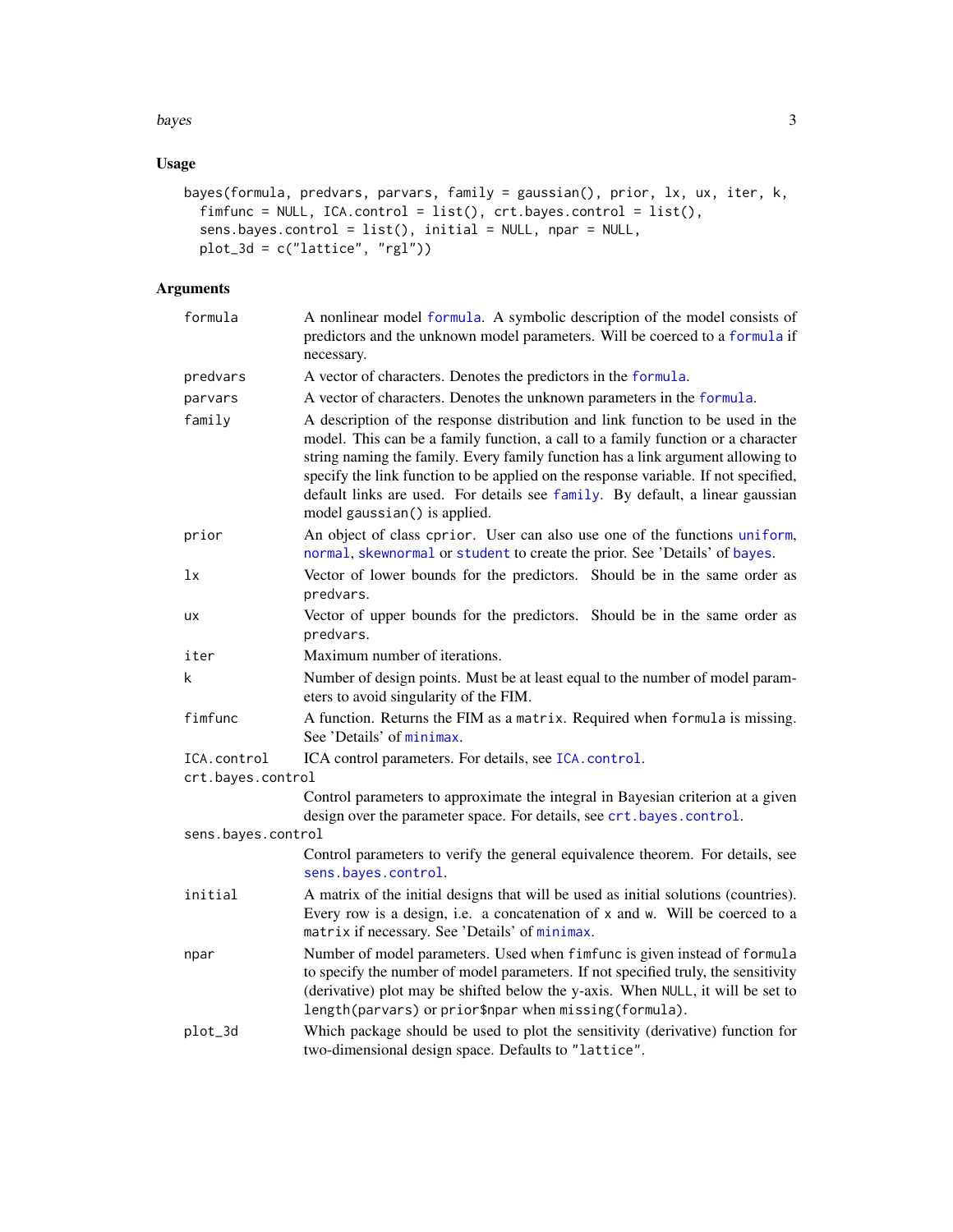## Usage

```
bayes(formula, predvars, parvars, family = gaussian(), prior, lx, ux, iter, k,
  fimfunc = NULL, ICA.control = list(), crt.bayes.control = list(),
  sens.bayes.control = list(), initial = NULL, npar = NULL,
  plot_3d = c("lattice", "rgl"))
```

## Arguments

| Argument | Description |
|---|---|
| formula | A nonlinear model formula. A symbolic description of the model consists of predictors and the unknown model parameters. Will be coerced to a formula if necessary. |
| predvars | A vector of characters. Denotes the predictors in the formula. |
| parvars | A vector of characters. Denotes the unknown parameters in the formula. |
| family | A description of the response distribution and link function to be used in the model. This can be a family function, a call to a family function or a character string naming the family. Every family function has a link argument allowing to specify the link function to be applied on the response variable. If not specified, default links are used. For details see family. By default, a linear gaussian model gaussian() is applied. |
| prior | An object of class cprior. User can also use one of the functions uniform, normal, skewnormal or student to create the prior. See 'Details' of bayes. |
| lx | Vector of lower bounds for the predictors. Should be in the same order as predvars. |
| ux | Vector of upper bounds for the predictors. Should be in the same order as predvars. |
| iter | Maximum number of iterations. |
| k | Number of design points. Must be at least equal to the number of model parameters to avoid singularity of the FIM. |
| fimfunc | A function. Returns the FIM as a matrix. Required when formula is missing. See 'Details' of minimax. |
| ICA.control | ICA control parameters. For details, see ICA.control. |
| crt.bayes.control | Control parameters to approximate the integral in Bayesian criterion at a given design over the parameter space. For details, see crt.bayes.control. |
| sens.bayes.control | Control parameters to verify the general equivalence theorem. For details, see sens.bayes.control. |
| initial | A matrix of the initial designs that will be used as initial solutions (countries). Every row is a design, i.e. a concatenation of x and w. Will be coerced to a matrix if necessary. See 'Details' of minimax. |
| npar | Number of model parameters. Used when fimfunc is given instead of formula to specify the number of model parameters. If not specified truly, the sensitivity (derivative) plot may be shifted below the y-axis. When NULL, it will be set to length(parvars) or prior$npar when missing(formula). |
| plot_3d | Which package should be used to plot the sensitivity (derivative) function for two-dimensional design space. Defaults to "lattice". |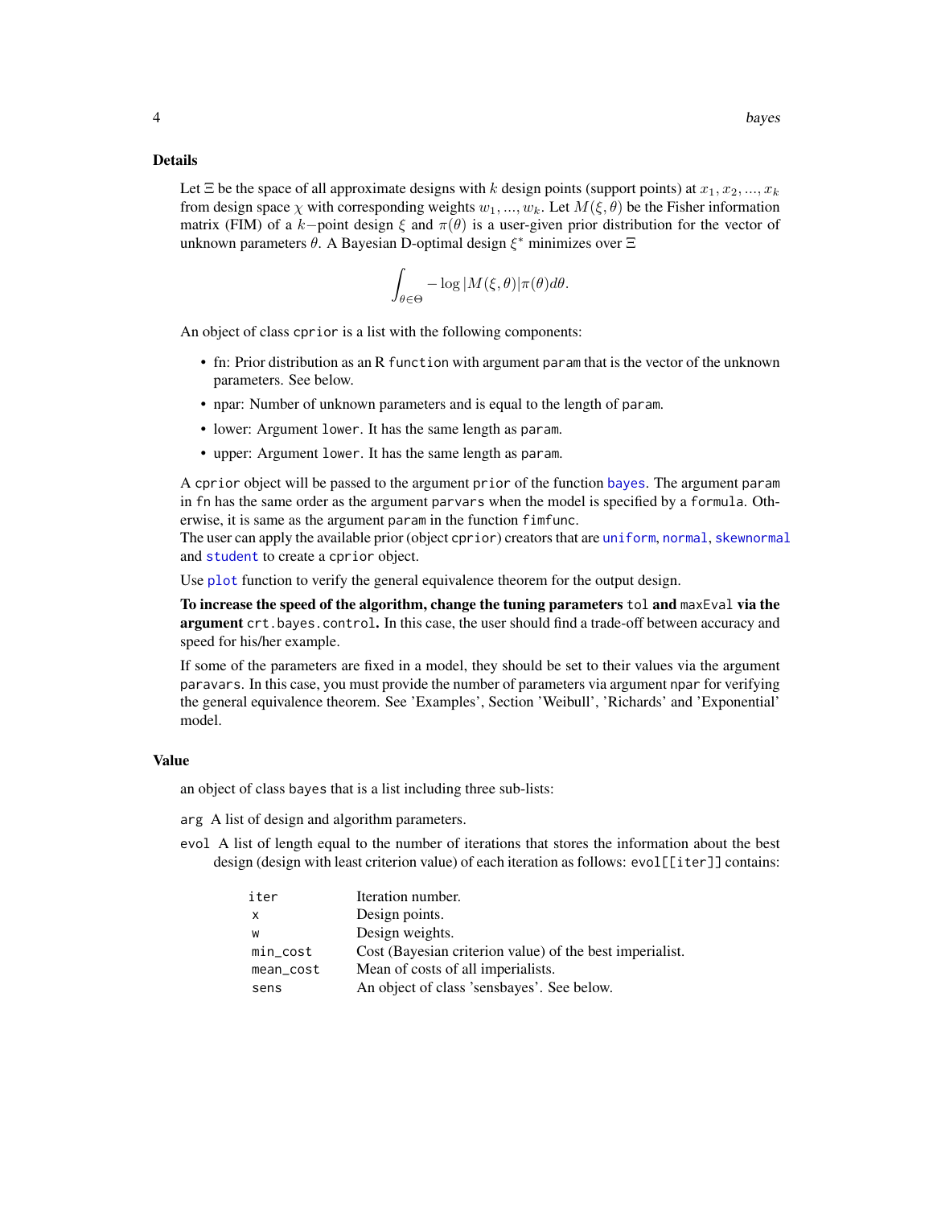### Details

Let $\Xi$ be the space of all approximate designs with $k$ design points (support points) at $x_1, x_2, ..., x_k$ from design space $\chi$ with corresponding weights $w_1, ..., w_k$. Let $M(\xi, \theta)$ be the Fisher information matrix (FIM) of a $k-$point design $\xi$ and $\pi(\theta)$ is a user-given prior distribution for the vector of unknown parameters $\theta$. A Bayesian D-optimal design $\xi^*$ minimizes over $\Xi$

$$\int_{\theta \in \Theta} -\log|M(\xi, \theta)|\pi(\theta)d\theta.$$

An object of class `cprior` is a list with the following components:

- fn: Prior distribution as an R `function` with argument `param` that is the vector of the unknown parameters. See below.
- npar: Number of unknown parameters and is equal to the length of `param`.
- lower: Argument `lower`. It has the same length as `param`.
- upper: Argument `lower`. It has the same length as `param`.

A `cprior` object will be passed to the argument `prior` of the function `bayes`. The argument `param` in `fn` has the same order as the argument `parvars` when the model is specified by a `formula`. Otherwise, it is same as the argument `param` in the function `fimfunc`.
The user can apply the available prior (object `cprior`) creators that are `uniform`, `normal`, `skewnormal` and `student` to create a `cprior` object.

Use `plot` function to verify the general equivalence theorem for the output design.

**To increase the speed of the algorithm, change the tuning parameters `tol` and `maxEval` via the argument `crt.bayes.control`.** In this case, the user should find a trade-off between accuracy and speed for his/her example.

If some of the parameters are fixed in a model, they should be set to their values via the argument `paravars`. In this case, you must provide the number of parameters via argument `npar` for verifying the general equivalence theorem. See 'Examples', Section 'Weibull', 'Richards' and 'Exponential' model.

### Value

an object of class `bayes` that is a list including three sub-lists:

`arg` A list of design and algorithm parameters.

`evol` A list of length equal to the number of iterations that stores the information about the best design (design with least criterion value) of each iteration as follows: `evol[[iter]]` contains:

| | |
|---|---|
| `iter` | Iteration number. |
| `x` | Design points. |
| `w` | Design weights. |
| `min_cost` | Cost (Bayesian criterion value) of the best imperialist. |
| `mean_cost` | Mean of costs of all imperialists. |
| `sens` | An object of class 'sensbayes'. See below. |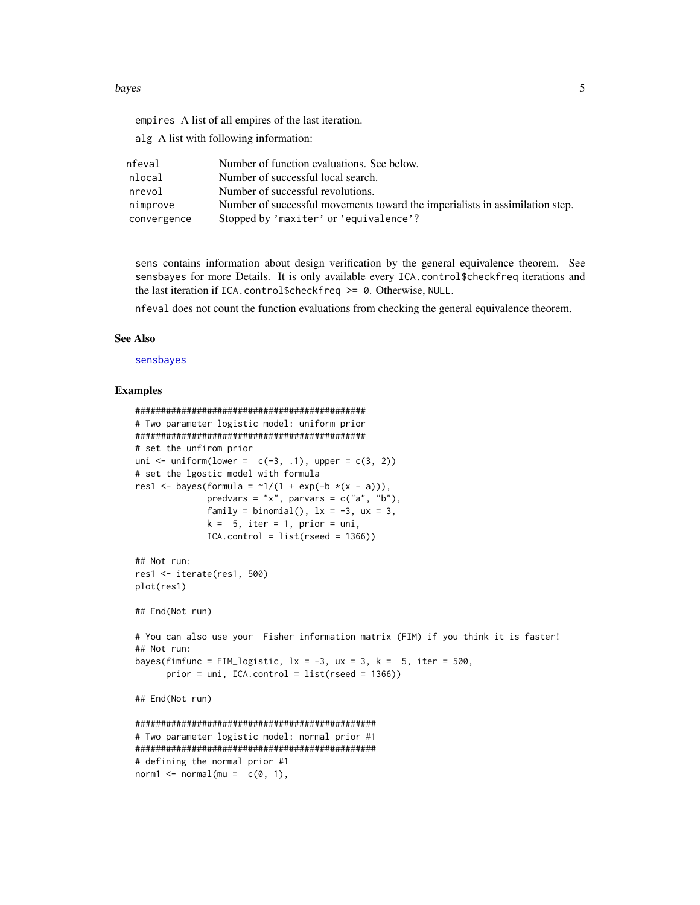`empires` A list of all empires of the last iteration.

`alg` A list with following information:

| | |
|---|---|
| `nfeval` | Number of function evaluations. See below. |
| `nlocal` | Number of successful local search. |
| `nrevol` | Number of successful revolutions. |
| `nimprove` | Number of successful movements toward the imperialists in assimilation step. |
| `convergence` | Stopped by `'maxiter'` or `'equivalence'`? |

`sens` contains information about design verification by the general equivalence theorem. See `sensbayes` for more Details. It is only available every `ICA.control$checkfreq` iterations and the last iteration if `ICA.control$checkfreq >= 0`. Otherwise, `NULL`.

`nfeval` does not count the function evaluations from checking the general equivalence theorem.

## See Also

`sensbayes`

## Examples

```
##############################################
# Two parameter logistic model: uniform prior
##############################################
# set the unfirom prior
uni <- uniform(lower =  c(-3, .1), upper = c(3, 2))
# set the lgostic model with formula
res1 <- bayes(formula = ~1/(1 + exp(-b *(x - a))),
              predvars = "x", parvars = c("a", "b"),
              family = binomial(), lx = -3, ux = 3,
              k =  5, iter = 1, prior = uni,
              ICA.control = list(rseed = 1366))

## Not run:
res1 <- iterate(res1, 500)
plot(res1)

## End(Not run)

# You can also use your  Fisher information matrix (FIM) if you think it is faster!
## Not run:
bayes(fimfunc = FIM_logistic, lx = -3, ux = 3, k =  5, iter = 500,
      prior = uni, ICA.control = list(rseed = 1366))

## End(Not run)

################################################
# Two parameter logistic model: normal prior #1
################################################
# defining the normal prior #1
norm1 <- normal(mu =  c(0, 1),
```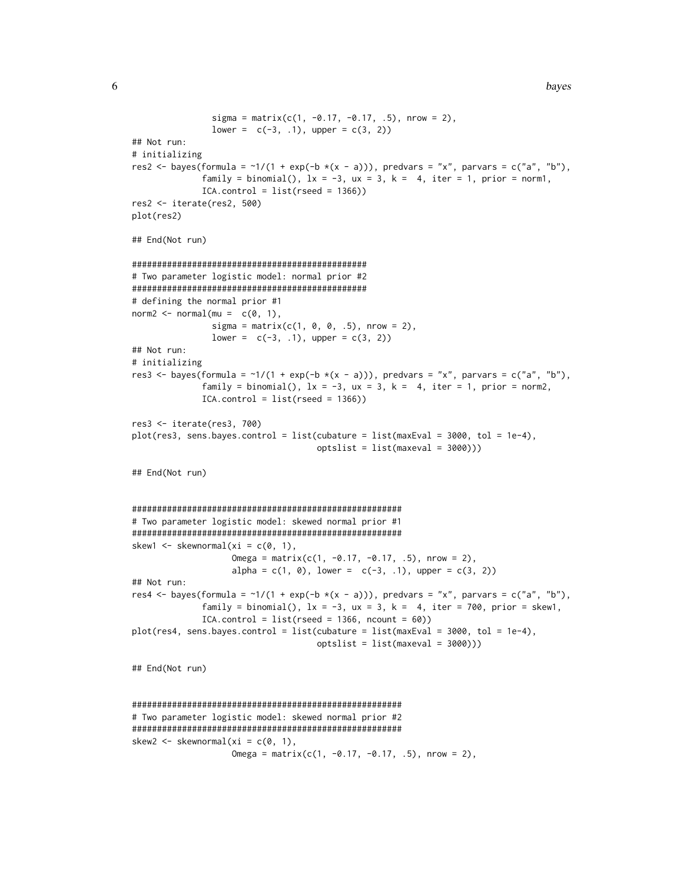```
                sigma = matrix(c(1, -0.17, -0.17, .5), nrow = 2),
                lower =  c(-3, .1), upper = c(3, 2))
## Not run:
# initializing
res2 <- bayes(formula = ~1/(1 + exp(-b *(x - a))), predvars = "x", parvars = c("a", "b"),
              family = binomial(), lx = -3, ux = 3, k =  4, iter = 1, prior = norm1,
              ICA.control = list(rseed = 1366))
res2 <- iterate(res2, 500)
plot(res2)

## End(Not run)

##############################################
# Two parameter logistic model: normal prior #2
##############################################
# defining the normal prior #1
norm2 <- normal(mu =  c(0, 1),
                sigma = matrix(c(1, 0, 0, .5), nrow = 2),
                lower =  c(-3, .1), upper = c(3, 2))
## Not run:
# initializing
res3 <- bayes(formula = ~1/(1 + exp(-b *(x - a))), predvars = "x", parvars = c("a", "b"),
              family = binomial(), lx = -3, ux = 3, k =  4, iter = 1, prior = norm2,
              ICA.control = list(rseed = 1366))

res3 <- iterate(res3, 700)
plot(res3, sens.bayes.control = list(cubature = list(maxEval = 3000, tol = 1e-4),
                                     optslist = list(maxeval = 3000)))

## End(Not run)


######################################################
# Two parameter logistic model: skewed normal prior #1
######################################################
skew1 <- skewnormal(xi = c(0, 1),
                    Omega = matrix(c(1, -0.17, -0.17, .5), nrow = 2),
                    alpha = c(1, 0), lower =  c(-3, .1), upper = c(3, 2))
## Not run:
res4 <- bayes(formula = ~1/(1 + exp(-b *(x - a))), predvars = "x", parvars = c("a", "b"),
              family = binomial(), lx = -3, ux = 3, k =  4, iter = 700, prior = skew1,
              ICA.control = list(rseed = 1366, ncount = 60))
plot(res4, sens.bayes.control = list(cubature = list(maxEval = 3000, tol = 1e-4),
                                     optslist = list(maxeval = 3000)))

## End(Not run)


######################################################
# Two parameter logistic model: skewed normal prior #2
######################################################
skew2 <- skewnormal(xi = c(0, 1),
                    Omega = matrix(c(1, -0.17, -0.17, .5), nrow = 2),
```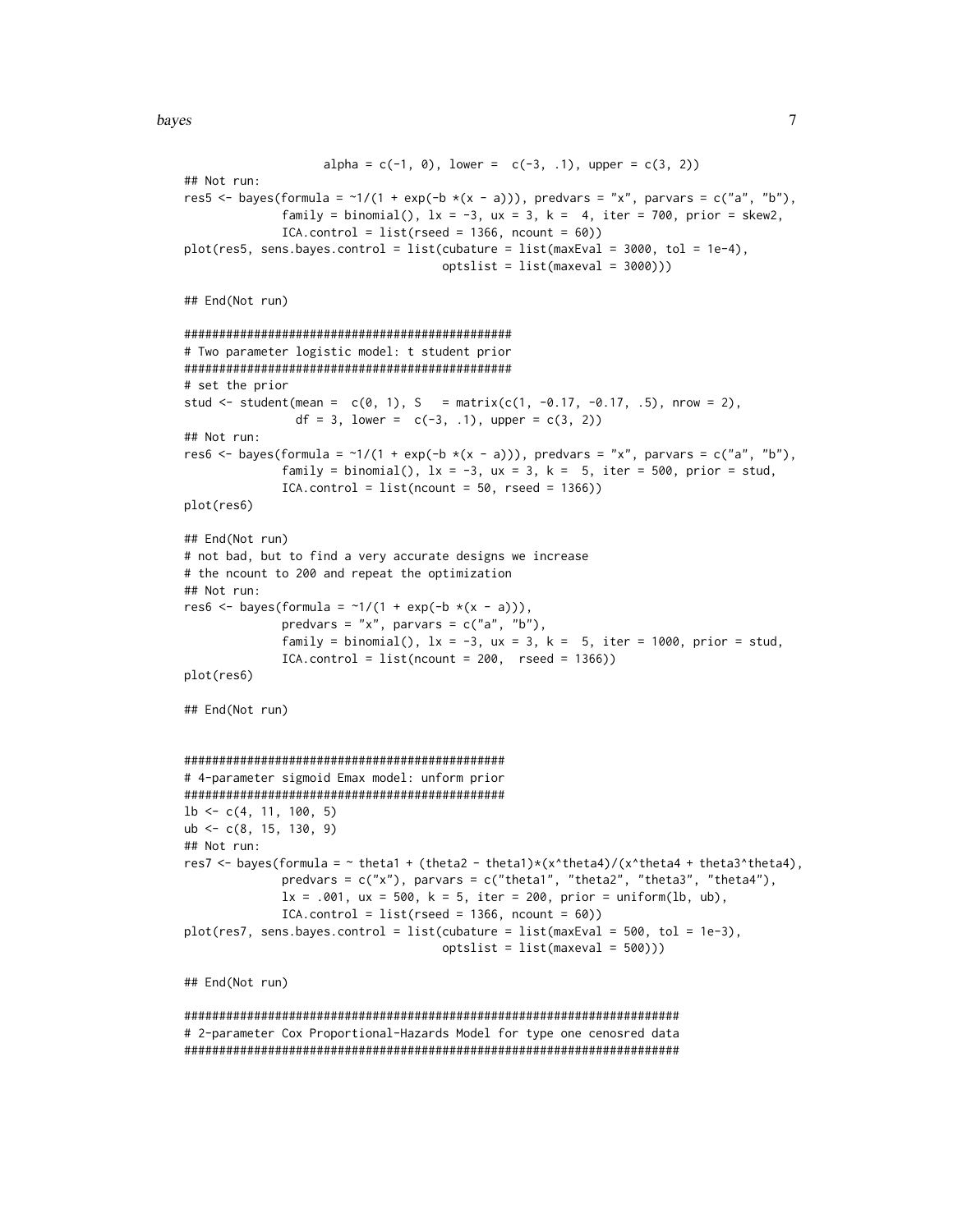```
                    alpha = c(-1, 0), lower =  c(-3, .1), upper = c(3, 2))
## Not run:
res5 <- bayes(formula = ~1/(1 + exp(-b *(x - a))), predvars = "x", parvars = c("a", "b"),
              family = binomial(), lx = -3, ux = 3, k =  4, iter = 700, prior = skew2,
              ICA.control = list(rseed = 1366, ncount = 60))
plot(res5, sens.bayes.control = list(cubature = list(maxEval = 3000, tol = 1e-4),
                                     optslist = list(maxeval = 3000)))

## End(Not run)

###############################################
# Two parameter logistic model: t student prior
###############################################
# set the prior
stud <- student(mean =  c(0, 1), S   = matrix(c(1, -0.17, -0.17, .5), nrow = 2),
                df = 3, lower =  c(-3, .1), upper = c(3, 2))
## Not run:
res6 <- bayes(formula = ~1/(1 + exp(-b *(x - a))), predvars = "x", parvars = c("a", "b"),
              family = binomial(), lx = -3, ux = 3, k =  5, iter = 500, prior = stud,
              ICA.control = list(ncount = 50, rseed = 1366))
plot(res6)

## End(Not run)
# not bad, but to find a very accurate designs we increase
# the ncount to 200 and repeat the optimization
## Not run:
res6 <- bayes(formula = ~1/(1 + exp(-b *(x - a))),
              predvars = "x", parvars = c("a", "b"),
              family = binomial(), lx = -3, ux = 3, k =  5, iter = 1000, prior = stud,
              ICA.control = list(ncount = 200,  rseed = 1366))
plot(res6)

## End(Not run)


##############################################
# 4-parameter sigmoid Emax model: unform prior
##############################################
lb <- c(4, 11, 100, 5)
ub <- c(8, 15, 130, 9)
## Not run:
res7 <- bayes(formula = ~ theta1 + (theta2 - theta1)*(x^theta4)/(x^theta4 + theta3^theta4),
              predvars = c("x"), parvars = c("theta1", "theta2", "theta3", "theta4"),
              lx = .001, ux = 500, k = 5, iter = 200, prior = uniform(lb, ub),
              ICA.control = list(rseed = 1366, ncount = 60))
plot(res7, sens.bayes.control = list(cubature = list(maxEval = 500, tol = 1e-3),
                                     optslist = list(maxeval = 500)))

## End(Not run)

#######################################################################
# 2-parameter Cox Proportional-Hazards Model for type one cenosred data
#######################################################################
```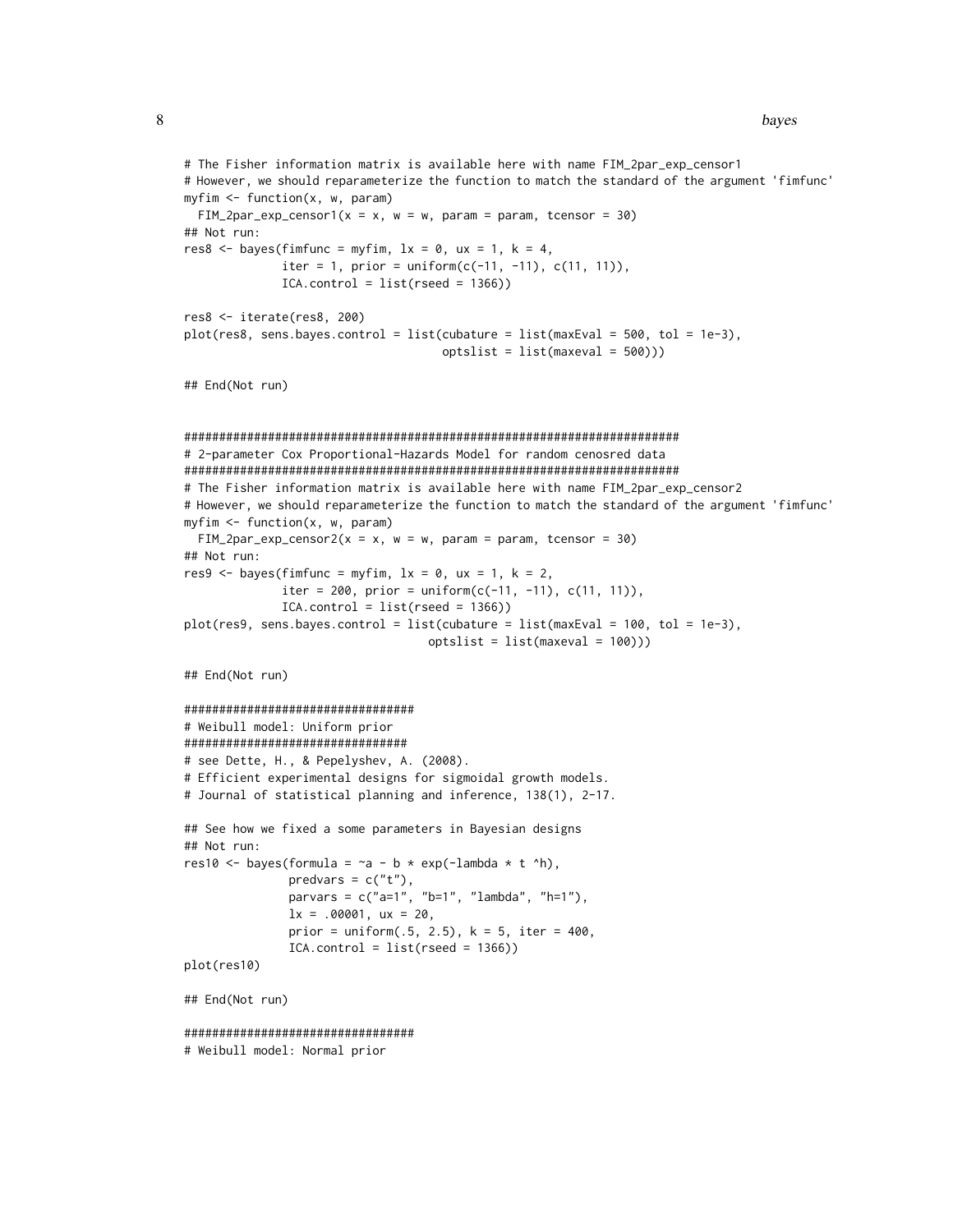```
# The Fisher information matrix is available here with name FIM_2par_exp_censor1
# However, we should reparameterize the function to match the standard of the argument 'fimfunc'
myfim <- function(x, w, param)
  FIM_2par_exp_censor1(x = x, w = w, param = param, tcensor = 30)
## Not run:
res8 <- bayes(fimfunc = myfim, lx = 0, ux = 1, k = 4,
              iter = 1, prior = uniform(c(-11, -11), c(11, 11)),
              ICA.control = list(rseed = 1366))

res8 <- iterate(res8, 200)
plot(res8, sens.bayes.control = list(cubature = list(maxEval = 500, tol = 1e-3),
                                     optslist = list(maxeval = 500)))

## End(Not run)


########################################################################
# 2-parameter Cox Proportional-Hazards Model for random cenosred data
########################################################################
# The Fisher information matrix is available here with name FIM_2par_exp_censor2
# However, we should reparameterize the function to match the standard of the argument 'fimfunc'
myfim <- function(x, w, param)
  FIM_2par_exp_censor2(x = x, w = w, param = param, tcensor = 30)
## Not run:
res9 <- bayes(fimfunc = myfim, lx = 0, ux = 1, k = 2,
              iter = 200, prior = uniform(c(-11, -11), c(11, 11)),
              ICA.control = list(rseed = 1366))
plot(res9, sens.bayes.control = list(cubature = list(maxEval = 100, tol = 1e-3),
                                   optslist = list(maxeval = 100)))

## End(Not run)

##################################
# Weibull model: Uniform prior
################################
# see Dette, H., & Pepelyshev, A. (2008).
# Efficient experimental designs for sigmoidal growth models.
# Journal of statistical planning and inference, 138(1), 2-17.

## See how we fixed a some parameters in Bayesian designs
## Not run:
res10 <- bayes(formula = ~a - b * exp(-lambda * t ^h),
               predvars = c("t"),
               parvars = c("a=1", "b=1", "lambda", "h=1"),
               lx = .00001, ux = 20,
               prior = uniform(.5, 2.5), k = 5, iter = 400,
               ICA.control = list(rseed = 1366))
plot(res10)

## End(Not run)

##################################
# Weibull model: Normal prior
```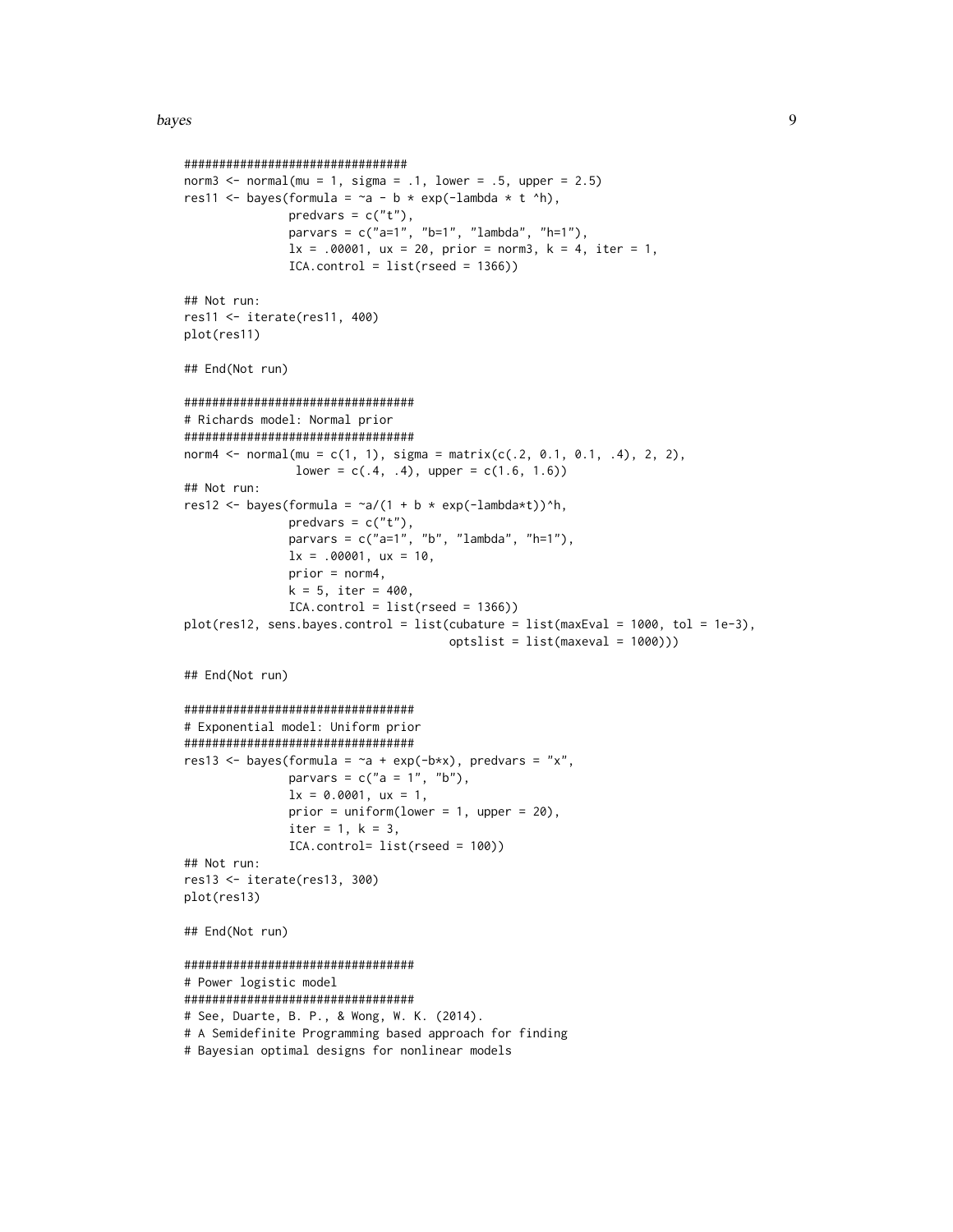```
################################
norm3 <- normal(mu = 1, sigma = .1, lower = .5, upper = 2.5)
res11 <- bayes(formula = ~a - b * exp(-lambda * t ^h),
               predvars = c("t"),
               parvars = c("a=1", "b=1", "lambda", "h=1"),
               lx = .00001, ux = 20, prior = norm3, k = 4, iter = 1,
               ICA.control = list(rseed = 1366))

## Not run:
res11 <- iterate(res11, 400)
plot(res11)

## End(Not run)

#################################
# Richards model: Normal prior
#################################
norm4 <- normal(mu = c(1, 1), sigma = matrix(c(.2, 0.1, 0.1, .4), 2, 2),
                lower = c(.4, .4), upper = c(1.6, 1.6))
## Not run:
res12 <- bayes(formula = ~a/(1 + b * exp(-lambda*t))^h,
               predvars = c("t"),
               parvars = c("a=1", "b", "lambda", "h=1"),
               lx = .00001, ux = 10,
               prior = norm4,
               k = 5, iter = 400,
               ICA.control = list(rseed = 1366))
plot(res12, sens.bayes.control = list(cubature = list(maxEval = 1000, tol = 1e-3),
                                      optslist = list(maxeval = 1000)))

## End(Not run)

#################################
# Exponential model: Uniform prior
#################################
res13 <- bayes(formula = ~a + exp(-b*x), predvars = "x",
               parvars = c("a = 1", "b"),
               lx = 0.0001, ux = 1,
               prior = uniform(lower = 1, upper = 20),
               iter = 1, k = 3,
               ICA.control= list(rseed = 100))
## Not run:
res13 <- iterate(res13, 300)
plot(res13)

## End(Not run)

#################################
# Power logistic model
#################################
# See, Duarte, B. P., & Wong, W. K. (2014).
# A Semidefinite Programming based approach for finding
# Bayesian optimal designs for nonlinear models
```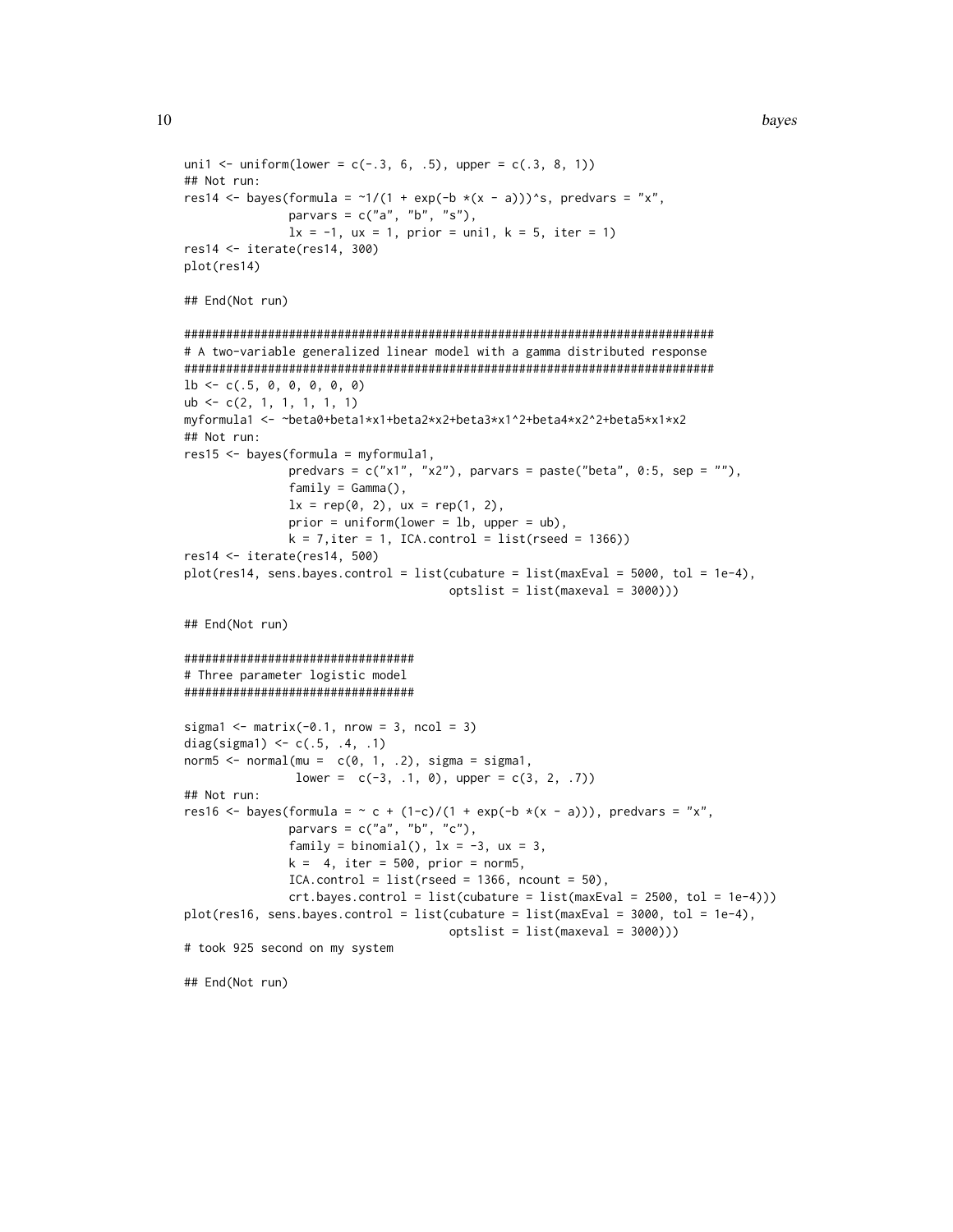```
uni1 <- uniform(lower = c(-.3, 6, .5), upper = c(.3, 8, 1))
## Not run:
res14 <- bayes(formula = ~1/(1 + exp(-b *(x - a)))^s, predvars = "x",
              parvars = c("a", "b", "s"),
              lx = -1, ux = 1, prior = uni1, k = 5, iter = 1)
res14 <- iterate(res14, 300)
plot(res14)

## End(Not run)

############################################################################
# A two-variable generalized linear model with a gamma distributed response
############################################################################
lb <- c(.5, 0, 0, 0, 0, 0)
ub <- c(2, 1, 1, 1, 1, 1)
myformula1 <- ~beta0+beta1*x1+beta2*x2+beta3*x1^2+beta4*x2^2+beta5*x1*x2
## Not run:
res15 <- bayes(formula = myformula1,
              predvars = c("x1", "x2"), parvars = paste("beta", 0:5, sep = ""),
              family = Gamma(),
              lx = rep(0, 2), ux = rep(1, 2),
              prior = uniform(lower = lb, upper = ub),
              k = 7,iter = 1, ICA.control = list(rseed = 1366))
res14 <- iterate(res14, 500)
plot(res14, sens.bayes.control = list(cubature = list(maxEval = 5000, tol = 1e-4),
                                      optslist = list(maxeval = 3000)))

## End(Not run)

#################################
# Three parameter logistic model
#################################

sigma1 <- matrix(-0.1, nrow = 3, ncol = 3)
diag(sigma1) <- c(.5, .4, .1)
norm5 <- normal(mu =  c(0, 1, .2), sigma = sigma1,
               lower =  c(-3, .1, 0), upper = c(3, 2, .7))
## Not run:
res16 <- bayes(formula = ~ c + (1-c)/(1 + exp(-b *(x - a))), predvars = "x",
              parvars = c("a", "b", "c"),
              family = binomial(), lx = -3, ux = 3,
              k =  4, iter = 500, prior = norm5,
              ICA.control = list(rseed = 1366, ncount = 50),
              crt.bayes.control = list(cubature = list(maxEval = 2500, tol = 1e-4)))
plot(res16, sens.bayes.control = list(cubature = list(maxEval = 3000, tol = 1e-4),
                                      optslist = list(maxeval = 3000)))
# took 925 second on my system

## End(Not run)
```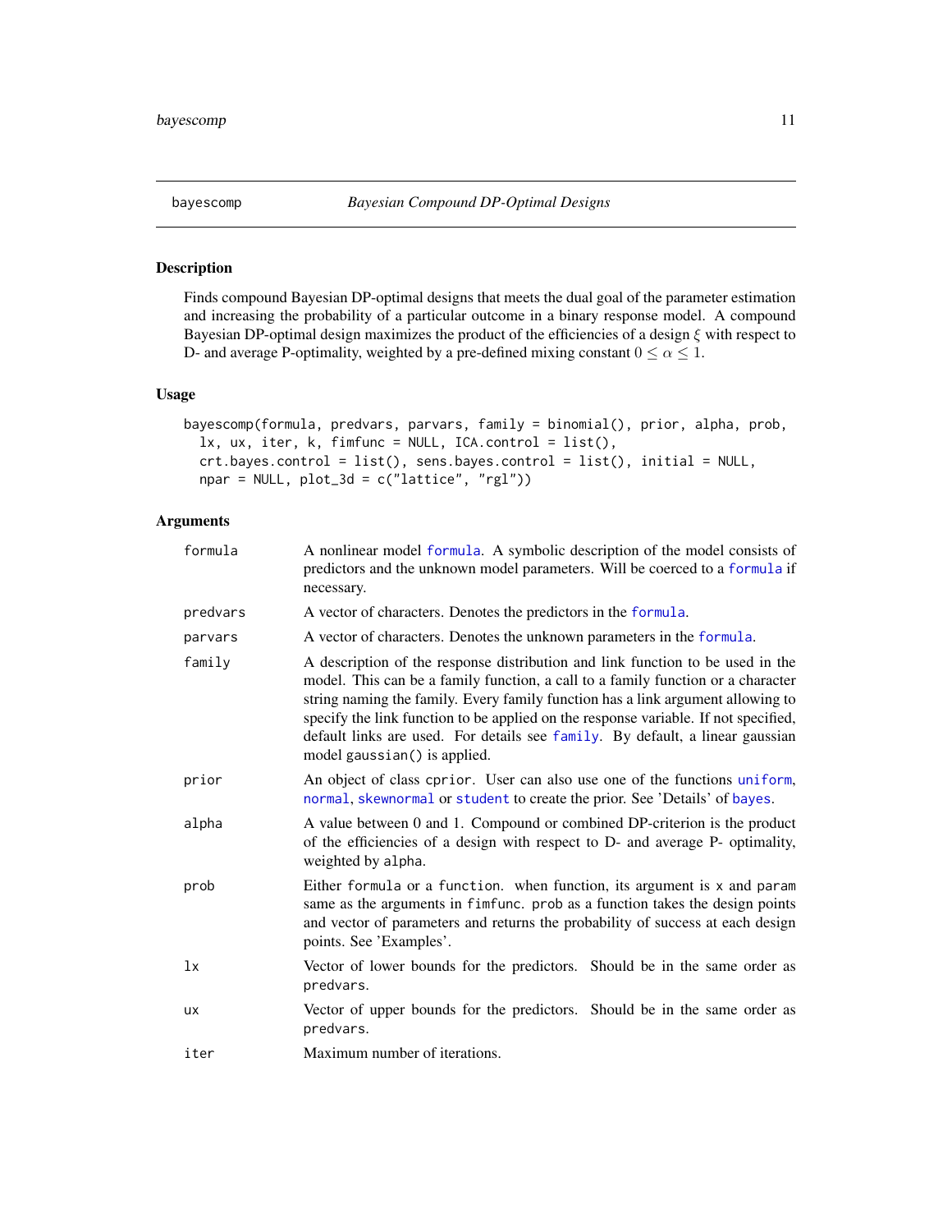## bayescomp — *Bayesian Compound DP-Optimal Designs*

### Description

Finds compound Bayesian DP-optimal designs that meets the dual goal of the parameter estimation and increasing the probability of a particular outcome in a binary response model. A compound Bayesian DP-optimal design maximizes the product of the efficiencies of a design $\xi$ with respect to D- and average P-optimality, weighted by a pre-defined mixing constant $0 \leq \alpha \leq 1$.

### Usage

```
bayescomp(formula, predvars, parvars, family = binomial(), prior, alpha, prob,
  lx, ux, iter, k, fimfunc = NULL, ICA.control = list(),
  crt.bayes.control = list(), sens.bayes.control = list(), initial = NULL,
  npar = NULL, plot_3d = c("lattice", "rgl"))
```

### Arguments

| | |
|---|---|
| `formula` | A nonlinear model `formula`. A symbolic description of the model consists of predictors and the unknown model parameters. Will be coerced to a `formula` if necessary. |
| `predvars` | A vector of characters. Denotes the predictors in the `formula`. |
| `parvars` | A vector of characters. Denotes the unknown parameters in the `formula`. |
| `family` | A description of the response distribution and link function to be used in the model. This can be a family function, a call to a family function or a character string naming the family. Every family function has a link argument allowing to specify the link function to be applied on the response variable. If not specified, default links are used. For details see `family`. By default, a linear gaussian model `gaussian()` is applied. |
| `prior` | An object of class `cprior`. User can also use one of the functions `uniform`, `normal`, `skewnormal` or `student` to create the prior. See 'Details' of `bayes`. |
| `alpha` | A value between 0 and 1. Compound or combined DP-criterion is the product of the efficiencies of a design with respect to D- and average P- optimality, weighted by `alpha`. |
| `prob` | Either `formula` or a `function`. when function, its argument is `x` and `param` same as the arguments in `fimfunc`. `prob` as a function takes the design points and vector of parameters and returns the probability of success at each design points. See 'Examples'. |
| `lx` | Vector of lower bounds for the predictors. Should be in the same order as `predvars`. |
| `ux` | Vector of upper bounds for the predictors. Should be in the same order as `predvars`. |
| `iter` | Maximum number of iterations. |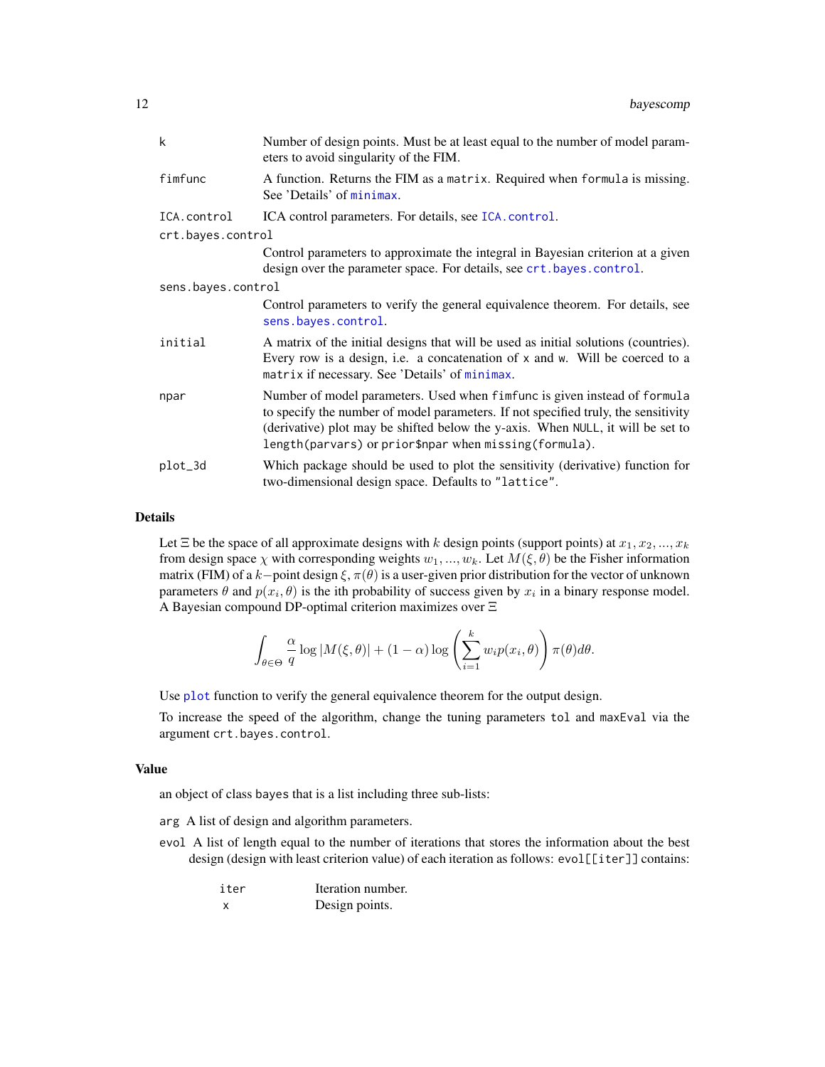| | |
|---|---|
| `k` | Number of design points. Must be at least equal to the number of model parameters to avoid singularity of the FIM. |
| `fimfunc` | A function. Returns the FIM as a `matrix`. Required when `formula` is missing. See 'Details' of `minimax`. |
| `ICA.control` | ICA control parameters. For details, see `ICA.control`. |
| `crt.bayes.control` | Control parameters to approximate the integral in Bayesian criterion at a given design over the parameter space. For details, see `crt.bayes.control`. |
| `sens.bayes.control` | Control parameters to verify the general equivalence theorem. For details, see `sens.bayes.control`. |
| `initial` | A matrix of the initial designs that will be used as initial solutions (countries). Every row is a design, i.e. a concatenation of `x` and `w`. Will be coerced to a `matrix` if necessary. See 'Details' of `minimax`. |
| `npar` | Number of model parameters. Used when `fimfunc` is given instead of `formula` to specify the number of model parameters. If not specified truly, the sensitivity (derivative) plot may be shifted below the y-axis. When `NULL`, it will be set to `length(parvars)` or `prior$npar` when `missing(formula)`. |
| `plot_3d` | Which package should be used to plot the sensitivity (derivative) function for two-dimensional design space. Defaults to `"lattice"`. |

## Details

Let $\Xi$ be the space of all approximate designs with $k$ design points (support points) at $x_1, x_2, ..., x_k$ from design space $\chi$ with corresponding weights $w_1, ..., w_k$. Let $M(\xi, \theta)$ be the Fisher information matrix (FIM) of a $k-$point design $\xi$, $\pi(\theta)$ is a user-given prior distribution for the vector of unknown parameters $\theta$ and $p(x_i, \theta)$ is the ith probability of success given by $x_i$ in a binary response model. A Bayesian compound DP-optimal criterion maximizes over $\Xi$

$$\int_{\theta \in \Theta} \frac{\alpha}{q} \log|M(\xi, \theta)| + (1-\alpha) \log\left(\sum_{i=1}^{k} w_i p(x_i, \theta)\right) \pi(\theta) d\theta.$$

Use `plot` function to verify the general equivalence theorem for the output design.

To increase the speed of the algorithm, change the tuning parameters `tol` and `maxEval` via the argument `crt.bayes.control`.

## Value

an object of class `bayes` that is a list including three sub-lists:

`arg` A list of design and algorithm parameters.

`evol` A list of length equal to the number of iterations that stores the information about the best design (design with least criterion value) of each iteration as follows: `evol[[iter]]` contains:

| | |
|---|---|
| `iter` | Iteration number. |
| `x` | Design points. |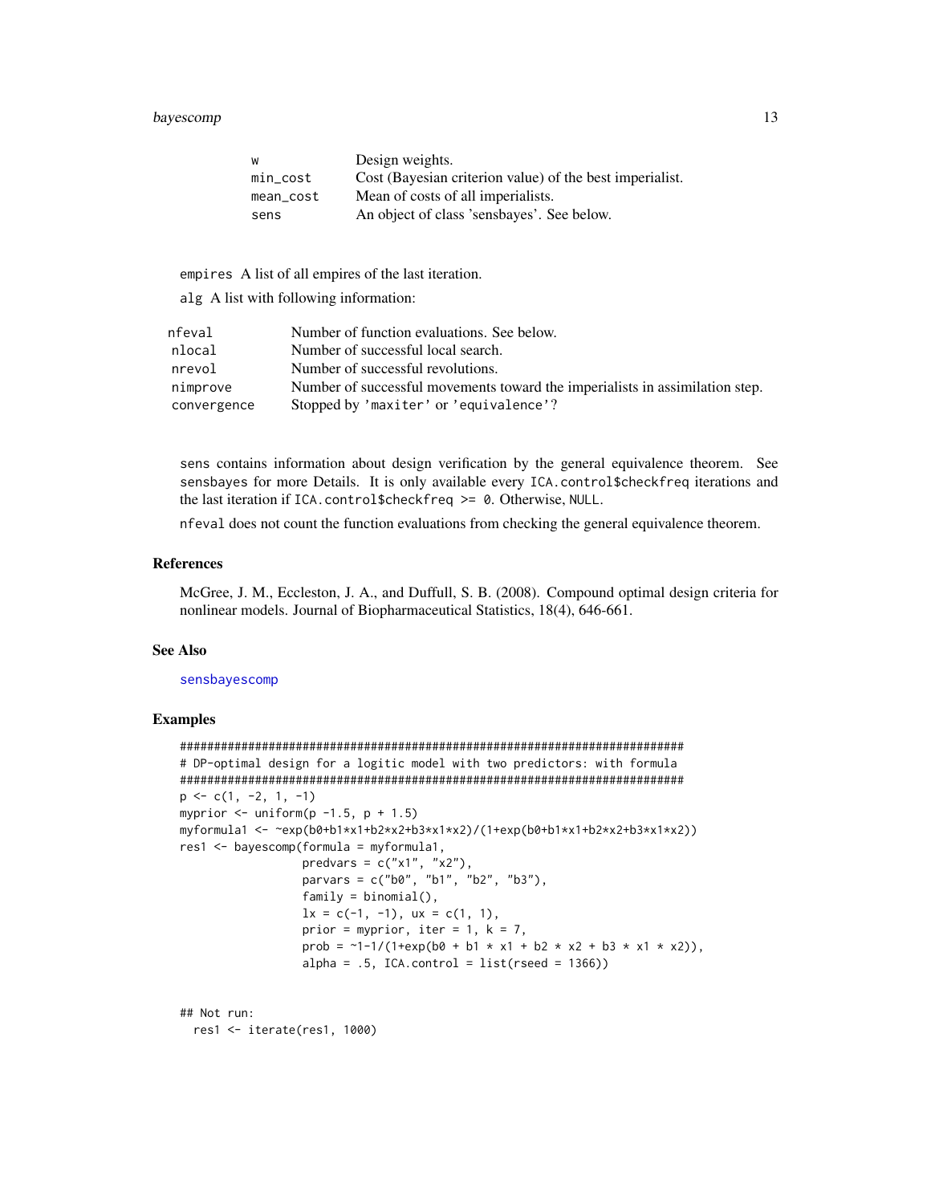| | |
|---|---|
| w | Design weights. |
| min_cost | Cost (Bayesian criterion value) of the best imperialist. |
| mean_cost | Mean of costs of all imperialists. |
| sens | An object of class 'sensbayes'. See below. |

empires A list of all empires of the last iteration.

alg A list with following information:

| | |
|---|---|
| nfeval | Number of function evaluations. See below. |
| nlocal | Number of successful local search. |
| nrevol | Number of successful revolutions. |
| nimprove | Number of successful movements toward the imperialists in assimilation step. |
| convergence | Stopped by 'maxiter' or 'equivalence'? |

sens contains information about design verification by the general equivalence theorem. See sensbayes for more Details. It is only available every ICA.control$checkfreq iterations and the last iteration if ICA.control$checkfreq >= 0. Otherwise, NULL.

nfeval does not count the function evaluations from checking the general equivalence theorem.

## References

McGree, J. M., Eccleston, J. A., and Duffull, S. B. (2008). Compound optimal design criteria for nonlinear models. Journal of Biopharmaceutical Statistics, 18(4), 646-661.

## See Also

sensbayescomp

## Examples

```
##############################################################################
# DP-optimal design for a logitic model with two predictors: with formula
##############################################################################
p <- c(1, -2, 1, -1)
myprior <- uniform(p -1.5, p + 1.5)
myformula1 <- ~exp(b0+b1*x1+b2*x2+b3*x1*x2)/(1+exp(b0+b1*x1+b2*x2+b3*x1*x2))
res1 <- bayescomp(formula = myformula1,
                  predvars = c("x1", "x2"),
                  parvars = c("b0", "b1", "b2", "b3"),
                  family = binomial(),
                  lx = c(-1, -1), ux = c(1, 1),
                  prior = myprior, iter = 1, k = 7,
                  prob = ~1-1/(1+exp(b0 + b1 * x1 + b2 * x2 + b3 * x1 * x2)),
                  alpha = .5, ICA.control = list(rseed = 1366))


## Not run:
  res1 <- iterate(res1, 1000)
```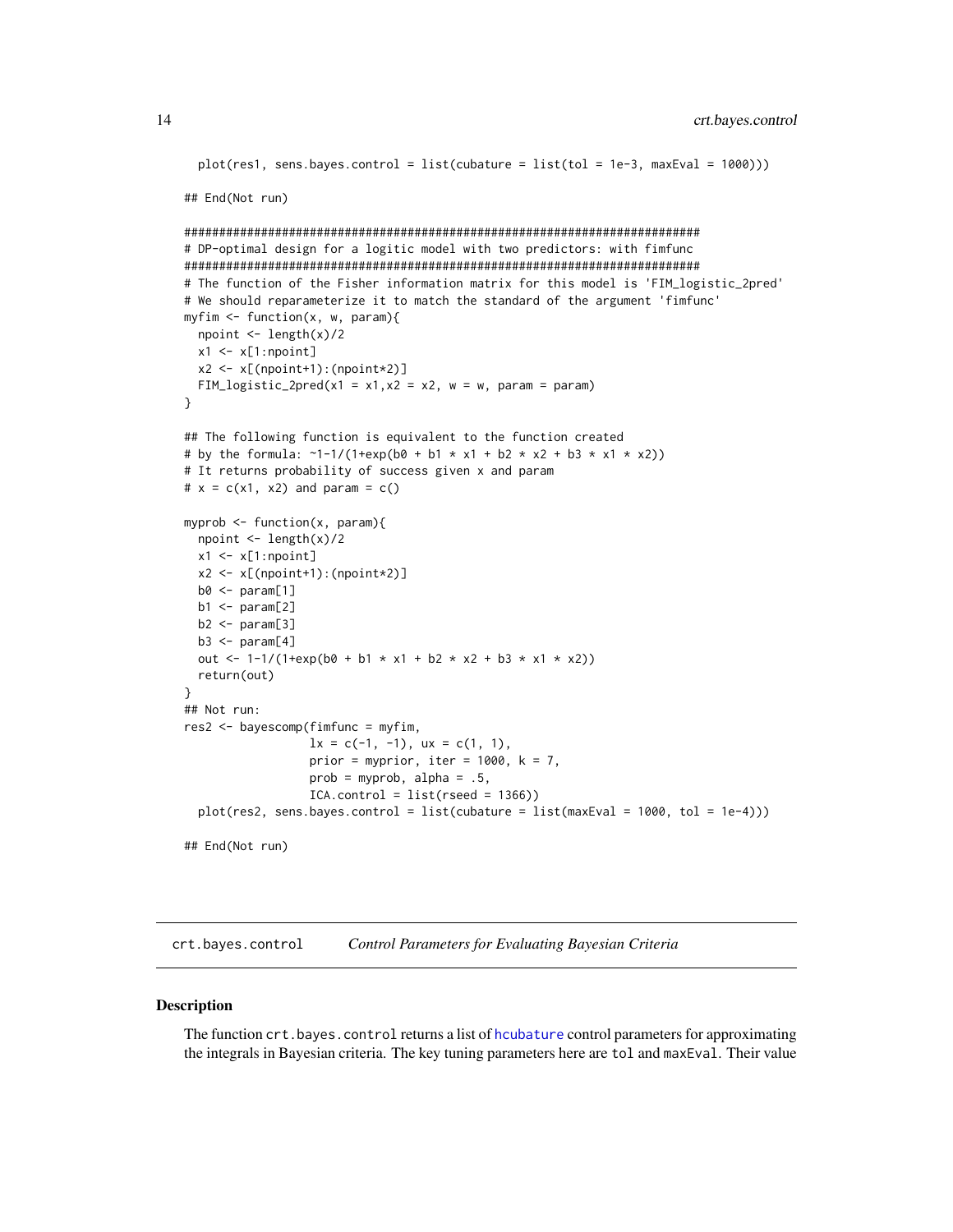```
  plot(res1, sens.bayes.control = list(cubature = list(tol = 1e-3, maxEval = 1000)))

## End(Not run)

#############################################################################
# DP-optimal design for a logitic model with two predictors: with fimfunc
#############################################################################
# The function of the Fisher information matrix for this model is 'FIM_logistic_2pred'
# We should reparameterize it to match the standard of the argument 'fimfunc'
myfim <- function(x, w, param){
  npoint <- length(x)/2
  x1 <- x[1:npoint]
  x2 <- x[(npoint+1):(npoint*2)]
  FIM_logistic_2pred(x1 = x1,x2 = x2, w = w, param = param)
}

## The following function is equivalent to the function created
# by the formula: ~1-1/(1+exp(b0 + b1 * x1 + b2 * x2 + b3 * x1 * x2))
# It returns probability of success given x and param
# x = c(x1, x2) and param = c()

myprob <- function(x, param){
  npoint <- length(x)/2
  x1 <- x[1:npoint]
  x2 <- x[(npoint+1):(npoint*2)]
  b0 <- param[1]
  b1 <- param[2]
  b2 <- param[3]
  b3 <- param[4]
  out <- 1-1/(1+exp(b0 + b1 * x1 + b2 * x2 + b3 * x1 * x2))
  return(out)
}
## Not run:
res2 <- bayescomp(fimfunc = myfim,
                  lx = c(-1, -1), ux = c(1, 1),
                  prior = myprior, iter = 1000, k = 7,
                  prob = myprob, alpha = .5,
                  ICA.control = list(rseed = 1366))
  plot(res2, sens.bayes.control = list(cubature = list(maxEval = 1000, tol = 1e-4)))

## End(Not run)
```

---

## crt.bayes.control *Control Parameters for Evaluating Bayesian Criteria*

### Description

The function `crt.bayes.control` returns a list of `hcubature` control parameters for approximating the integrals in Bayesian criteria. The key tuning parameters here are `tol` and `maxEval`. Their value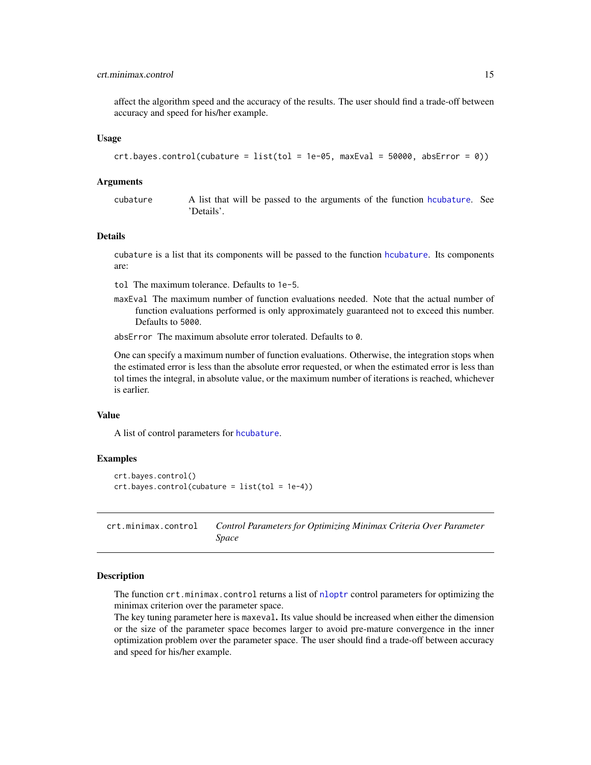affect the algorithm speed and the accuracy of the results. The user should find a trade-off between accuracy and speed for his/her example.

### Usage

```
crt.bayes.control(cubature = list(tol = 1e-05, maxEval = 50000, absError = 0))
```

### Arguments

`cubature` A list that will be passed to the arguments of the function `hcubature`. See 'Details'.

### Details

`cubature` is a list that its components will be passed to the function `hcubature`. Its components are:

- `tol` The maximum tolerance. Defaults to `1e-5`.
- `maxEval` The maximum number of function evaluations needed. Note that the actual number of function evaluations performed is only approximately guaranteed not to exceed this number. Defaults to `5000`.
- `absError` The maximum absolute error tolerated. Defaults to `0`.

One can specify a maximum number of function evaluations. Otherwise, the integration stops when the estimated error is less than the absolute error requested, or when the estimated error is less than tol times the integral, in absolute value, or the maximum number of iterations is reached, whichever is earlier.

### Value

A list of control parameters for `hcubature`.

### Examples

```
crt.bayes.control()
crt.bayes.control(cubature = list(tol = 1e-4))
```

---

## crt.minimax.control *Control Parameters for Optimizing Minimax Criteria Over Parameter Space*

---

### Description

The function `crt.minimax.control` returns a list of `nloptr` control parameters for optimizing the minimax criterion over the parameter space.

The key tuning parameter here is `maxeval`. Its value should be increased when either the dimension or the size of the parameter space becomes larger to avoid pre-mature convergence in the inner optimization problem over the parameter space. The user should find a trade-off between accuracy and speed for his/her example.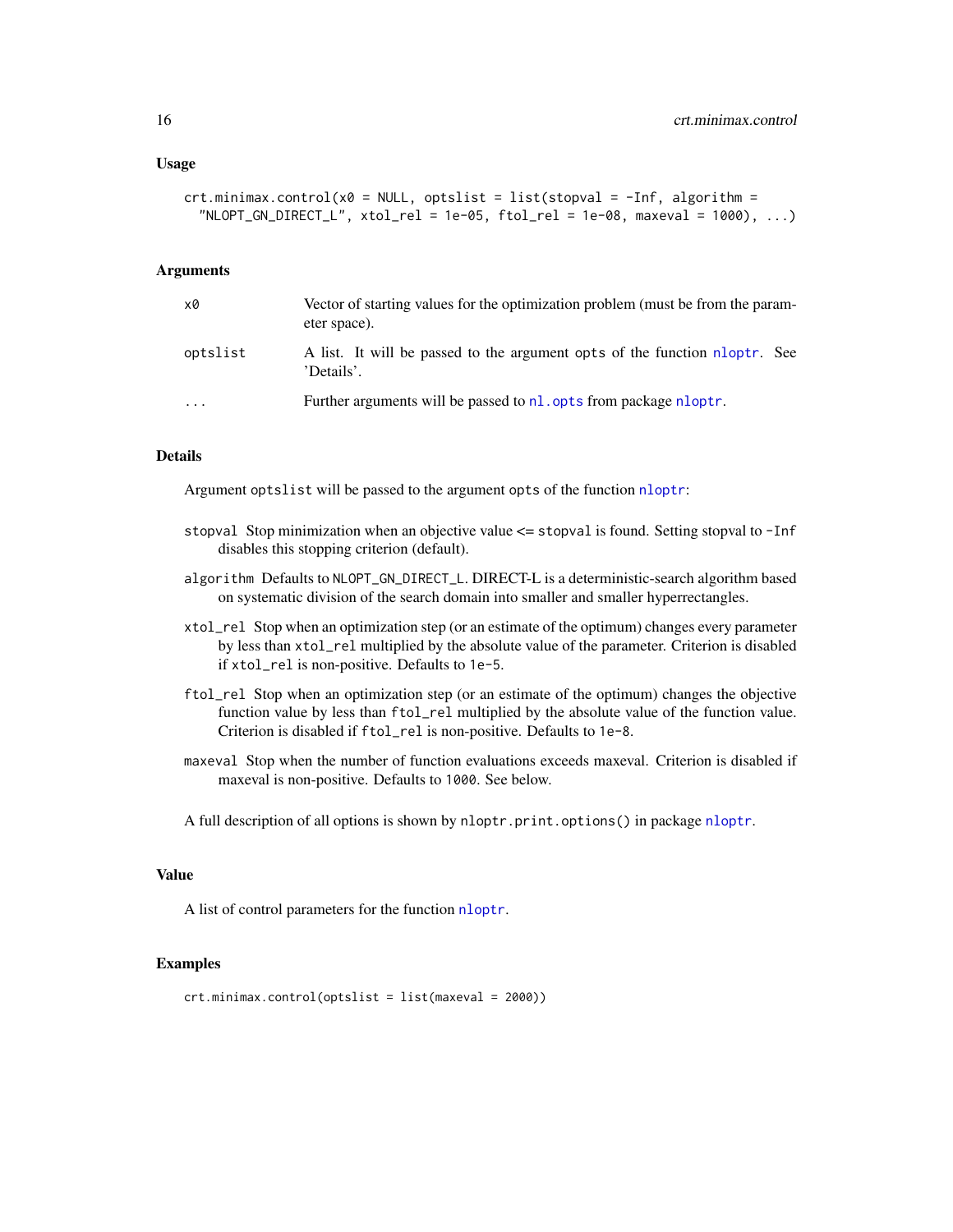### Usage

```
crt.minimax.control(x0 = NULL, optslist = list(stopval = -Inf, algorithm =
  "NLOPT_GN_DIRECT_L", xtol_rel = 1e-05, ftol_rel = 1e-08, maxeval = 1000), ...)
```

### Arguments

| | |
|---|---|
| x0 | Vector of starting values for the optimization problem (must be from the parameter space). |
| optslist | A list. It will be passed to the argument opts of the function nloptr. See 'Details'. |
| ... | Further arguments will be passed to nl.opts from package nloptr. |

### Details

Argument optslist will be passed to the argument opts of the function nloptr:

- stopval Stop minimization when an objective value <= stopval is found. Setting stopval to -Inf disables this stopping criterion (default).
- algorithm Defaults to NLOPT_GN_DIRECT_L. DIRECT-L is a deterministic-search algorithm based on systematic division of the search domain into smaller and smaller hyperrectangles.
- xtol_rel Stop when an optimization step (or an estimate of the optimum) changes every parameter by less than xtol_rel multiplied by the absolute value of the parameter. Criterion is disabled if xtol_rel is non-positive. Defaults to 1e-5.
- ftol_rel Stop when an optimization step (or an estimate of the optimum) changes the objective function value by less than ftol_rel multiplied by the absolute value of the function value. Criterion is disabled if ftol_rel is non-positive. Defaults to 1e-8.
- maxeval Stop when the number of function evaluations exceeds maxeval. Criterion is disabled if maxeval is non-positive. Defaults to 1000. See below.

A full description of all options is shown by nloptr.print.options() in package nloptr.

### Value

A list of control parameters for the function nloptr.

### Examples

```
crt.minimax.control(optslist = list(maxeval = 2000))
```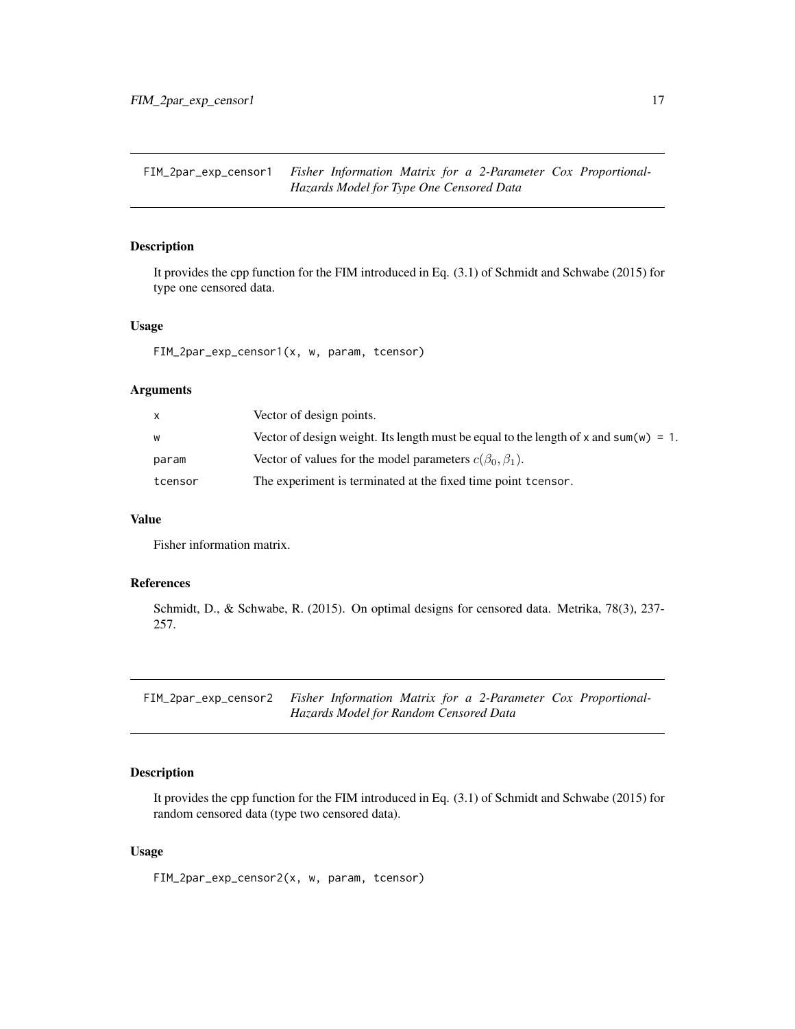## FIM_2par_exp_censor1 — *Fisher Information Matrix for a 2-Parameter Cox Proportional-Hazards Model for Type One Censored Data*

### Description

It provides the cpp function for the FIM introduced in Eq. (3.1) of Schmidt and Schwabe (2015) for type one censored data.

### Usage

```
FIM_2par_exp_censor1(x, w, param, tcensor)
```

### Arguments

| | |
|---|---|
| x | Vector of design points. |
| w | Vector of design weight. Its length must be equal to the length of x and sum(w) = 1. |
| param | Vector of values for the model parameters $c(\beta_0, \beta_1)$. |
| tcensor | The experiment is terminated at the fixed time point tcensor. |

### Value

Fisher information matrix.

### References

Schmidt, D., & Schwabe, R. (2015). On optimal designs for censored data. Metrika, 78(3), 237-257.

## FIM_2par_exp_censor2 — *Fisher Information Matrix for a 2-Parameter Cox Proportional-Hazards Model for Random Censored Data*

### Description

It provides the cpp function for the FIM introduced in Eq. (3.1) of Schmidt and Schwabe (2015) for random censored data (type two censored data).

### Usage

```
FIM_2par_exp_censor2(x, w, param, tcensor)
```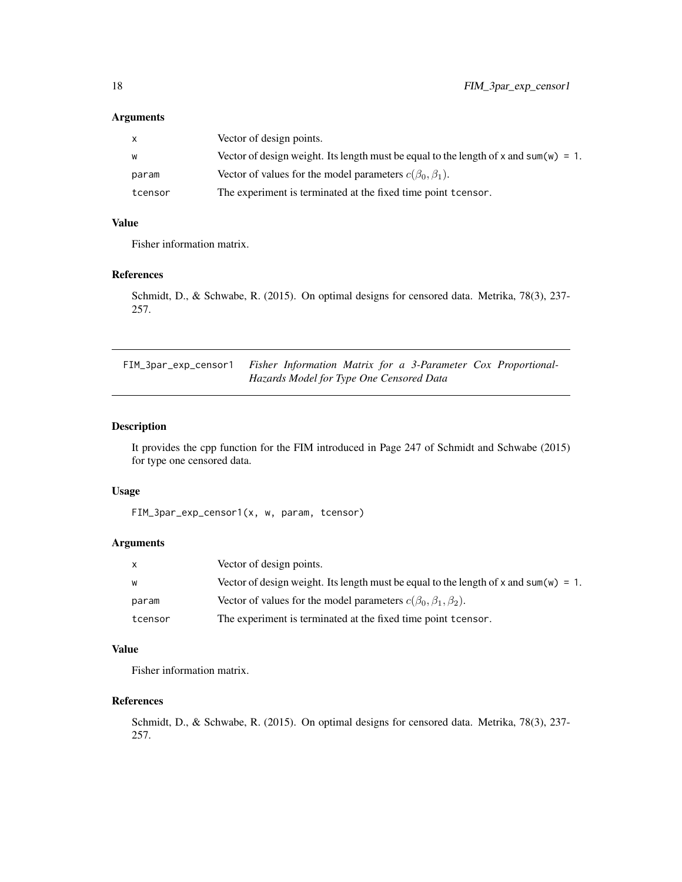### Arguments

| | |
|---|---|
| `x` | Vector of design points. |
| `w` | Vector of design weight. Its length must be equal to the length of `x` and `sum(w) = 1`. |
| `param` | Vector of values for the model parameters $c(\beta_0, \beta_1)$. |
| `tcensor` | The experiment is terminated at the fixed time point `tcensor`. |

### Value

Fisher information matrix.

### References

Schmidt, D., & Schwabe, R. (2015). On optimal designs for censored data. Metrika, 78(3), 237-257.

---

## FIM_3par_exp_censor1 — *Fisher Information Matrix for a 3-Parameter Cox Proportional-Hazards Model for Type One Censored Data*

---

### Description

It provides the cpp function for the FIM introduced in Page 247 of Schmidt and Schwabe (2015) for type one censored data.

### Usage

```
FIM_3par_exp_censor1(x, w, param, tcensor)
```

### Arguments

| | |
|---|---|
| `x` | Vector of design points. |
| `w` | Vector of design weight. Its length must be equal to the length of `x` and `sum(w) = 1`. |
| `param` | Vector of values for the model parameters $c(\beta_0, \beta_1, \beta_2)$. |
| `tcensor` | The experiment is terminated at the fixed time point `tcensor`. |

### Value

Fisher information matrix.

### References

Schmidt, D., & Schwabe, R. (2015). On optimal designs for censored data. Metrika, 78(3), 237-257.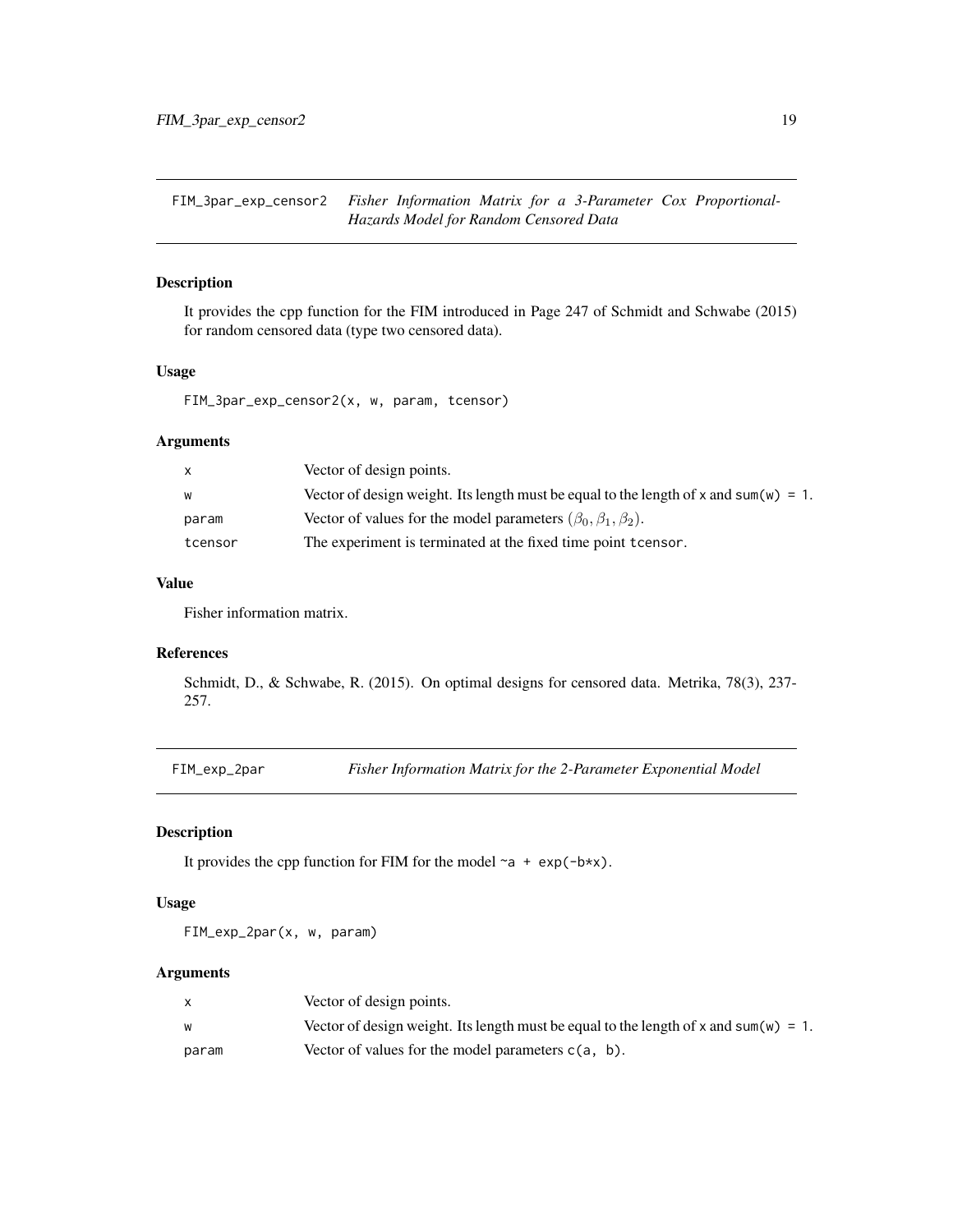## FIM_3par_exp_censor2 — *Fisher Information Matrix for a 3-Parameter Cox Proportional-Hazards Model for Random Censored Data*

### Description

It provides the cpp function for the FIM introduced in Page 247 of Schmidt and Schwabe (2015) for random censored data (type two censored data).

### Usage

```
FIM_3par_exp_censor2(x, w, param, tcensor)
```

### Arguments

| | |
|---|---|
| x | Vector of design points. |
| w | Vector of design weight. Its length must be equal to the length of x and sum(w) = 1. |
| param | Vector of values for the model parameters $(\beta_0, \beta_1, \beta_2)$. |
| tcensor | The experiment is terminated at the fixed time point tcensor. |

### Value

Fisher information matrix.

### References

Schmidt, D., & Schwabe, R. (2015). On optimal designs for censored data. Metrika, 78(3), 237-257.

## FIM_exp_2par — *Fisher Information Matrix for the 2-Parameter Exponential Model*

### Description

It provides the cpp function for FIM for the model ~a + exp(-b*x).

### Usage

```
FIM_exp_2par(x, w, param)
```

### Arguments

| | |
|---|---|
| x | Vector of design points. |
| w | Vector of design weight. Its length must be equal to the length of x and sum(w) = 1. |
| param | Vector of values for the model parameters c(a, b). |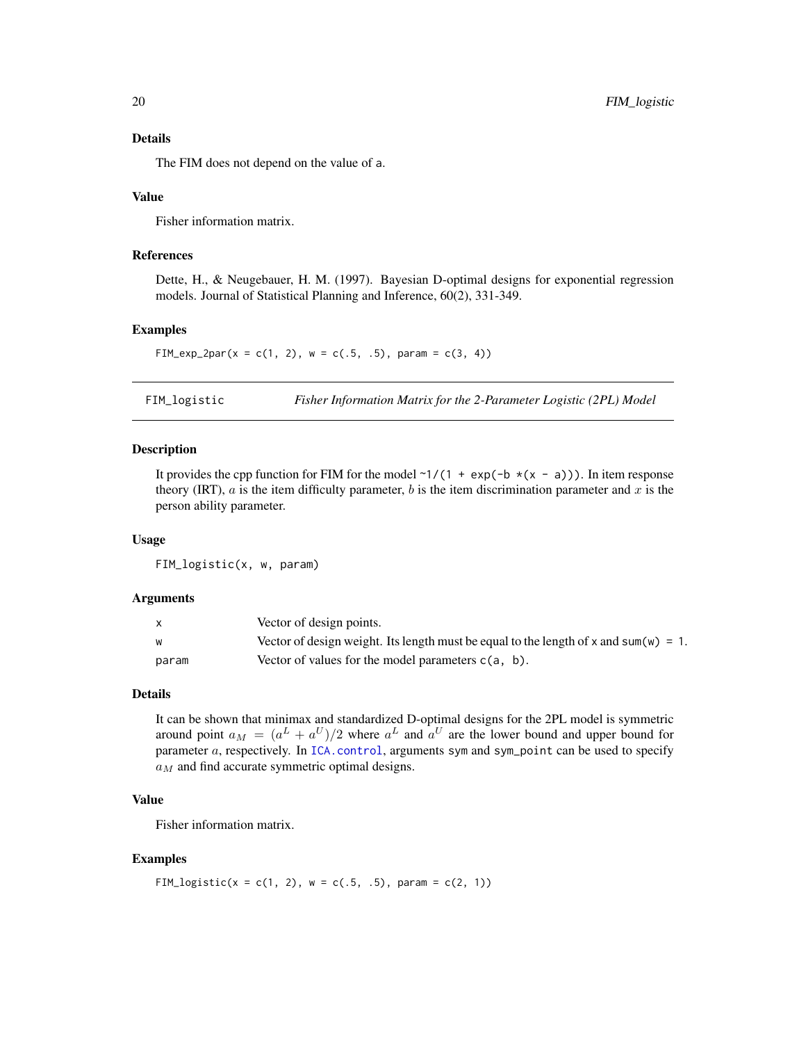### Details

The FIM does not depend on the value of a.

### Value

Fisher information matrix.

### References

Dette, H., & Neugebauer, H. M. (1997). Bayesian D-optimal designs for exponential regression models. Journal of Statistical Planning and Inference, 60(2), 331-349.

### Examples

```
FIM_exp_2par(x = c(1, 2), w = c(.5, .5), param = c(3, 4))
```

---

## FIM_logistic *Fisher Information Matrix for the 2-Parameter Logistic (2PL) Model*

---

### Description

It provides the cpp function for FIM for the model `~1/(1 + exp(-b *(x - a)))`. In item response theory (IRT), $a$ is the item difficulty parameter, $b$ is the item discrimination parameter and $x$ is the person ability parameter.

### Usage

```
FIM_logistic(x, w, param)
```

### Arguments

| | |
|---|---|
| x | Vector of design points. |
| w | Vector of design weight. Its length must be equal to the length of x and sum(w) = 1. |
| param | Vector of values for the model parameters c(a, b). |

### Details

It can be shown that minimax and standardized D-optimal designs for the 2PL model is symmetric around point $a_M = (a^L + a^U)/2$ where $a^L$ and $a^U$ are the lower bound and upper bound for parameter $a$, respectively. In ICA.control, arguments sym and sym_point can be used to specify $a_M$ and find accurate symmetric optimal designs.

### Value

Fisher information matrix.

### Examples

```
FIM_logistic(x = c(1, 2), w = c(.5, .5), param = c(2, 1))
```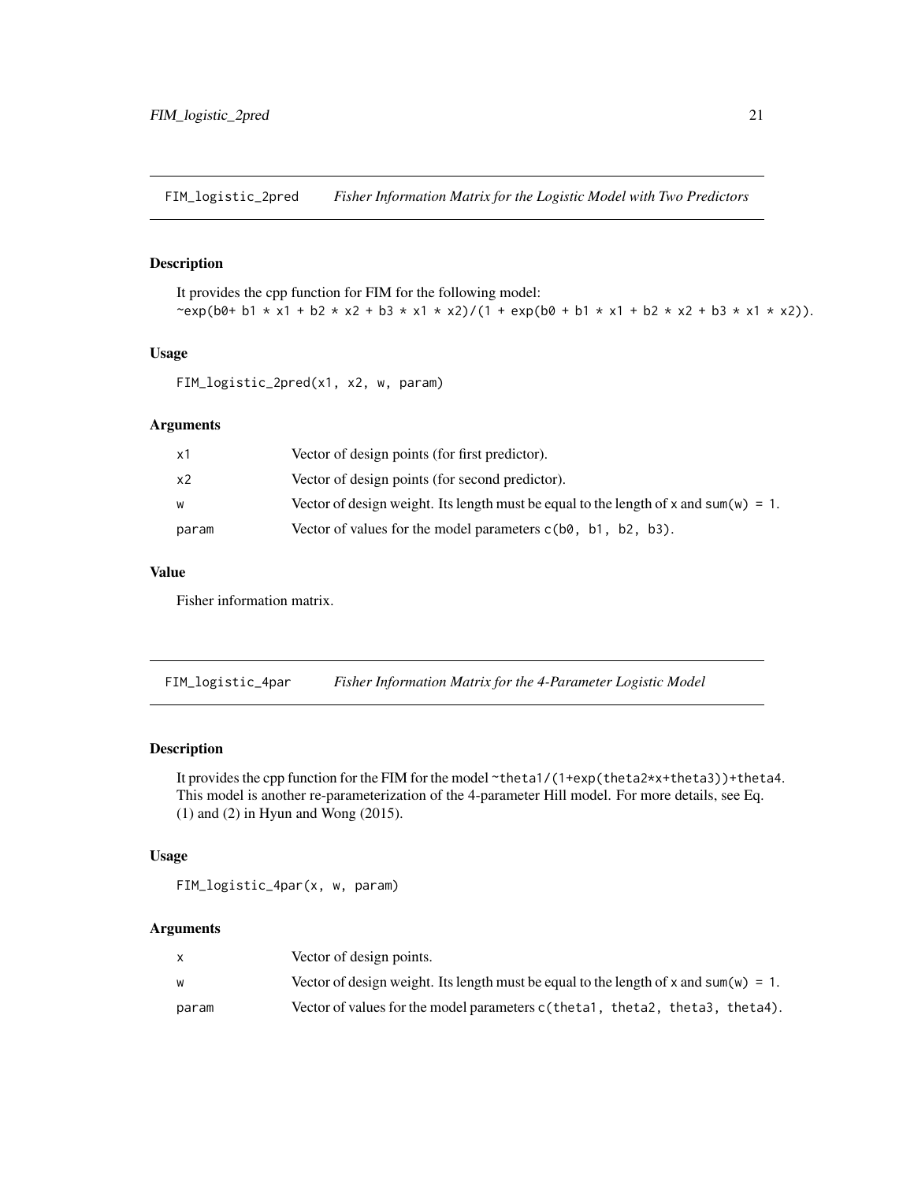## FIM_logistic_2pred — *Fisher Information Matrix for the Logistic Model with Two Predictors*

### Description

It provides the cpp function for FIM for the following model:
`~exp(b0+ b1 * x1 + b2 * x2 + b3 * x1 * x2)/(1 + exp(b0 + b1 * x1 + b2 * x2 + b3 * x1 * x2))`.

### Usage

```
FIM_logistic_2pred(x1, x2, w, param)
```

### Arguments

| | |
|---|---|
| x1 | Vector of design points (for first predictor). |
| x2 | Vector of design points (for second predictor). |
| w | Vector of design weight. Its length must be equal to the length of `x` and `sum(w) = 1`. |
| param | Vector of values for the model parameters `c(b0, b1, b2, b3)`. |

### Value

Fisher information matrix.

## FIM_logistic_4par — *Fisher Information Matrix for the 4-Parameter Logistic Model*

### Description

It provides the cpp function for the FIM for the model `~theta1/(1+exp(theta2*x+theta3))+theta4`. This model is another re-parameterization of the 4-parameter Hill model. For more details, see Eq. (1) and (2) in Hyun and Wong (2015).

### Usage

```
FIM_logistic_4par(x, w, param)
```

### Arguments

| | |
|---|---|
| x | Vector of design points. |
| w | Vector of design weight. Its length must be equal to the length of `x` and `sum(w) = 1`. |
| param | Vector of values for the model parameters `c(theta1, theta2, theta3, theta4)`. |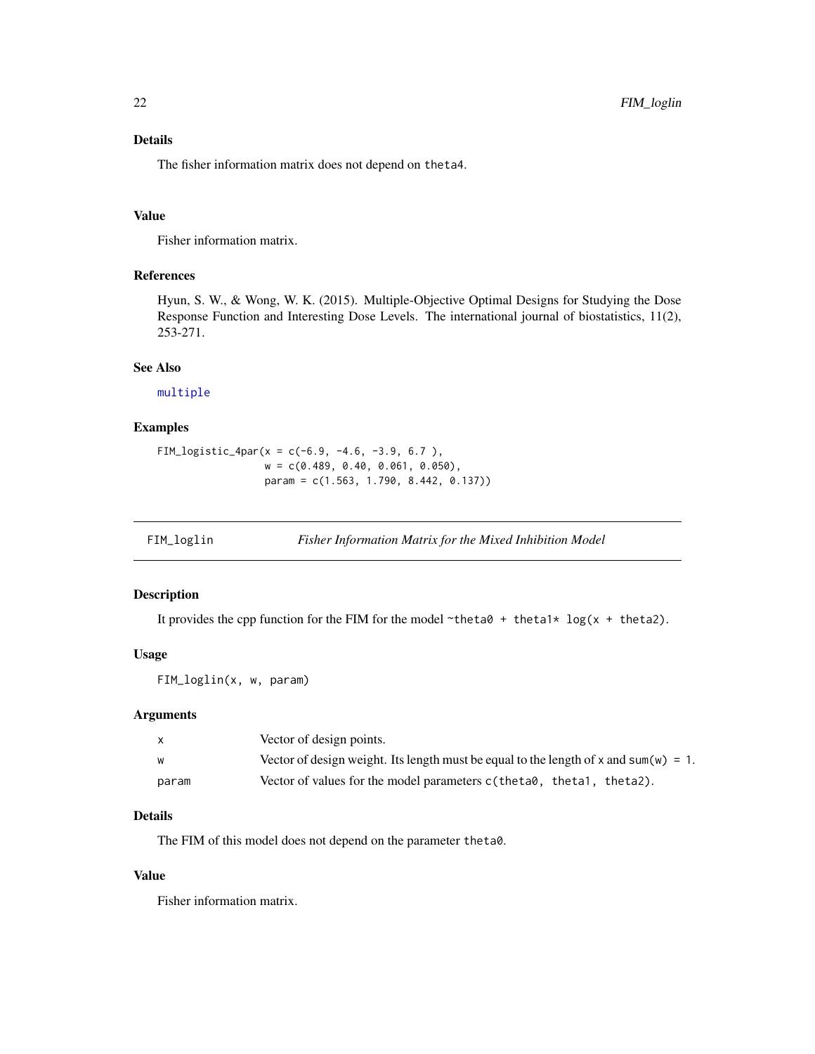### Details

The fisher information matrix does not depend on theta4.

### Value

Fisher information matrix.

### References

Hyun, S. W., & Wong, W. K. (2015). Multiple-Objective Optimal Designs for Studying the Dose Response Function and Interesting Dose Levels. The international journal of biostatistics, 11(2), 253-271.

### See Also

multiple

### Examples

```
FIM_logistic_4par(x = c(-6.9, -4.6, -3.9, 6.7 ),
                  w = c(0.489, 0.40, 0.061, 0.050),
                  param = c(1.563, 1.790, 8.442, 0.137))
```

---

## FIM_loglin — *Fisher Information Matrix for the Mixed Inhibition Model*

### Description

It provides the cpp function for the FIM for the model `~theta0 + theta1* log(x + theta2)`.

### Usage

```
FIM_loglin(x, w, param)
```

### Arguments

| | |
|---|---|
| x | Vector of design points. |
| w | Vector of design weight. Its length must be equal to the length of x and sum(w) = 1. |
| param | Vector of values for the model parameters c(theta0, theta1, theta2). |

### Details

The FIM of this model does not depend on the parameter theta0.

### Value

Fisher information matrix.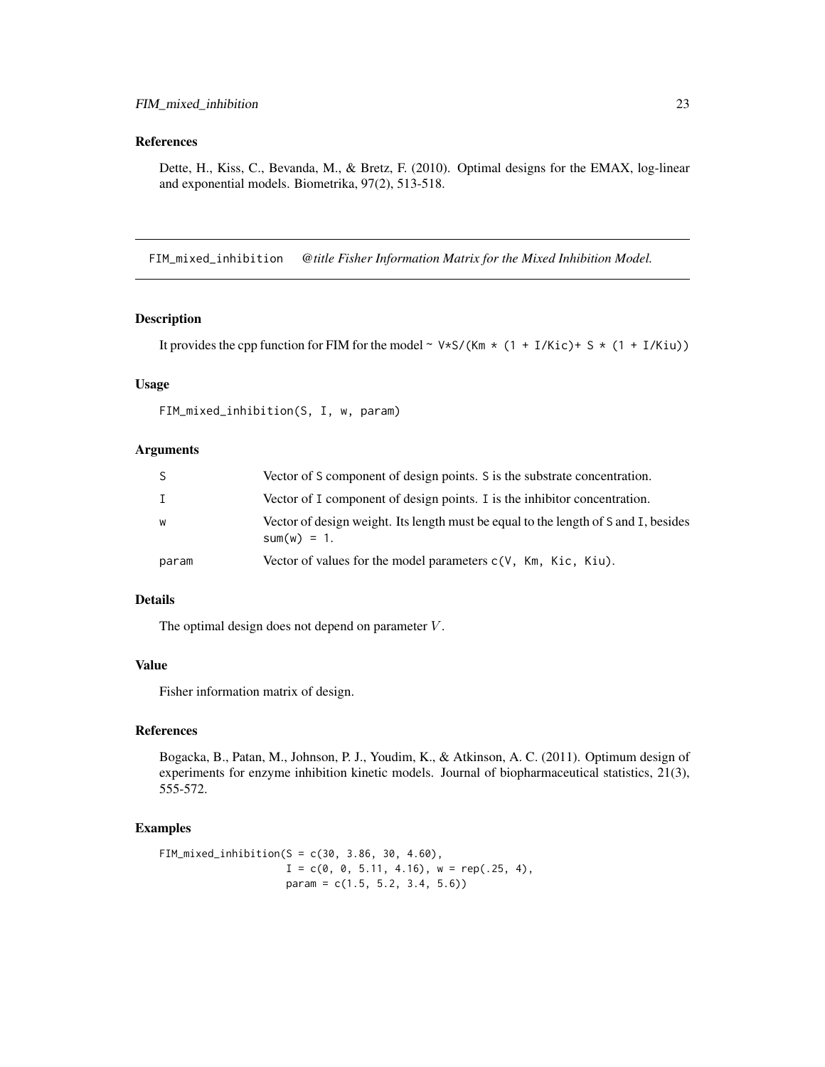## References

Dette, H., Kiss, C., Bevanda, M., & Bretz, F. (2010). Optimal designs for the EMAX, log-linear and exponential models. Biometrika, 97(2), 513-518.

---

## FIM_mixed_inhibition *@title Fisher Information Matrix for the Mixed Inhibition Model.*

---

### Description

It provides the cpp function for FIM for the model `~ V*S/(Km * (1 + I/Kic)+ S * (1 + I/Kiu))`

### Usage

```
FIM_mixed_inhibition(S, I, w, param)
```

### Arguments

| | |
|---|---|
| S | Vector of S component of design points. S is the substrate concentration. |
| I | Vector of I component of design points. I is the inhibitor concentration. |
| w | Vector of design weight. Its length must be equal to the length of S and I, besides `sum(w) = 1`. |
| param | Vector of values for the model parameters `c(V, Km, Kic, Kiu)`. |

### Details

The optimal design does not depend on parameter $V$.

### Value

Fisher information matrix of design.

### References

Bogacka, B., Patan, M., Johnson, P. J., Youdim, K., & Atkinson, A. C. (2011). Optimum design of experiments for enzyme inhibition kinetic models. Journal of biopharmaceutical statistics, 21(3), 555-572.

### Examples

```
FIM_mixed_inhibition(S = c(30, 3.86, 30, 4.60),
                     I = c(0, 0, 5.11, 4.16), w = rep(.25, 4),
                     param = c(1.5, 5.2, 3.4, 5.6))
```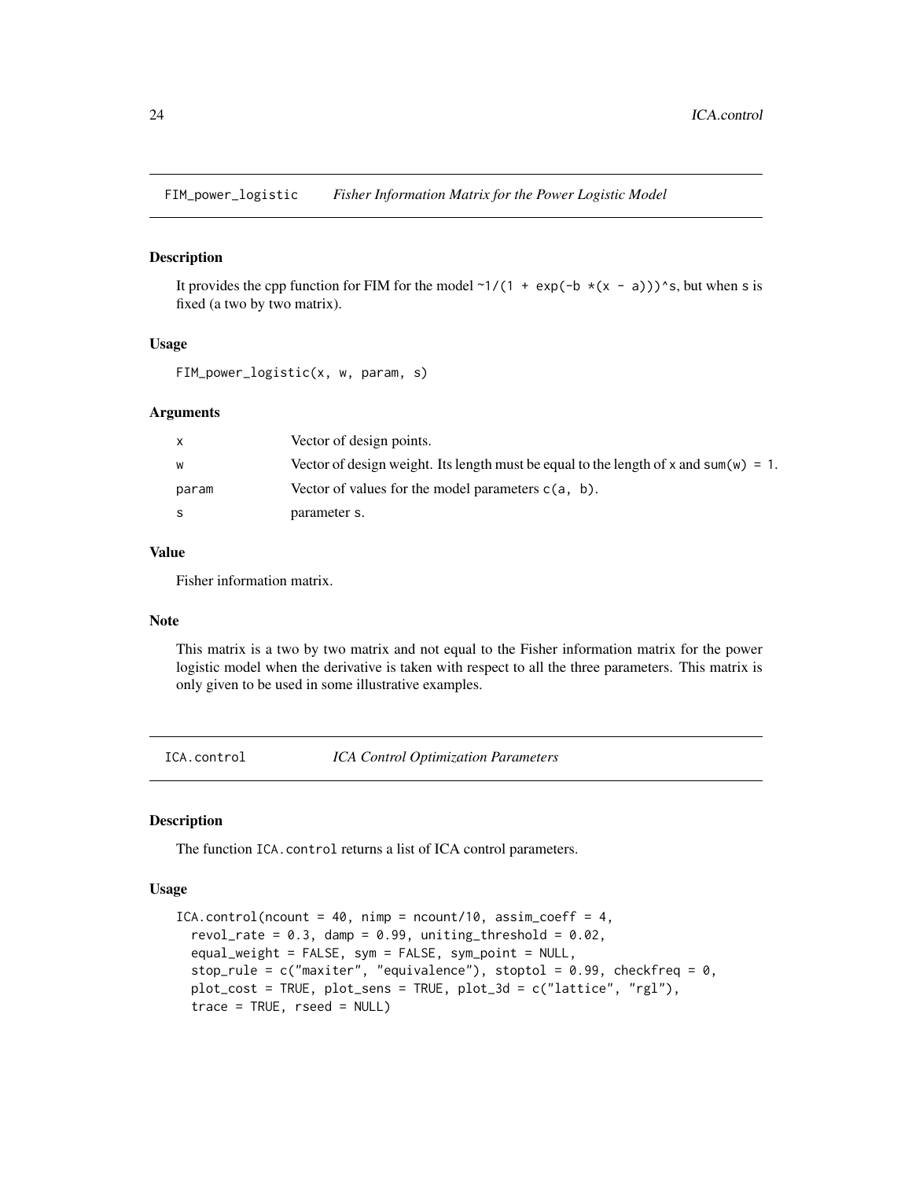## FIM_power_logistic — *Fisher Information Matrix for the Power Logistic Model*

### Description

It provides the cpp function for FIM for the model `~1/(1 + exp(-b *(x - a)))^s`, but when `s` is fixed (a two by two matrix).

### Usage

```
FIM_power_logistic(x, w, param, s)
```

### Arguments

| | |
|---|---|
| `x` | Vector of design points. |
| `w` | Vector of design weight. Its length must be equal to the length of `x` and `sum(w) = 1`. |
| `param` | Vector of values for the model parameters `c(a, b)`. |
| `s` | parameter `s`. |

### Value

Fisher information matrix.

### Note

This matrix is a two by two matrix and not equal to the Fisher information matrix for the power logistic model when the derivative is taken with respect to all the three parameters. This matrix is only given to be used in some illustrative examples.

## ICA.control — *ICA Control Optimization Parameters*

### Description

The function `ICA.control` returns a list of ICA control parameters.

### Usage

```
ICA.control(ncount = 40, nimp = ncount/10, assim_coeff = 4,
  revol_rate = 0.3, damp = 0.99, uniting_threshold = 0.02,
  equal_weight = FALSE, sym = FALSE, sym_point = NULL,
  stop_rule = c("maxiter", "equivalence"), stoptol = 0.99, checkfreq = 0,
  plot_cost = TRUE, plot_sens = TRUE, plot_3d = c("lattice", "rgl"),
  trace = TRUE, rseed = NULL)
```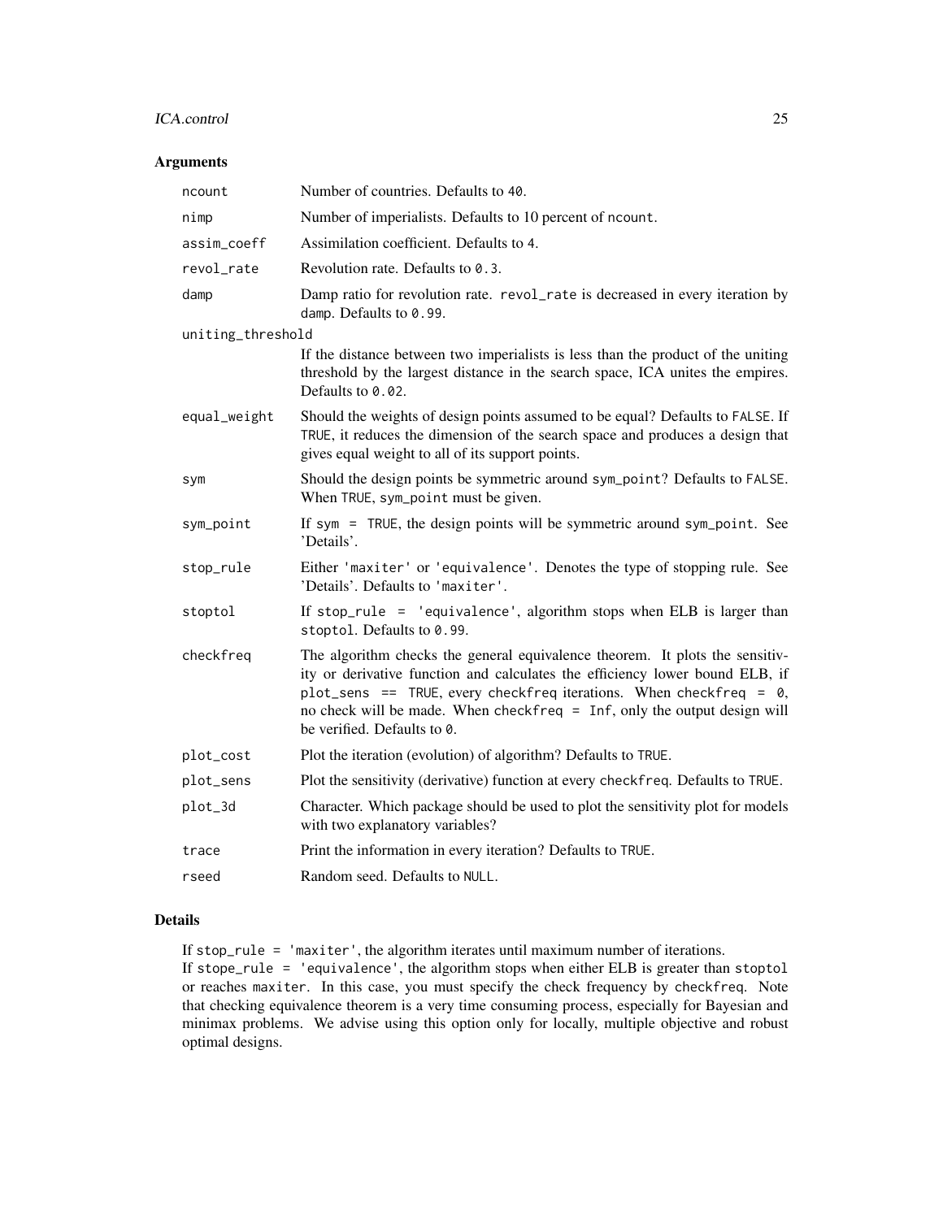## Arguments

| | |
|---|---|
| `ncount` | Number of countries. Defaults to `40`. |
| `nimp` | Number of imperialists. Defaults to 10 percent of `ncount`. |
| `assim_coeff` | Assimilation coefficient. Defaults to `4`. |
| `revol_rate` | Revolution rate. Defaults to `0.3`. |
| `damp` | Damp ratio for revolution rate. `revol_rate` is decreased in every iteration by `damp`. Defaults to `0.99`. |
| `uniting_threshold` | If the distance between two imperialists is less than the product of the uniting threshold by the largest distance in the search space, ICA unites the empires. Defaults to `0.02`. |
| `equal_weight` | Should the weights of design points assumed to be equal? Defaults to `FALSE`. If `TRUE`, it reduces the dimension of the search space and produces a design that gives equal weight to all of its support points. |
| `sym` | Should the design points be symmetric around `sym_point`? Defaults to `FALSE`. When `TRUE`, `sym_point` must be given. |
| `sym_point` | If `sym = TRUE`, the design points will be symmetric around `sym_point`. See 'Details'. |
| `stop_rule` | Either `'maxiter'` or `'equivalence'`. Denotes the type of stopping rule. See 'Details'. Defaults to `'maxiter'`. |
| `stoptol` | If `stop_rule = 'equivalence'`, algorithm stops when ELB is larger than `stoptol`. Defaults to `0.99`. |
| `checkfreq` | The algorithm checks the general equivalence theorem. It plots the sensitivity or derivative function and calculates the efficiency lower bound ELB, if `plot_sens == TRUE`, every `checkfreq` iterations. When `checkfreq = 0`, no check will be made. When `checkfreq = Inf`, only the output design will be verified. Defaults to `0`. |
| `plot_cost` | Plot the iteration (evolution) of algorithm? Defaults to `TRUE`. |
| `plot_sens` | Plot the sensitivity (derivative) function at every `checkfreq`. Defaults to `TRUE`. |
| `plot_3d` | Character. Which package should be used to plot the sensitivity plot for models with two explanatory variables? |
| `trace` | Print the information in every iteration? Defaults to `TRUE`. |
| `rseed` | Random seed. Defaults to `NULL`. |

## Details

If `stop_rule = 'maxiter'`, the algorithm iterates until maximum number of iterations.
If `stope_rule = 'equivalence'`, the algorithm stops when either ELB is greater than `stoptol` or reaches `maxiter`. In this case, you must specify the check frequency by `checkfreq`. Note that checking equivalence theorem is a very time consuming process, especially for Bayesian and minimax problems. We advise using this option only for locally, multiple objective and robust optimal designs.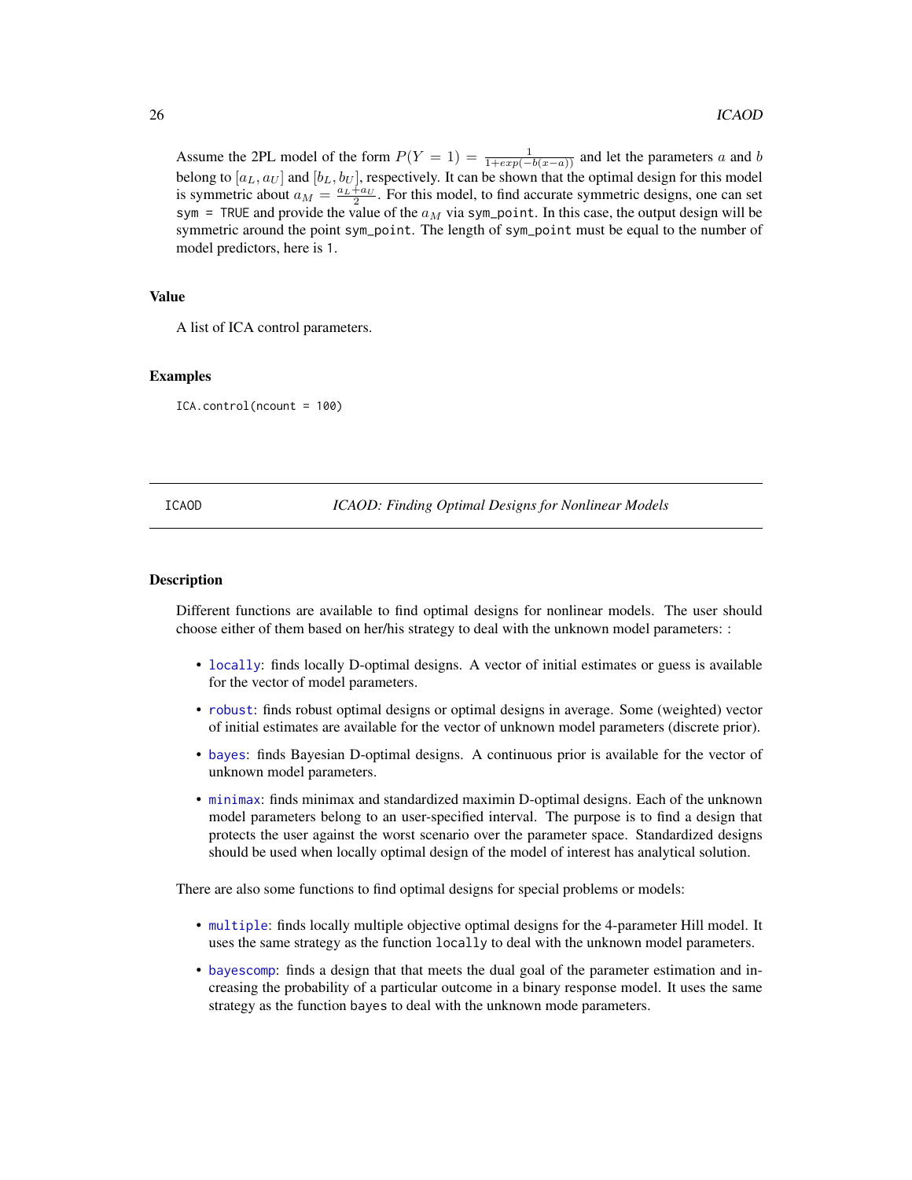Assume the 2PL model of the form $P(Y = 1) = \frac{1}{1+exp(-b(x-a))}$ and let the parameters $a$ and $b$ belong to $[a_L, a_U]$ and $[b_L, b_U]$, respectively. It can be shown that the optimal design for this model is symmetric about $a_M = \frac{a_L + a_U}{2}$. For this model, to find accurate symmetric designs, one can set `sym = TRUE` and provide the value of the $a_M$ via `sym_point`. In this case, the output design will be symmetric around the point `sym_point`. The length of `sym_point` must be equal to the number of model predictors, here is `1`.

### Value

A list of ICA control parameters.

### Examples

```
ICA.control(ncount = 100)
```

## ICODE — ICAOD: Finding Optimal Designs for Nonlinear Models

### Description

Different functions are available to find optimal designs for nonlinear models. The user should choose either of them based on her/his strategy to deal with the unknown model parameters: :

- `locally`: finds locally D-optimal designs. A vector of initial estimates or guess is available for the vector of model parameters.
- `robust`: finds robust optimal designs or optimal designs in average. Some (weighted) vector of initial estimates are available for the vector of unknown model parameters (discrete prior).
- `bayes`: finds Bayesian D-optimal designs. A continuous prior is available for the vector of unknown model parameters.
- `minimax`: finds minimax and standardized maximin D-optimal designs. Each of the unknown model parameters belong to an user-specified interval. The purpose is to find a design that protects the user against the worst scenario over the parameter space. Standardized designs should be used when locally optimal design of the model of interest has analytical solution.

There are also some functions to find optimal designs for special problems or models:

- `multiple`: finds locally multiple objective optimal designs for the 4-parameter Hill model. It uses the same strategy as the function `locally` to deal with the unknown model parameters.
- `bayescomp`: finds a design that that meets the dual goal of the parameter estimation and increasing the probability of a particular outcome in a binary response model. It uses the same strategy as the function `bayes` to deal with the unknown mode parameters.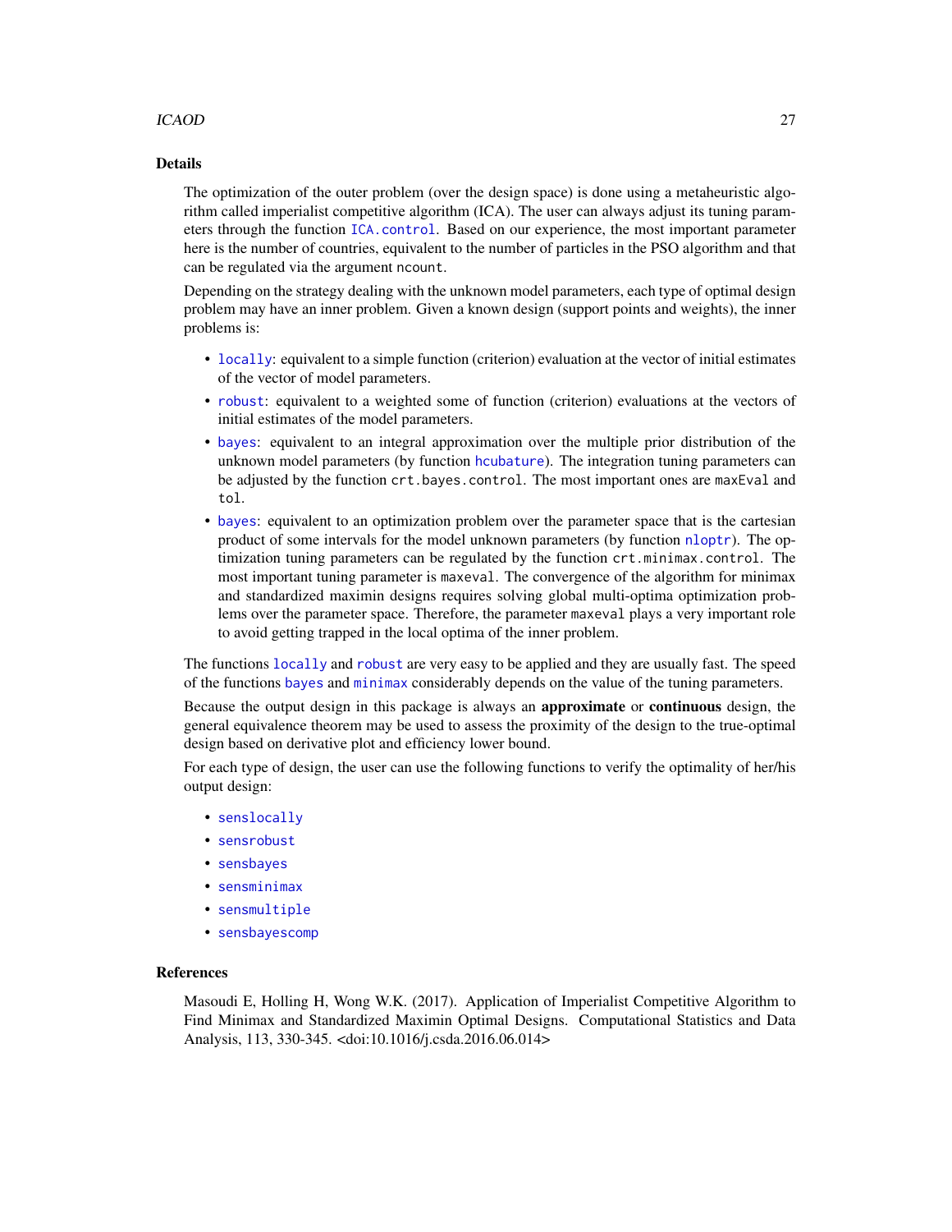### Details

The optimization of the outer problem (over the design space) is done using a metaheuristic algorithm called imperialist competitive algorithm (ICA). The user can always adjust its tuning parameters through the function `ICA.control`. Based on our experience, the most important parameter here is the number of countries, equivalent to the number of particles in the PSO algorithm and that can be regulated via the argument `ncount`.

Depending on the strategy dealing with the unknown model parameters, each type of optimal design problem may have an inner problem. Given a known design (support points and weights), the inner problems is:

- `locally`: equivalent to a simple function (criterion) evaluation at the vector of initial estimates of the vector of model parameters.
- `robust`: equivalent to a weighted some of function (criterion) evaluations at the vectors of initial estimates of the model parameters.
- `bayes`: equivalent to an integral approximation over the multiple prior distribution of the unknown model parameters (by function `hcubature`). The integration tuning parameters can be adjusted by the function `crt.bayes.control`. The most important ones are `maxEval` and `tol`.
- `bayes`: equivalent to an optimization problem over the parameter space that is the cartesian product of some intervals for the model unknown parameters (by function `nloptr`). The optimization tuning parameters can be regulated by the function `crt.minimax.control`. The most important tuning parameter is `maxeval`. The convergence of the algorithm for minimax and standardized maximin designs requires solving global multi-optima optimization problems over the parameter space. Therefore, the parameter `maxeval` plays a very important role to avoid getting trapped in the local optima of the inner problem.

The functions `locally` and `robust` are very easy to be applied and they are usually fast. The speed of the functions `bayes` and `minimax` considerably depends on the value of the tuning parameters.

Because the output design in this package is always an **approximate** or **continuous** design, the general equivalence theorem may be used to assess the proximity of the design to the true-optimal design based on derivative plot and efficiency lower bound.

For each type of design, the user can use the following functions to verify the optimality of her/his output design:

- `senslocally`
- `sensrobust`
- `sensbayes`
- `sensminimax`
- `sensmultiple`
- `sensbayescomp`

### References

Masoudi E, Holling H, Wong W.K. (2017). Application of Imperialist Competitive Algorithm to Find Minimax and Standardized Maximin Optimal Designs. Computational Statistics and Data Analysis, 113, 330-345. <doi:10.1016/j.csda.2016.06.014>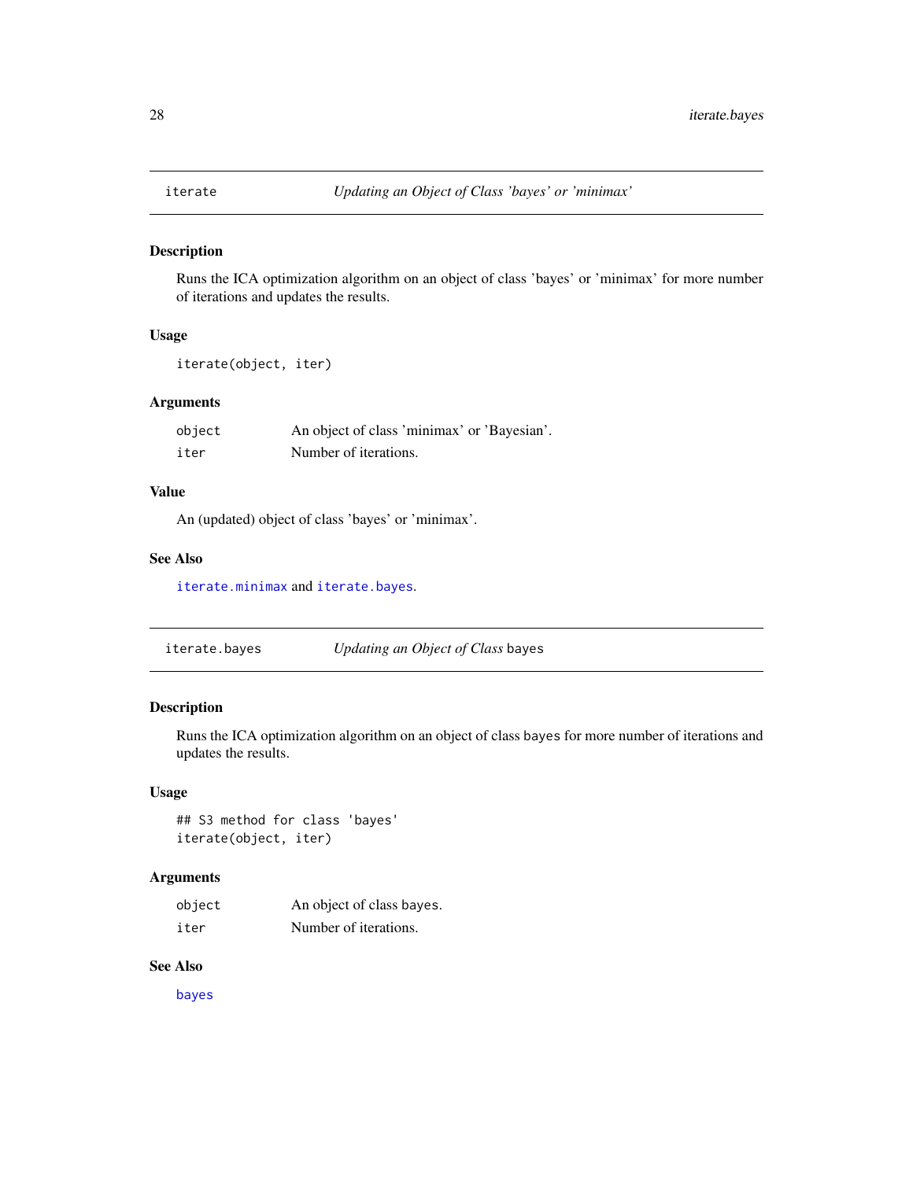## iterate — *Updating an Object of Class 'bayes' or 'minimax'*

### Description

Runs the ICA optimization algorithm on an object of class 'bayes' or 'minimax' for more number of iterations and updates the results.

### Usage

```
iterate(object, iter)
```

### Arguments

| | |
|---|---|
| `object` | An object of class 'minimax' or 'Bayesian'. |
| `iter` | Number of iterations. |

### Value

An (updated) object of class 'bayes' or 'minimax'.

### See Also

`iterate.minimax` and `iterate.bayes`.

## iterate.bayes — *Updating an Object of Class* `bayes`

### Description

Runs the ICA optimization algorithm on an object of class `bayes` for more number of iterations and updates the results.

### Usage

```
## S3 method for class 'bayes'
iterate(object, iter)
```

### Arguments

| | |
|---|---|
| `object` | An object of class `bayes`. |
| `iter` | Number of iterations. |

### See Also

`bayes`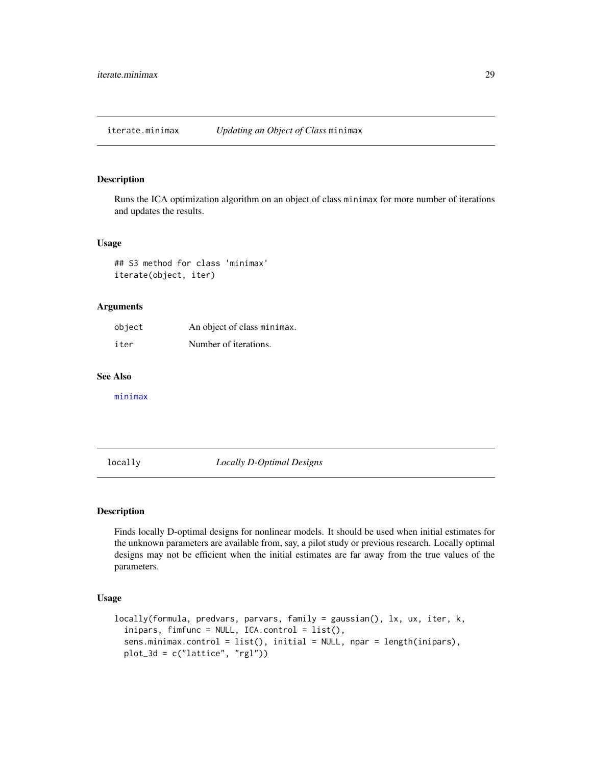## iterate.minimax — *Updating an Object of Class* `minimax`

### Description

Runs the ICA optimization algorithm on an object of class `minimax` for more number of iterations and updates the results.

### Usage

```
## S3 method for class 'minimax'
iterate(object, iter)
```

### Arguments

| | |
|---|---|
| `object` | An object of class `minimax`. |
| `iter` | Number of iterations. |

### See Also

`minimax`

## locally — *Locally D-Optimal Designs*

### Description

Finds locally D-optimal designs for nonlinear models. It should be used when initial estimates for the unknown parameters are available from, say, a pilot study or previous research. Locally optimal designs may not be efficient when the initial estimates are far away from the true values of the parameters.

### Usage

```
locally(formula, predvars, parvars, family = gaussian(), lx, ux, iter, k,
  inipars, fimfunc = NULL, ICA.control = list(),
  sens.minimax.control = list(), initial = NULL, npar = length(inipars),
  plot_3d = c("lattice", "rgl"))
```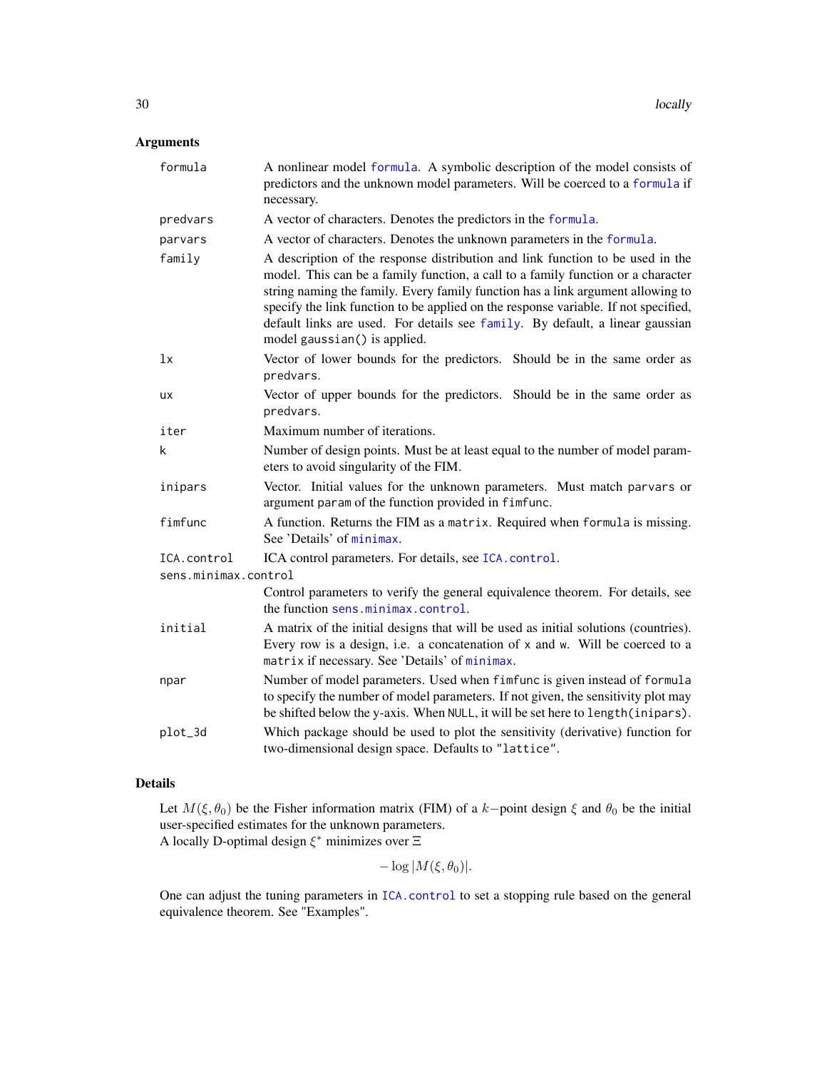### Arguments

- `formula` — A nonlinear model `formula`. A symbolic description of the model consists of predictors and the unknown model parameters. Will be coerced to a `formula` if necessary.
- `predvars` — A vector of characters. Denotes the predictors in the `formula`.
- `parvars` — A vector of characters. Denotes the unknown parameters in the `formula`.
- `family` — A description of the response distribution and link function to be used in the model. This can be a family function, a call to a family function or a character string naming the family. Every family function has a link argument allowing to specify the link function to be applied on the response variable. If not specified, default links are used. For details see `family`. By default, a linear gaussian model `gaussian()` is applied.
- `lx` — Vector of lower bounds for the predictors. Should be in the same order as `predvars`.
- `ux` — Vector of upper bounds for the predictors. Should be in the same order as `predvars`.
- `iter` — Maximum number of iterations.
- `k` — Number of design points. Must be at least equal to the number of model parameters to avoid singularity of the FIM.
- `inipars` — Vector. Initial values for the unknown parameters. Must match `parvars` or argument `param` of the function provided in `fimfunc`.
- `fimfunc` — A function. Returns the FIM as a `matrix`. Required when `formula` is missing. See 'Details' of `minimax`.
- `ICA.control` — ICA control parameters. For details, see `ICA.control`.
- `sens.minimax.control` — Control parameters to verify the general equivalence theorem. For details, see the function `sens.minimax.control`.
- `initial` — A matrix of the initial designs that will be used as initial solutions (countries). Every row is a design, i.e. a concatenation of `x` and `w`. Will be coerced to a `matrix` if necessary. See 'Details' of `minimax`.
- `npar` — Number of model parameters. Used when `fimfunc` is given instead of `formula` to specify the number of model parameters. If not given, the sensitivity plot may be shifted below the y-axis. When `NULL`, it will be set here to `length(inipars)`.
- `plot_3d` — Which package should be used to plot the sensitivity (derivative) function for two-dimensional design space. Defaults to `"lattice"`.

### Details

Let $M(\xi, \theta_0)$ be the Fisher information matrix (FIM) of a $k-$point design $\xi$ and $\theta_0$ be the initial user-specified estimates for the unknown parameters.
A locally D-optimal design $\xi^*$ minimizes over $\Xi$

$$-\log |M(\xi, \theta_0)|.$$

One can adjust the tuning parameters in `ICA.control` to set a stopping rule based on the general equivalence theorem. See "Examples".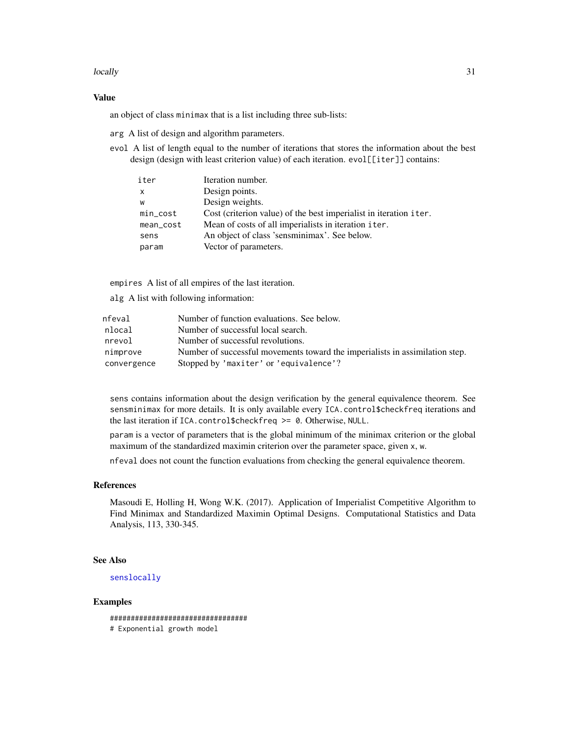### Value

an object of class `minimax` that is a list including three sub-lists:

`arg` A list of design and algorithm parameters.

`evol` A list of length equal to the number of iterations that stores the information about the best design (design with least criterion value) of each iteration. `evol[[iter]]` contains:

| | |
|---|---|
| `iter` | Iteration number. |
| `x` | Design points. |
| `w` | Design weights. |
| `min_cost` | Cost (criterion value) of the best imperialist in iteration `iter`. |
| `mean_cost` | Mean of costs of all imperialists in iteration `iter`. |
| `sens` | An object of class 'sensminimax'. See below. |
| `param` | Vector of parameters. |

`empires` A list of all empires of the last iteration.

`alg` A list with following information:

| | |
|---|---|
| `nfeval` | Number of function evaluations. See below. |
| `nlocal` | Number of successful local search. |
| `nrevol` | Number of successful revolutions. |
| `nimprove` | Number of successful movements toward the imperialists in assimilation step. |
| `convergence` | Stopped by `'maxiter'` or `'equivalence'`? |

`sens` contains information about the design verification by the general equivalence theorem. See `sensminimax` for more details. It is only available every `ICA.control$checkfreq` iterations and the last iteration if `ICA.control$checkfreq >= 0`. Otherwise, `NULL`.

`param` is a vector of parameters that is the global minimum of the minimax criterion or the global maximum of the standardized maximin criterion over the parameter space, given `x`, `w`.

`nfeval` does not count the function evaluations from checking the general equivalence theorem.

### References

Masoudi E, Holling H, Wong W.K. (2017). Application of Imperialist Competitive Algorithm to Find Minimax and Standardized Maximin Optimal Designs. Computational Statistics and Data Analysis, 113, 330-345.

### See Also

`senslocally`

### Examples

```
#################################
# Exponential growth model
```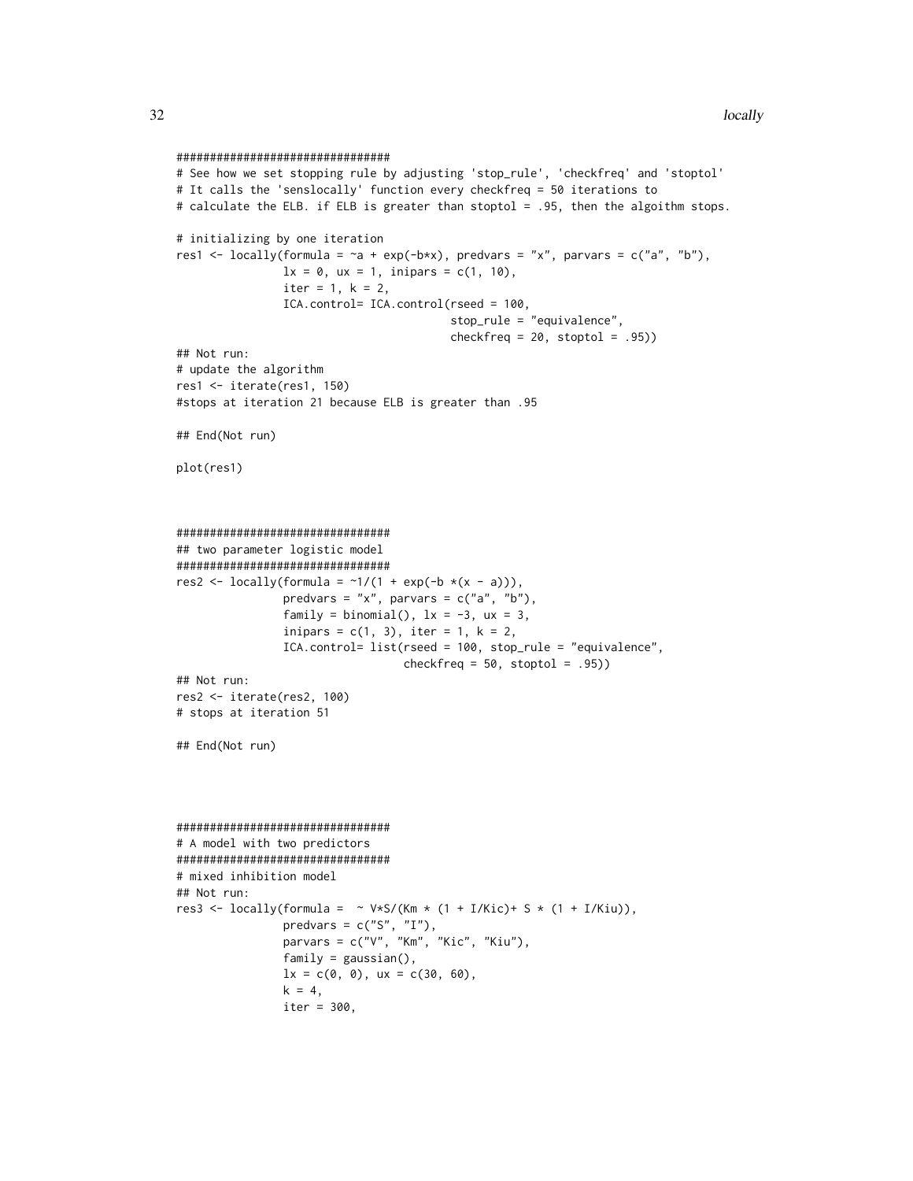```
################################
# See how we set stopping rule by adjusting 'stop_rule', 'checkfreq' and 'stoptol'
# It calls the 'senslocally' function every checkfreq = 50 iterations to
# calculate the ELB. if ELB is greater than stoptol = .95, then the algoithm stops.

# initializing by one iteration
res1 <- locally(formula = ~a + exp(-b*x), predvars = "x", parvars = c("a", "b"),
                lx = 0, ux = 1, inipars = c(1, 10),
                iter = 1, k = 2,
                ICA.control= ICA.control(rseed = 100,
                                         stop_rule = "equivalence",
                                         checkfreq = 20, stoptol = .95))
## Not run:
# update the algorithm
res1 <- iterate(res1, 150)
#stops at iteration 21 because ELB is greater than .95

## End(Not run)

plot(res1)



################################
## two parameter logistic model
################################
res2 <- locally(formula = ~1/(1 + exp(-b *(x - a))),
                predvars = "x", parvars = c("a", "b"),
                family = binomial(), lx = -3, ux = 3,
                inipars = c(1, 3), iter = 1, k = 2,
                ICA.control= list(rseed = 100, stop_rule = "equivalence",
                                  checkfreq = 50, stoptol = .95))
## Not run:
res2 <- iterate(res2, 100)
# stops at iteration 51

## End(Not run)




################################
# A model with two predictors
################################
# mixed inhibition model
## Not run:
res3 <- locally(formula =  ~ V*S/(Km * (1 + I/Kic)+ S * (1 + I/Kiu)),
                predvars = c("S", "I"),
                parvars = c("V", "Km", "Kic", "Kiu"),
                family = gaussian(),
                lx = c(0, 0), ux = c(30, 60),
                k = 4,
                iter = 300,
```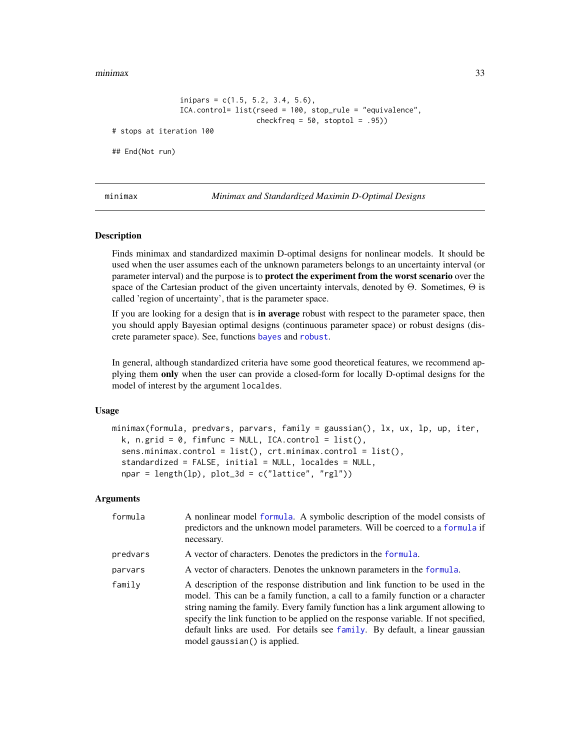```
                inipars = c(1.5, 5.2, 3.4, 5.6),
                ICA.control= list(rseed = 100, stop_rule = "equivalence",
                                  checkfreq = 50, stoptol = .95))
# stops at iteration 100

## End(Not run)
```

---

minimax — *Minimax and Standardized Maximin D-Optimal Designs*

---

### Description

Finds minimax and standardized maximin D-optimal designs for nonlinear models. It should be used when the user assumes each of the unknown parameters belongs to an uncertainty interval (or parameter interval) and the purpose is to **protect the experiment from the worst scenario** over the space of the Cartesian product of the given uncertainty intervals, denoted by $\Theta$. Sometimes, $\Theta$ is called 'region of uncertainty', that is the parameter space.

If you are looking for a design that is **in average** robust with respect to the parameter space, then you should apply Bayesian optimal designs (continuous parameter space) or robust designs (discrete parameter space). See, functions bayes and robust.

In general, although standardized criteria have some good theoretical features, we recommend applying them **only** when the user can provide a closed-form for locally D-optimal designs for the model of interest by the argument localdes.

### Usage

```
minimax(formula, predvars, parvars, family = gaussian(), lx, ux, lp, up, iter,
  k, n.grid = 0, fimfunc = NULL, ICA.control = list(),
  sens.minimax.control = list(), crt.minimax.control = list(),
  standardized = FALSE, initial = NULL, localdes = NULL,
  npar = length(lp), plot_3d = c("lattice", "rgl"))
```

### Arguments

| | |
|---|---|
| formula | A nonlinear model formula. A symbolic description of the model consists of predictors and the unknown model parameters. Will be coerced to a formula if necessary. |
| predvars | A vector of characters. Denotes the predictors in the formula. |
| parvars | A vector of characters. Denotes the unknown parameters in the formula. |
| family | A description of the response distribution and link function to be used in the model. This can be a family function, a call to a family function or a character string naming the family. Every family function has a link argument allowing to specify the link function to be applied on the response variable. If not specified, default links are used. For details see family. By default, a linear gaussian model gaussian() is applied. |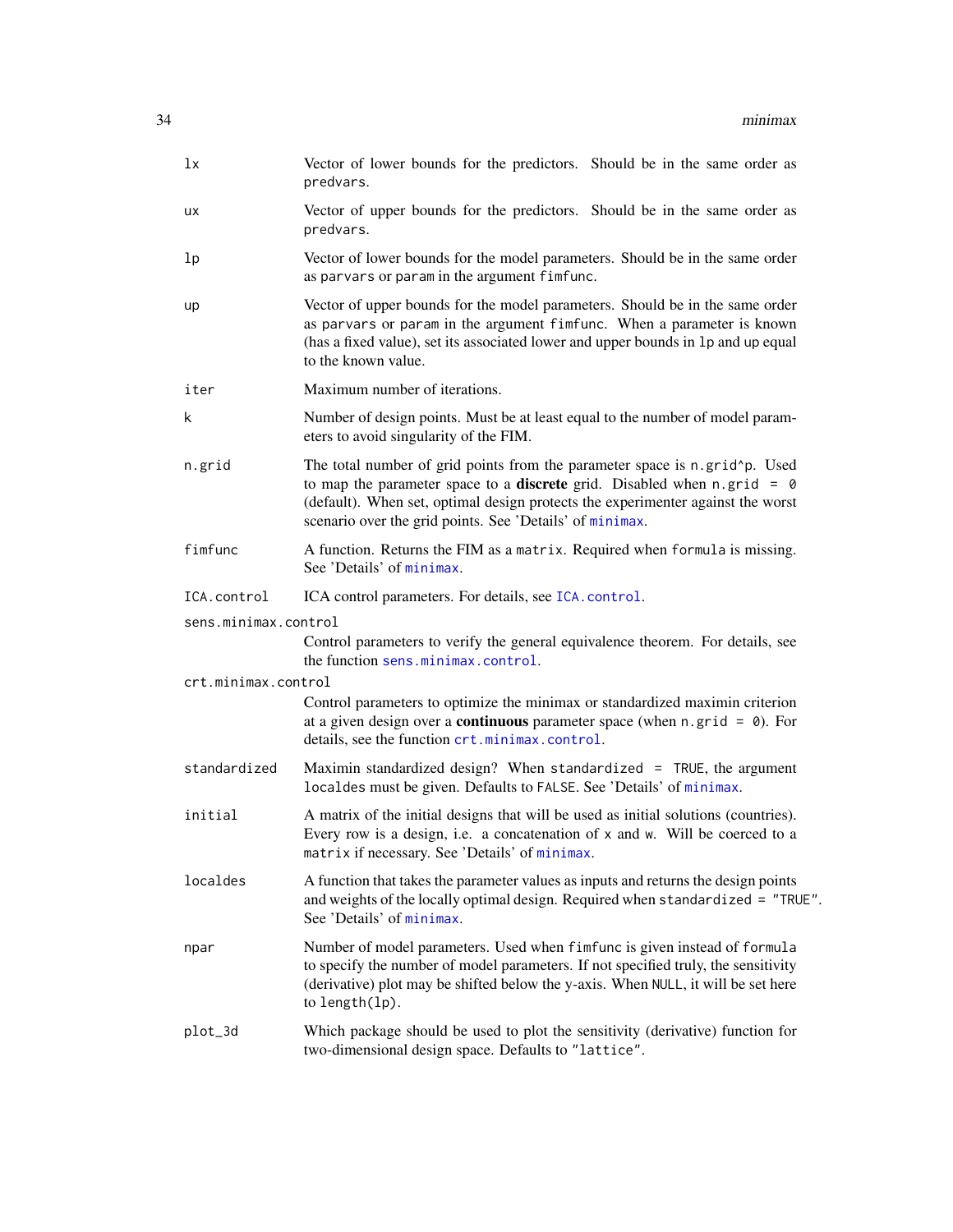| | |
|---|---|
| `lx` | Vector of lower bounds for the predictors. Should be in the same order as `predvars`. |
| `ux` | Vector of upper bounds for the predictors. Should be in the same order as `predvars`. |
| `lp` | Vector of lower bounds for the model parameters. Should be in the same order as `parvars` or `param` in the argument `fimfunc`. |
| `up` | Vector of upper bounds for the model parameters. Should be in the same order as `parvars` or `param` in the argument `fimfunc`. When a parameter is known (has a fixed value), set its associated lower and upper bounds in `lp` and `up` equal to the known value. |
| `iter` | Maximum number of iterations. |
| `k` | Number of design points. Must be at least equal to the number of model parameters to avoid singularity of the FIM. |
| `n.grid` | The total number of grid points from the parameter space is `n.grid^p`. Used to map the parameter space to a **discrete** grid. Disabled when `n.grid = 0` (default). When set, optimal design protects the experimenter against the worst scenario over the grid points. See 'Details' of `minimax`. |
| `fimfunc` | A function. Returns the FIM as a `matrix`. Required when `formula` is missing. See 'Details' of `minimax`. |
| `ICA.control` | ICA control parameters. For details, see `ICA.control`. |
| `sens.minimax.control` | Control parameters to verify the general equivalence theorem. For details, see the function `sens.minimax.control`. |
| `crt.minimax.control` | Control parameters to optimize the minimax or standardized maximin criterion at a given design over a **continuous** parameter space (when `n.grid = 0`). For details, see the function `crt.minimax.control`. |
| `standardized` | Maximin standardized design? When `standardized = TRUE`, the argument `localdes` must be given. Defaults to `FALSE`. See 'Details' of `minimax`. |
| `initial` | A matrix of the initial designs that will be used as initial solutions (countries). Every row is a design, i.e. a concatenation of `x` and `w`. Will be coerced to a `matrix` if necessary. See 'Details' of `minimax`. |
| `localdes` | A function that takes the parameter values as inputs and returns the design points and weights of the locally optimal design. Required when `standardized = "TRUE"`. See 'Details' of `minimax`. |
| `npar` | Number of model parameters. Used when `fimfunc` is given instead of `formula` to specify the number of model parameters. If not specified truly, the sensitivity (derivative) plot may be shifted below the y-axis. When `NULL`, it will be set here to `length(lp)`. |
| `plot_3d` | Which package should be used to plot the sensitivity (derivative) function for two-dimensional design space. Defaults to `"lattice"`. |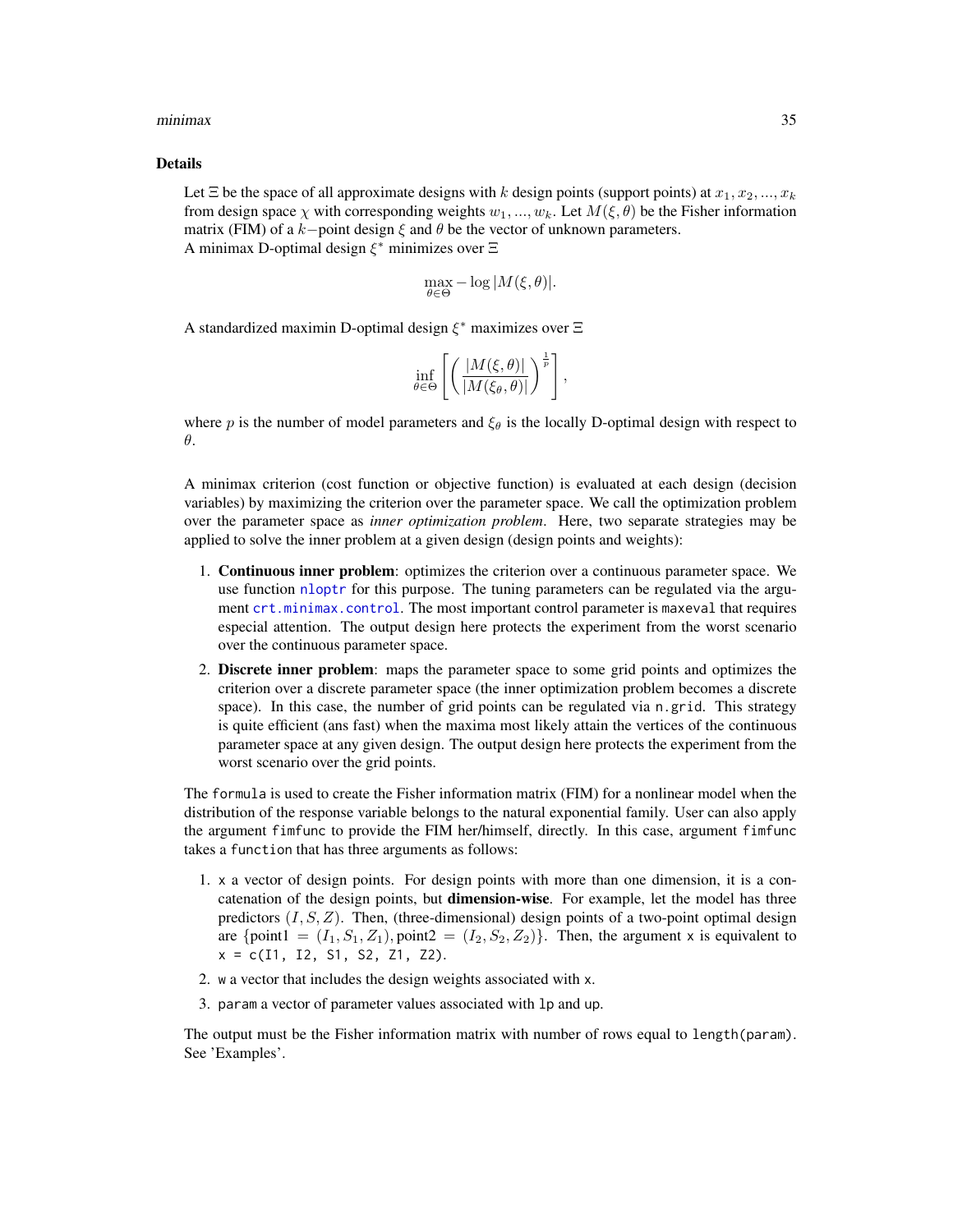## Details

Let $\Xi$ be the space of all approximate designs with $k$ design points (support points) at $x_1, x_2, ..., x_k$ from design space $\chi$ with corresponding weights $w_1, ..., w_k$. Let $M(\xi, \theta)$ be the Fisher information matrix (FIM) of a $k-$point design $\xi$ and $\theta$ be the vector of unknown parameters.
A minimax D-optimal design $\xi^*$ minimizes over $\Xi$

$$\max_{\theta \in \Theta} -\log |M(\xi, \theta)|.$$

A standardized maximin D-optimal design $\xi^*$ maximizes over $\Xi$

$$\inf_{\theta \in \Theta} \left[ \left( \frac{|M(\xi, \theta)|}{|M(\xi_\theta, \theta)|} \right)^{\frac{1}{p}} \right],$$

where $p$ is the number of model parameters and $\xi_\theta$ is the locally D-optimal design with respect to $\theta$.

A minimax criterion (cost function or objective function) is evaluated at each design (decision variables) by maximizing the criterion over the parameter space. We call the optimization problem over the parameter space as *inner optimization problem*. Here, two separate strategies may be applied to solve the inner problem at a given design (design points and weights):

1. **Continuous inner problem**: optimizes the criterion over a continuous parameter space. We use function `nloptr` for this purpose. The tuning parameters can be regulated via the argument `crt.minimax.control`. The most important control parameter is `maxeval` that requires especial attention. The output design here protects the experiment from the worst scenario over the continuous parameter space.
2. **Discrete inner problem**: maps the parameter space to some grid points and optimizes the criterion over a discrete parameter space (the inner optimization problem becomes a discrete space). In this case, the number of grid points can be regulated via `n.grid`. This strategy is quite efficient (ans fast) when the maxima most likely attain the vertices of the continuous parameter space at any given design. The output design here protects the experiment from the worst scenario over the grid points.

The `formula` is used to create the Fisher information matrix (FIM) for a nonlinear model when the distribution of the response variable belongs to the natural exponential family. User can also apply the argument `fimfunc` to provide the FIM her/himself, directly. In this case, argument `fimfunc` takes a `function` that has three arguments as follows:

1. `x` a vector of design points. For design points with more than one dimension, it is a concatenation of the design points, but **dimension-wise**. For example, let the model has three predictors $(I, S, Z)$. Then, (three-dimensional) design points of a two-point optimal design are $\{\text{point1} = (I_1, S_1, Z_1), \text{point2} = (I_2, S_2, Z_2)\}$. Then, the argument `x` is equivalent to `x = c(I1, I2, S1, S2, Z1, Z2)`.
2. `w` a vector that includes the design weights associated with `x`.
3. `param` a vector of parameter values associated with `lp` and `up`.

The output must be the Fisher information matrix with number of rows equal to `length(param)`. See 'Examples'.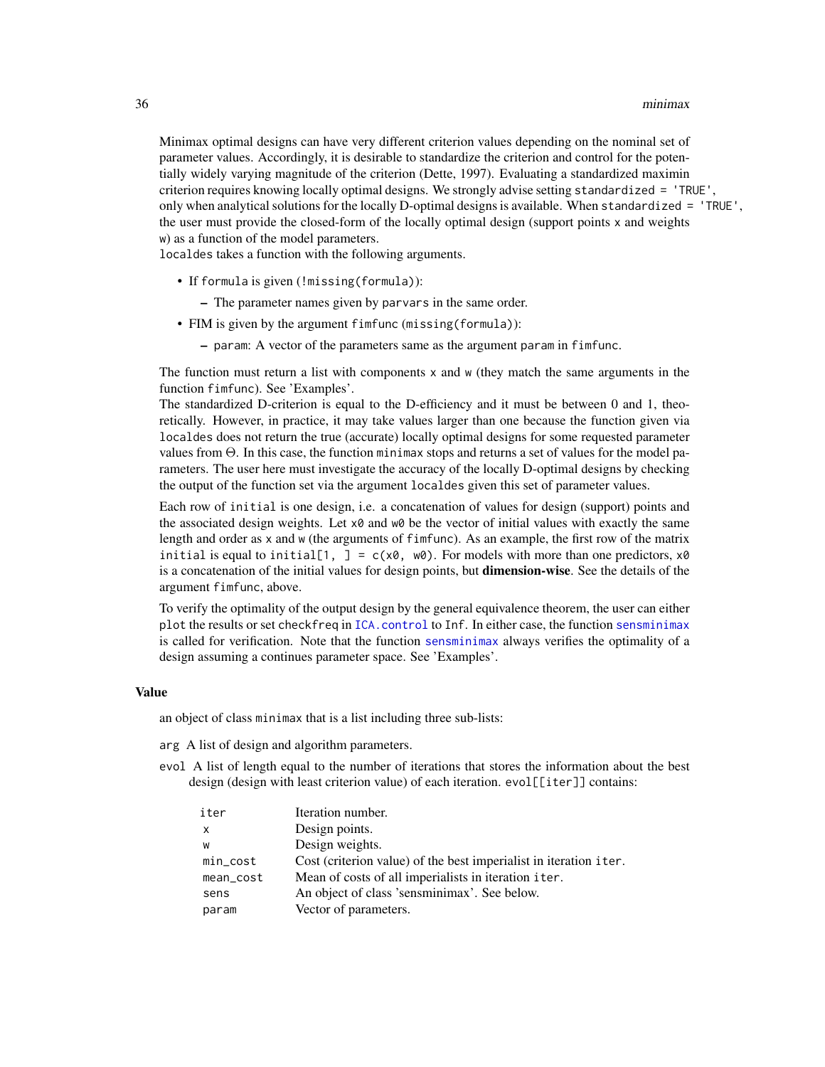Minimax optimal designs can have very different criterion values depending on the nominal set of parameter values. Accordingly, it is desirable to standardize the criterion and control for the potentially widely varying magnitude of the criterion (Dette, 1997). Evaluating a standardized maximin criterion requires knowing locally optimal designs. We strongly advise setting `standardized = 'TRUE'`, only when analytical solutions for the locally D-optimal designs is available. When `standardized = 'TRUE'`, the user must provide the closed-form of the locally optimal design (support points `x` and weights `w`) as a function of the model parameters.
`localdes` takes a function with the following arguments.

- If `formula` is given (`!missing(formula)`):
  - The parameter names given by `parvars` in the same order.
- FIM is given by the argument `fimfunc` (`missing(formula)`):
  - `param`: A vector of the parameters same as the argument `param` in `fimfunc`.

The function must return a list with components `x` and `w` (they match the same arguments in the function `fimfunc`). See 'Examples'.
The standardized D-criterion is equal to the D-efficiency and it must be between 0 and 1, theoretically. However, in practice, it may take values larger than one because the function given via `localdes` does not return the true (accurate) locally optimal designs for some requested parameter values from $\Theta$. In this case, the function `minimax` stops and returns a set of values for the model parameters. The user here must investigate the accuracy of the locally D-optimal designs by checking the output of the function set via the argument `localdes` given this set of parameter values.

Each row of `initial` is one design, i.e. a concatenation of values for design (support) points and the associated design weights. Let `x0` and `w0` be the vector of initial values with exactly the same length and order as `x` and `w` (the arguments of `fimfunc`). As an example, the first row of the matrix `initial` is equal to `initial[1, ] = c(x0, w0)`. For models with more than one predictors, `x0` is a concatenation of the initial values for design points, but **dimension-wise**. See the details of the argument `fimfunc`, above.

To verify the optimality of the output design by the general equivalence theorem, the user can either `plot` the results or set `checkfreq` in `ICA.control` to `Inf`. In either case, the function `sensminimax` is called for verification. Note that the function `sensminimax` always verifies the optimality of a design assuming a continues parameter space. See 'Examples'.

### Value

an object of class `minimax` that is a list including three sub-lists:

`arg` A list of design and algorithm parameters.

`evol` A list of length equal to the number of iterations that stores the information about the best design (design with least criterion value) of each iteration. `evol[[iter]]` contains:

| | |
|---|---|
| `iter` | Iteration number. |
| `x` | Design points. |
| `w` | Design weights. |
| `min_cost` | Cost (criterion value) of the best imperialist in iteration `iter`. |
| `mean_cost` | Mean of costs of all imperialists in iteration `iter`. |
| `sens` | An object of class 'sensminimax'. See below. |
| `param` | Vector of parameters. |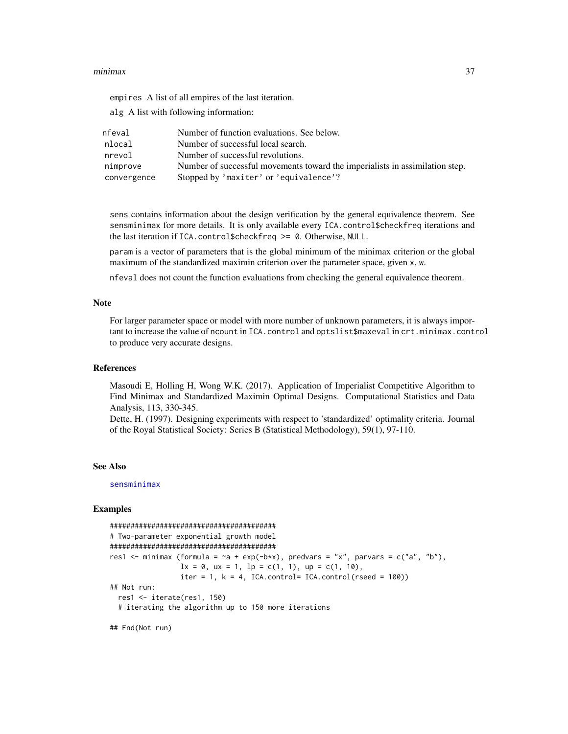empires A list of all empires of the last iteration.

alg A list with following information:

| | |
|---|---|
| nfeval | Number of function evaluations. See below. |
| nlocal | Number of successful local search. |
| nrevol | Number of successful revolutions. |
| nimprove | Number of successful movements toward the imperialists in assimilation step. |
| convergence | Stopped by 'maxiter' or 'equivalence'? |

sens contains information about the design verification by the general equivalence theorem. See sensminimax for more details. It is only available every ICA.control$checkfreq iterations and the last iteration if ICA.control$checkfreq >= 0. Otherwise, NULL.

param is a vector of parameters that is the global minimum of the minimax criterion or the global maximum of the standardized maximin criterion over the parameter space, given x, w.

nfeval does not count the function evaluations from checking the general equivalence theorem.

## Note

For larger parameter space or model with more number of unknown parameters, it is always important to increase the value of ncount in ICA.control and optslist$maxeval in crt.minimax.control to produce very accurate designs.

## References

Masoudi E, Holling H, Wong W.K. (2017). Application of Imperialist Competitive Algorithm to Find Minimax and Standardized Maximin Optimal Designs. Computational Statistics and Data Analysis, 113, 330-345.

Dette, H. (1997). Designing experiments with respect to 'standardized' optimality criteria. Journal of the Royal Statistical Society: Series B (Statistical Methodology), 59(1), 97-110.

## See Also

sensminimax

## Examples

```
########################################
# Two-parameter exponential growth model
########################################
res1 <- minimax (formula = ~a + exp(-b*x), predvars = "x", parvars = c("a", "b"),
                 lx = 0, ux = 1, lp = c(1, 1), up = c(1, 10),
                 iter = 1, k = 4, ICA.control= ICA.control(rseed = 100))
## Not run:
  res1 <- iterate(res1, 150)
  # iterating the algorithm up to 150 more iterations

## End(Not run)
```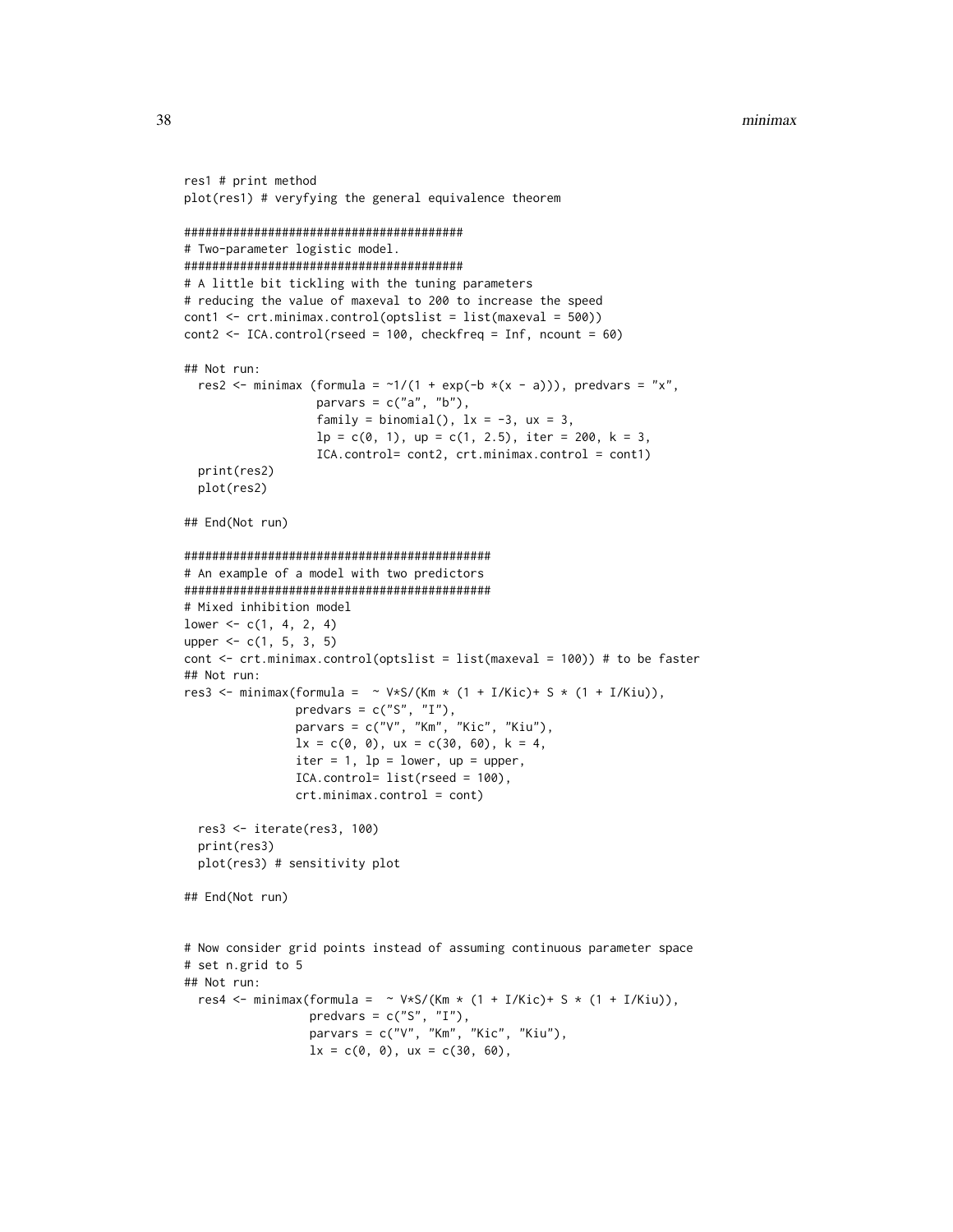```
res1 # print method
plot(res1) # veryfying the general equivalence theorem

########################################
# Two-parameter logistic model.
########################################
# A little bit tickling with the tuning parameters
# reducing the value of maxeval to 200 to increase the speed
cont1 <- crt.minimax.control(optslist = list(maxeval = 500))
cont2 <- ICA.control(rseed = 100, checkfreq = Inf, ncount = 60)

## Not run:
  res2 <- minimax (formula = ~1/(1 + exp(-b *(x - a))), predvars = "x",
                   parvars = c("a", "b"),
                   family = binomial(), lx = -3, ux = 3,
                   lp = c(0, 1), up = c(1, 2.5), iter = 200, k = 3,
                   ICA.control= cont2, crt.minimax.control = cont1)
  print(res2)
  plot(res2)

## End(Not run)

############################################
# An example of a model with two predictors
############################################
# Mixed inhibition model
lower <- c(1, 4, 2, 4)
upper <- c(1, 5, 3, 5)
cont <- crt.minimax.control(optslist = list(maxeval = 100)) # to be faster
## Not run:
res3 <- minimax(formula =  ~ V*S/(Km * (1 + I/Kic)+ S * (1 + I/Kiu)),
                predvars = c("S", "I"),
                parvars = c("V", "Km", "Kic", "Kiu"),
                lx = c(0, 0), ux = c(30, 60), k = 4,
                iter = 1, lp = lower, up = upper,
                ICA.control= list(rseed = 100),
                crt.minimax.control = cont)

  res3 <- iterate(res3, 100)
  print(res3)
  plot(res3) # sensitivity plot

## End(Not run)


# Now consider grid points instead of assuming continuous parameter space
# set n.grid to 5
## Not run:
  res4 <- minimax(formula =  ~ V*S/(Km * (1 + I/Kic)+ S * (1 + I/Kiu)),
                  predvars = c("S", "I"),
                  parvars = c("V", "Km", "Kic", "Kiu"),
                  lx = c(0, 0), ux = c(30, 60),
```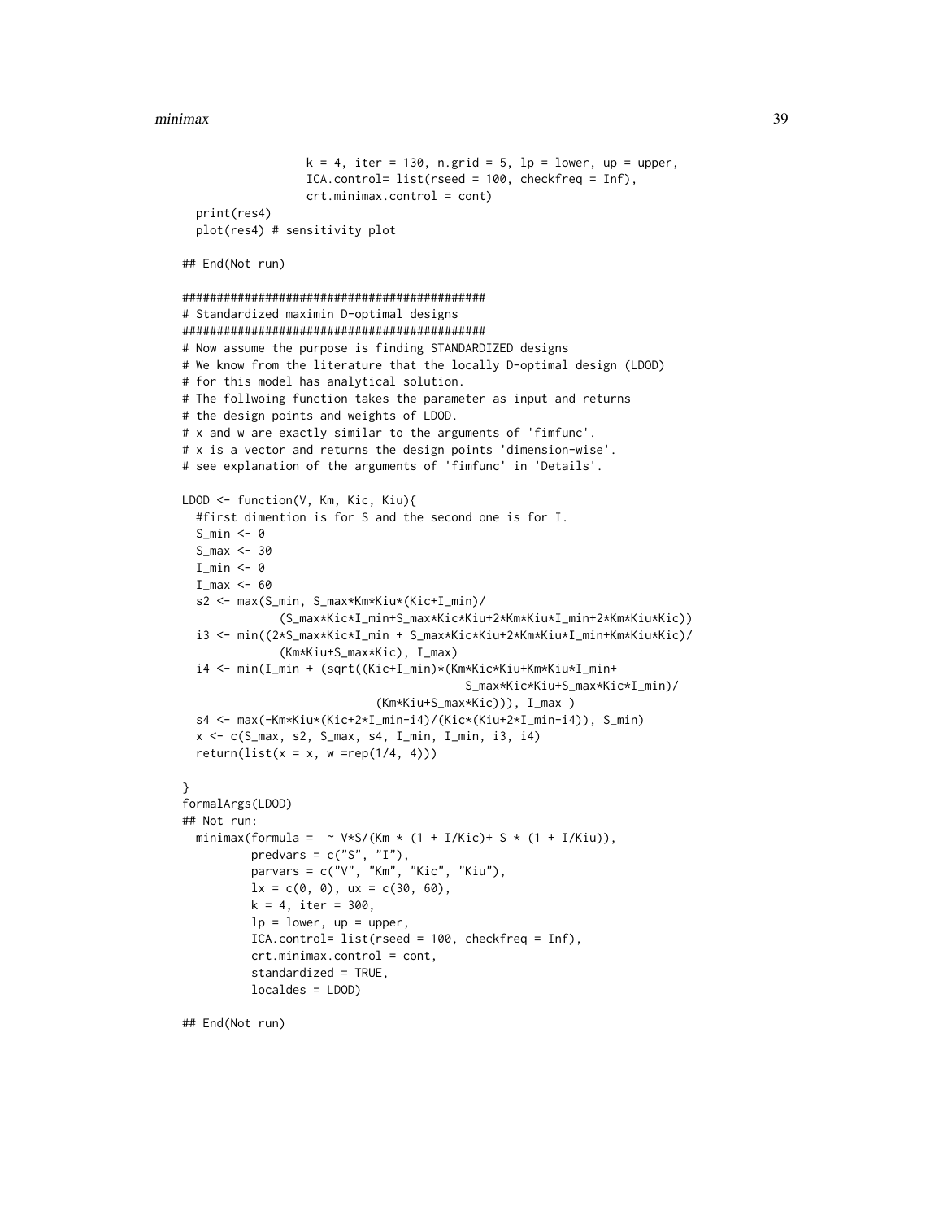```
                  k = 4, iter = 130, n.grid = 5, lp = lower, up = upper,
                  ICA.control= list(rseed = 100, checkfreq = Inf),
                  crt.minimax.control = cont)
  print(res4)
  plot(res4) # sensitivity plot

## End(Not run)

############################################
# Standardized maximin D-optimal designs
############################################
# Now assume the purpose is finding STANDARDIZED designs
# We know from the literature that the locally D-optimal design (LDOD)
# for this model has analytical solution.
# The follwoing function takes the parameter as input and returns
# the design points and weights of LDOD.
# x and w are exactly similar to the arguments of 'fimfunc'.
# x is a vector and returns the design points 'dimension-wise'.
# see explanation of the arguments of 'fimfunc' in 'Details'.

LDOD <- function(V, Km, Kic, Kiu){
  #first dimention is for S and the second one is for I.
  S_min <- 0
  S_max <- 30
  I_min <- 0
  I_max <- 60
  s2 <- max(S_min, S_max*Km*Kiu*(Kic+I_min)/
              (S_max*Kic*I_min+S_max*Kic*Kiu+2*Km*Kiu*I_min+2*Km*Kiu*Kic))
  i3 <- min((2*S_max*Kic*I_min + S_max*Kic*Kiu+2*Km*Kiu*I_min+Km*Kiu*Kic)/
              (Km*Kiu+S_max*Kic), I_max)
  i4 <- min(I_min + (sqrt((Kic+I_min)*(Km*Kic*Kiu+Km*Kiu*I_min+
                                          S_max*Kic*Kiu+S_max*Kic*I_min)/
                            (Km*Kiu+S_max*Kic))), I_max )
  s4 <- max(-Km*Kiu*(Kic+2*I_min-i4)/(Kic*(Kiu+2*I_min-i4)), S_min)
  x <- c(S_max, s2, S_max, s4, I_min, I_min, i3, i4)
  return(list(x = x, w =rep(1/4, 4)))

}
formalArgs(LDOD)
## Not run:
  minimax(formula =  ~ V*S/(Km * (1 + I/Kic)+ S * (1 + I/Kiu)),
          predvars = c("S", "I"),
          parvars = c("V", "Km", "Kic", "Kiu"),
          lx = c(0, 0), ux = c(30, 60),
          k = 4, iter = 300,
          lp = lower, up = upper,
          ICA.control= list(rseed = 100, checkfreq = Inf),
          crt.minimax.control = cont,
          standardized = TRUE,
          localdes = LDOD)

## End(Not run)
```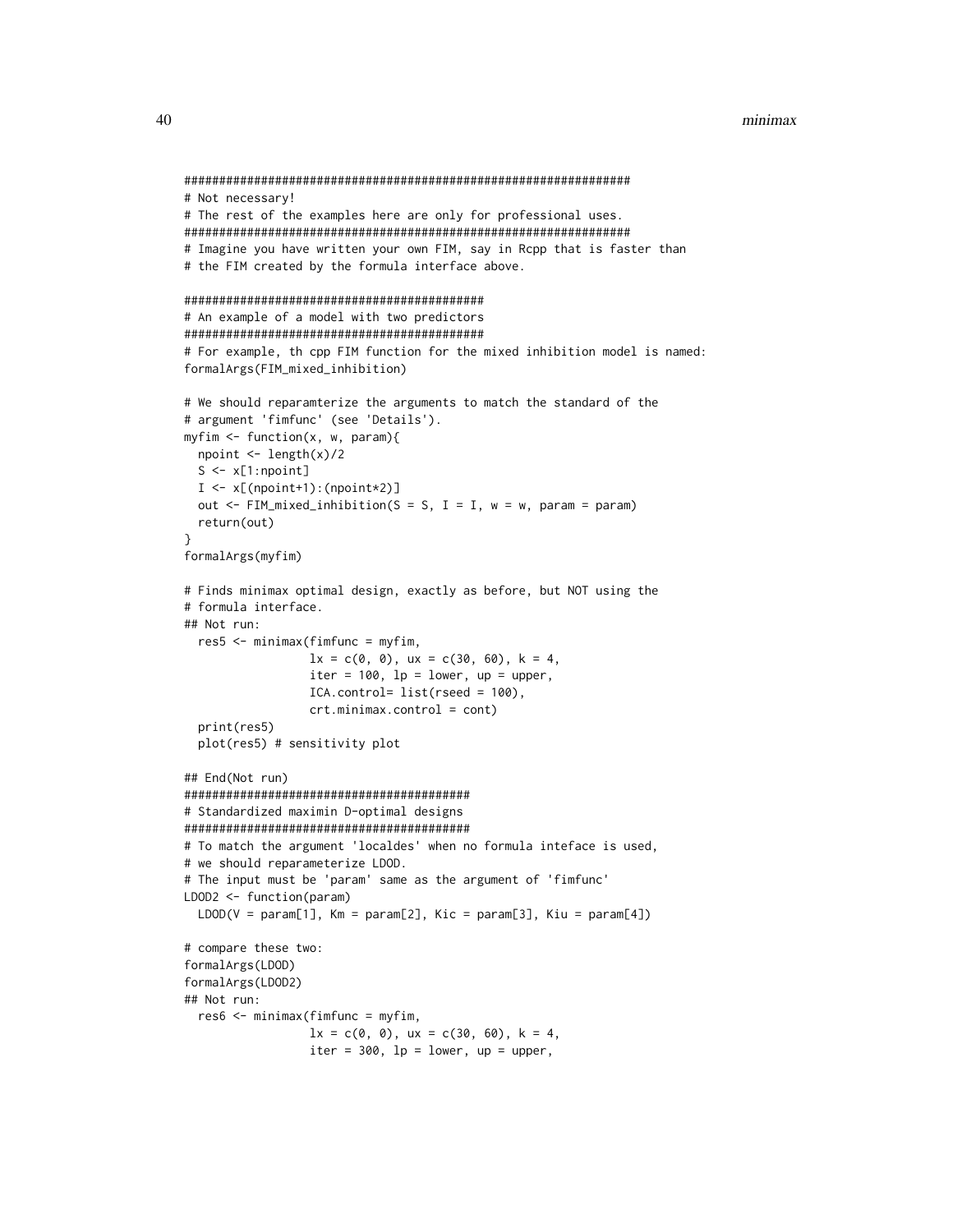```
##################################################################
# Not necessary!
# The rest of the examples here are only for professional uses.
##################################################################
# Imagine you have written your own FIM, say in Rcpp that is faster than
# the FIM created by the formula interface above.

###########################################
# An example of a model with two predictors
###########################################
# For example, th cpp FIM function for the mixed inhibition model is named:
formalArgs(FIM_mixed_inhibition)

# We should reparamterize the arguments to match the standard of the
# argument 'fimfunc' (see 'Details').
myfim <- function(x, w, param){
  npoint <- length(x)/2
  S <- x[1:npoint]
  I <- x[(npoint+1):(npoint*2)]
  out <- FIM_mixed_inhibition(S = S, I = I, w = w, param = param)
  return(out)
}
formalArgs(myfim)

# Finds minimax optimal design, exactly as before, but NOT using the
# formula interface.
## Not run:
  res5 <- minimax(fimfunc = myfim,
                  lx = c(0, 0), ux = c(30, 60), k = 4,
                  iter = 100, lp = lower, up = upper,
                  ICA.control= list(rseed = 100),
                  crt.minimax.control = cont)
  print(res5)
  plot(res5) # sensitivity plot

## End(Not run)
#########################################
# Standardized maximin D-optimal designs
#########################################
# To match the argument 'localdes' when no formula inteface is used,
# we should reparameterize LDOD.
# The input must be 'param' same as the argument of 'fimfunc'
LDOD2 <- function(param)
  LDOD(V = param[1], Km = param[2], Kic = param[3], Kiu = param[4])

# compare these two:
formalArgs(LDOD)
formalArgs(LDOD2)
## Not run:
  res6 <- minimax(fimfunc = myfim,
                  lx = c(0, 0), ux = c(30, 60), k = 4,
                  iter = 300, lp = lower, up = upper,
```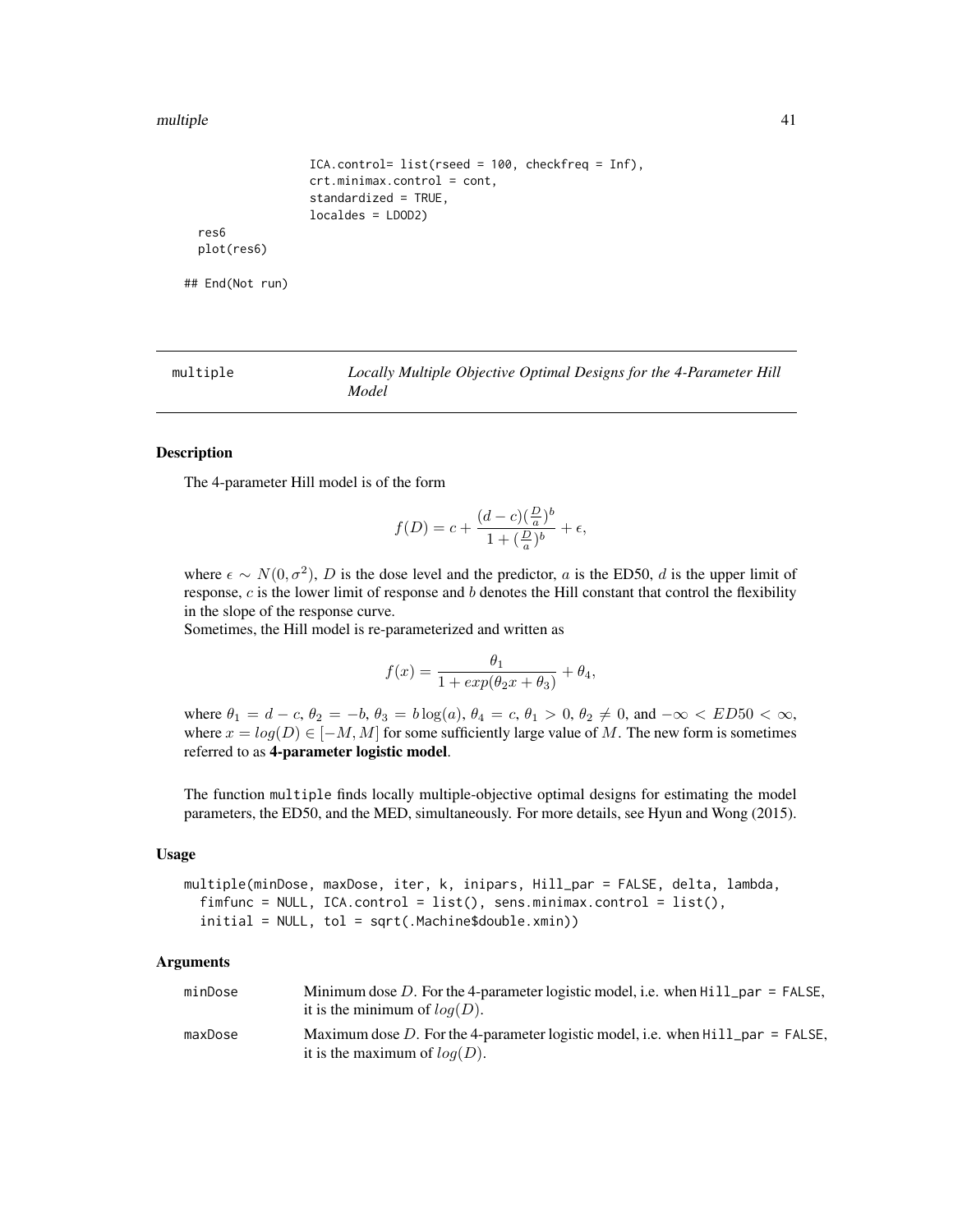```
                   ICA.control= list(rseed = 100, checkfreq = Inf),
                   crt.minimax.control = cont,
                   standardized = TRUE,
                   localdes = LDOD2)
  res6
  plot(res6)

## End(Not run)
```

---

## multiple — *Locally Multiple Objective Optimal Designs for the 4-Parameter Hill Model*

### Description

The 4-parameter Hill model is of the form

$$f(D) = c + \frac{(d-c)(\frac{D}{a})^b}{1 + (\frac{D}{a})^b} + \epsilon,$$

where $\epsilon \sim N(0, \sigma^2)$, $D$ is the dose level and the predictor, $a$ is the ED50, $d$ is the upper limit of response, $c$ is the lower limit of response and $b$ denotes the Hill constant that control the flexibility in the slope of the response curve.

Sometimes, the Hill model is re-parameterized and written as

$$f(x) = \frac{\theta_1}{1 + exp(\theta_2 x + \theta_3)} + \theta_4,$$

where $\theta_1 = d - c$, $\theta_2 = -b$, $\theta_3 = b\log(a)$, $\theta_4 = c$, $\theta_1 > 0$, $\theta_2 \neq 0$, and $-\infty < ED50 < \infty$, where $x = log(D) \in [-M, M]$ for some sufficiently large value of $M$. The new form is sometimes referred to as **4-parameter logistic model**.

The function multiple finds locally multiple-objective optimal designs for estimating the model parameters, the ED50, and the MED, simultaneously. For more details, see Hyun and Wong (2015).

### Usage

```
multiple(minDose, maxDose, iter, k, inipars, Hill_par = FALSE, delta, lambda,
  fimfunc = NULL, ICA.control = list(), sens.minimax.control = list(),
  initial = NULL, tol = sqrt(.Machine$double.xmin))
```

### Arguments

| | |
|---|---|
| minDose | Minimum dose $D$. For the 4-parameter logistic model, i.e. when Hill_par = FALSE, it is the minimum of $log(D)$. |
| maxDose | Maximum dose $D$. For the 4-parameter logistic model, i.e. when Hill_par = FALSE, it is the maximum of $log(D)$. |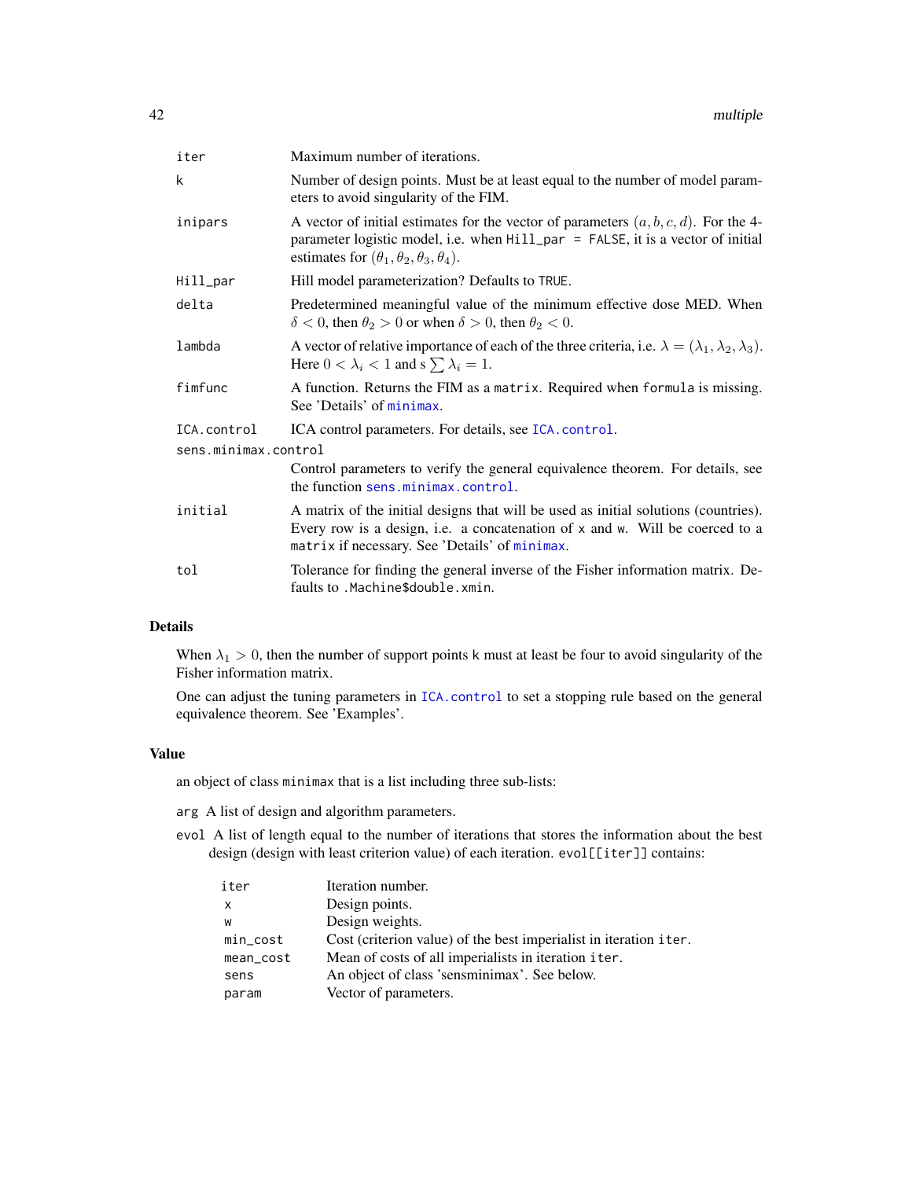| | |
|---|---|
| iter | Maximum number of iterations. |
| k | Number of design points. Must be at least equal to the number of model parameters to avoid singularity of the FIM. |
| inipars | A vector of initial estimates for the vector of parameters $(a, b, c, d)$. For the 4-parameter logistic model, i.e. when `Hill_par = FALSE`, it is a vector of initial estimates for $(\theta_1, \theta_2, \theta_3, \theta_4)$. |
| Hill_par | Hill model parameterization? Defaults to `TRUE`. |
| delta | Predetermined meaningful value of the minimum effective dose MED. When $\delta < 0$, then $\theta_2 > 0$ or when $\delta > 0$, then $\theta_2 < 0$. |
| lambda | A vector of relative importance of each of the three criteria, i.e. $\lambda = (\lambda_1, \lambda_2, \lambda_3)$. Here $0 < \lambda_i < 1$ and s $\sum \lambda_i = 1$. |
| fimfunc | A function. Returns the FIM as a `matrix`. Required when `formula` is missing. See 'Details' of `minimax`. |
| ICA.control | ICA control parameters. For details, see `ICA.control`. |
| sens.minimax.control | Control parameters to verify the general equivalence theorem. For details, see the function `sens.minimax.control`. |
| initial | A matrix of the initial designs that will be used as initial solutions (countries). Every row is a design, i.e. a concatenation of `x` and `w`. Will be coerced to a `matrix` if necessary. See 'Details' of `minimax`. |
| tol | Tolerance for finding the general inverse of the Fisher information matrix. Defaults to `.Machine$double.xmin`. |

## Details

When $\lambda_1 > 0$, then the number of support points `k` must at least be four to avoid singularity of the Fisher information matrix.

One can adjust the tuning parameters in `ICA.control` to set a stopping rule based on the general equivalence theorem. See 'Examples'.

## Value

an object of class `minimax` that is a list including three sub-lists:

`arg` A list of design and algorithm parameters.

`evol` A list of length equal to the number of iterations that stores the information about the best design (design with least criterion value) of each iteration. `evol[[iter]]` contains:

| | |
|---|---|
| iter | Iteration number. |
| x | Design points. |
| w | Design weights. |
| min_cost | Cost (criterion value) of the best imperialist in iteration `iter`. |
| mean_cost | Mean of costs of all imperialists in iteration `iter`. |
| sens | An object of class 'sensminimax'. See below. |
| param | Vector of parameters. |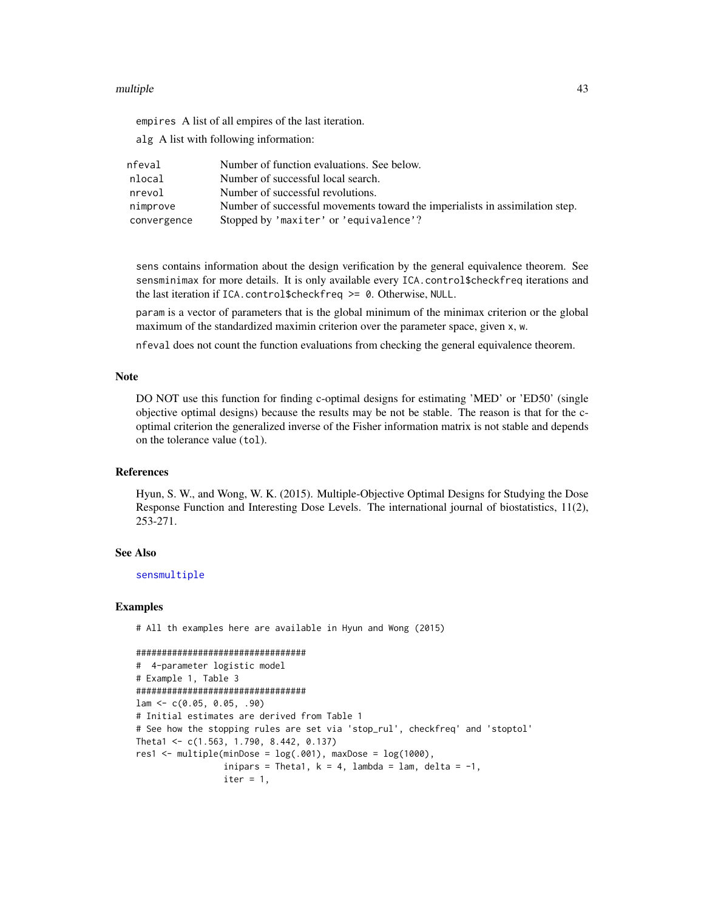`empires` A list of all empires of the last iteration.

`alg` A list with following information:

| | |
|---|---|
| `nfeval` | Number of function evaluations. See below. |
| `nlocal` | Number of successful local search. |
| `nrevol` | Number of successful revolutions. |
| `nimprove` | Number of successful movements toward the imperialists in assimilation step. |
| `convergence` | Stopped by 'maxiter' or 'equivalence'? |

`sens` contains information about the design verification by the general equivalence theorem. See `sensminimax` for more details. It is only available every `ICA.control$checkfreq` iterations and the last iteration if `ICA.control$checkfreq >= 0`. Otherwise, `NULL`.

`param` is a vector of parameters that is the global minimum of the minimax criterion or the global maximum of the standardized maximin criterion over the parameter space, given `x`, `w`.

`nfeval` does not count the function evaluations from checking the general equivalence theorem.

### Note

DO NOT use this function for finding c-optimal designs for estimating 'MED' or 'ED50' (single objective optimal designs) because the results may be not be stable. The reason is that for the c-optimal criterion the generalized inverse of the Fisher information matrix is not stable and depends on the tolerance value (`tol`).

### References

Hyun, S. W., and Wong, W. K. (2015). Multiple-Objective Optimal Designs for Studying the Dose Response Function and Interesting Dose Levels. The international journal of biostatistics, 11(2), 253-271.

### See Also

sensmultiple

### Examples

```
# All th examples here are available in Hyun and Wong (2015)

#################################
#  4-parameter logistic model
# Example 1, Table 3
#################################
lam <- c(0.05, 0.05, .90)
# Initial estimates are derived from Table 1
# See how the stopping rules are set via 'stop_rul', checkfreq' and 'stoptol'
Theta1 <- c(1.563, 1.790, 8.442, 0.137)
res1 <- multiple(minDose = log(.001), maxDose = log(1000),
                 inipars = Theta1, k = 4, lambda = lam, delta = -1,
                 iter = 1,
```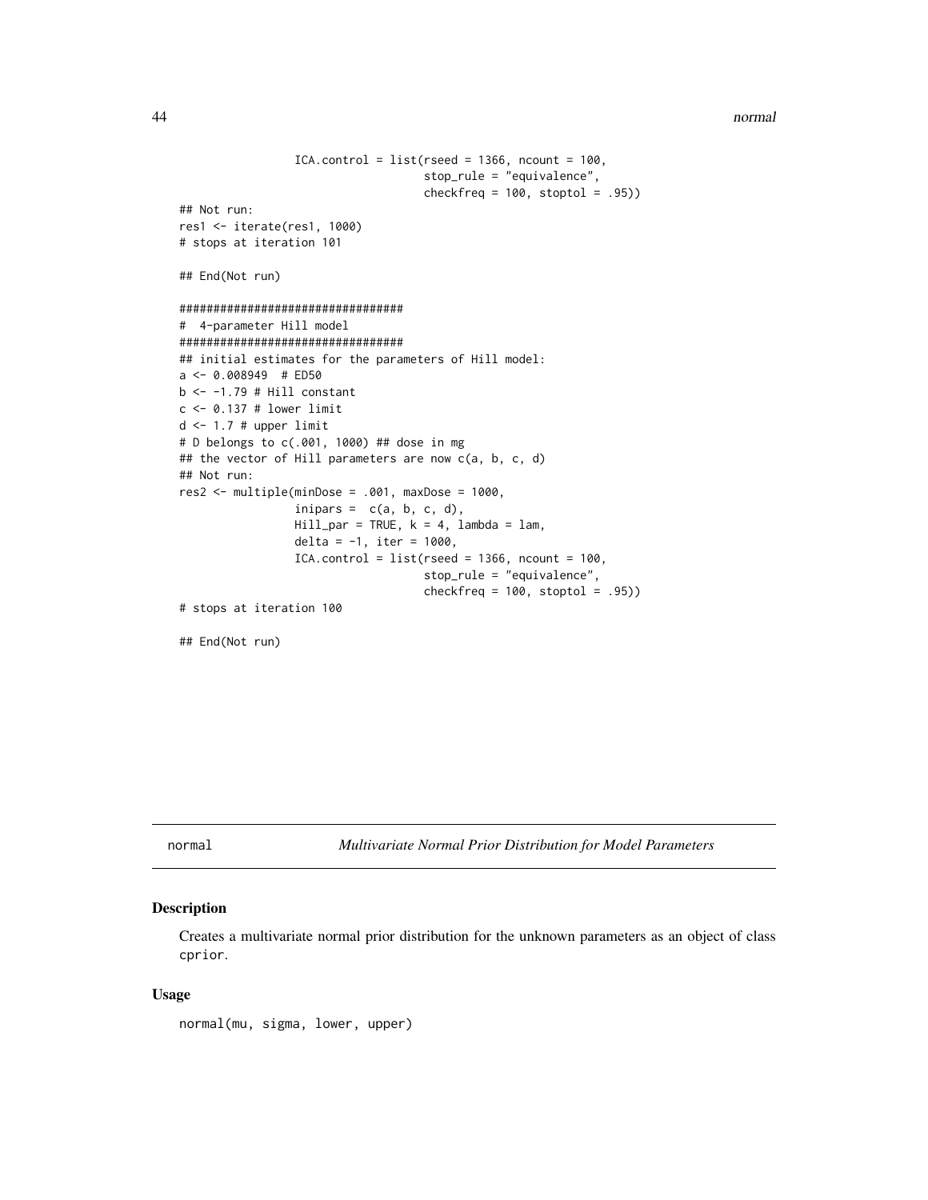```
                 ICA.control = list(rseed = 1366, ncount = 100,
                                    stop_rule = "equivalence",
                                    checkfreq = 100, stoptol = .95))
## Not run:
res1 <- iterate(res1, 1000)
# stops at iteration 101

## End(Not run)

##################################
#  4-parameter Hill model
##################################
## initial estimates for the parameters of Hill model:
a <- 0.008949  # ED50
b <- -1.79 # Hill constant
c <- 0.137 # lower limit
d <- 1.7 # upper limit
# D belongs to c(.001, 1000) ## dose in mg
## the vector of Hill parameters are now c(a, b, c, d)
## Not run:
res2 <- multiple(minDose = .001, maxDose = 1000,
                 inipars =  c(a, b, c, d),
                 Hill_par = TRUE, k = 4, lambda = lam,
                 delta = -1, iter = 1000,
                 ICA.control = list(rseed = 1366, ncount = 100,
                                    stop_rule = "equivalence",
                                    checkfreq = 100, stoptol = .95))
# stops at iteration 100

## End(Not run)
```

## normal    *Multivariate Normal Prior Distribution for Model Parameters*

### Description

Creates a multivariate normal prior distribution for the unknown parameters as an object of class `cprior`.

### Usage

```
normal(mu, sigma, lower, upper)
```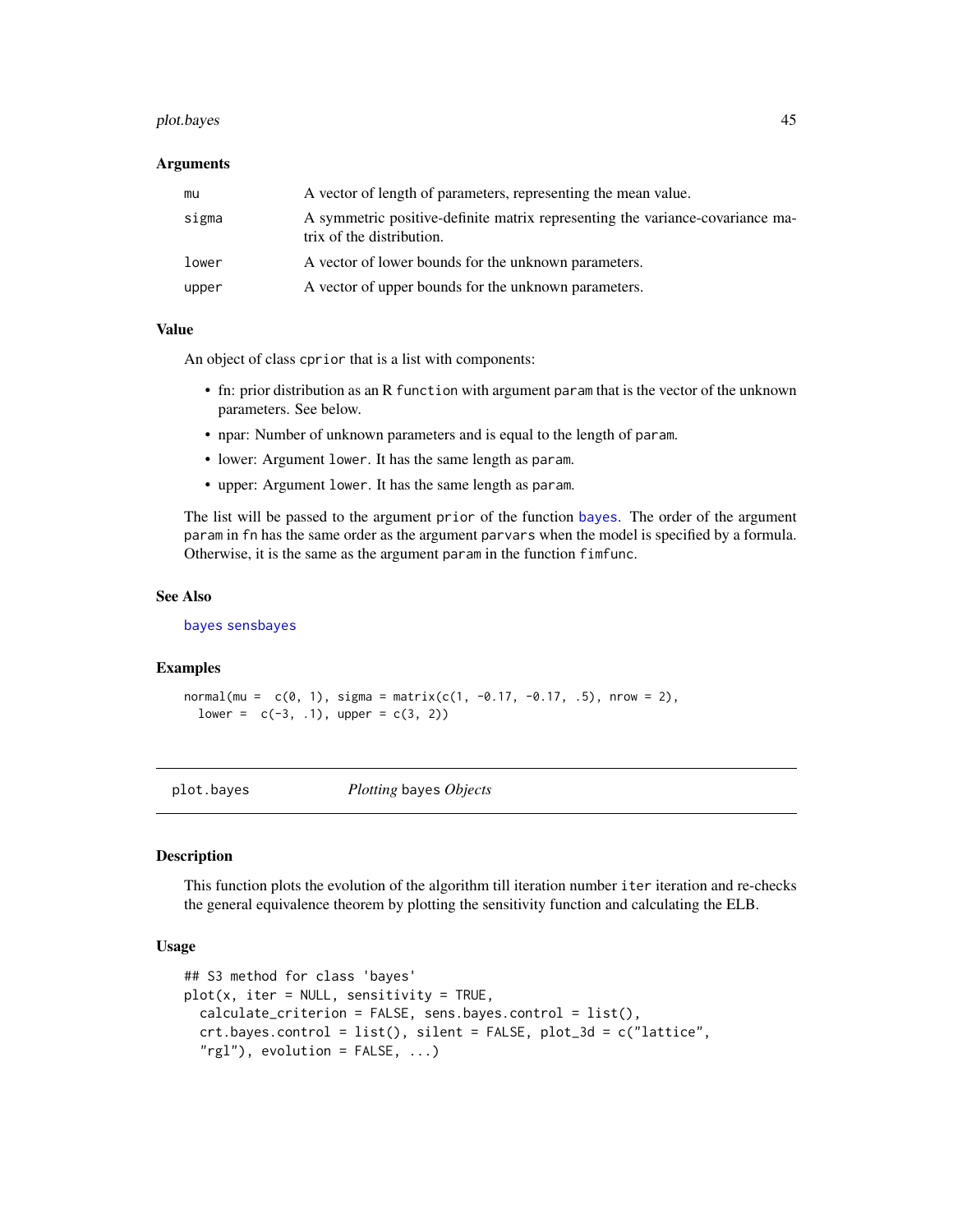### Arguments

| | |
|---|---|
| `mu` | A vector of length of parameters, representing the mean value. |
| `sigma` | A symmetric positive-definite matrix representing the variance-covariance matrix of the distribution. |
| `lower` | A vector of lower bounds for the unknown parameters. |
| `upper` | A vector of upper bounds for the unknown parameters. |

### Value

An object of class `cprior` that is a list with components:

- fn: prior distribution as an R `function` with argument `param` that is the vector of the unknown parameters. See below.
- npar: Number of unknown parameters and is equal to the length of `param`.
- lower: Argument `lower`. It has the same length as `param`.
- upper: Argument `lower`. It has the same length as `param`.

The list will be passed to the argument `prior` of the function `bayes`. The order of the argument `param` in `fn` has the same order as the argument `parvars` when the model is specified by a formula. Otherwise, it is the same as the argument `param` in the function `fimfunc`.

### See Also

`bayes` `sensbayes`

### Examples

```
normal(mu =  c(0, 1), sigma = matrix(c(1, -0.17, -0.17, .5), nrow = 2),
  lower =  c(-3, .1), upper = c(3, 2))
```

---

## plot.bayes — *Plotting* `bayes` *Objects*

### Description

This function plots the evolution of the algorithm till iteration number `iter` iteration and re-checks the general equivalence theorem by plotting the sensitivity function and calculating the ELB.

### Usage

```
## S3 method for class 'bayes'
plot(x, iter = NULL, sensitivity = TRUE,
  calculate_criterion = FALSE, sens.bayes.control = list(),
  crt.bayes.control = list(), silent = FALSE, plot_3d = c("lattice",
  "rgl"), evolution = FALSE, ...)
```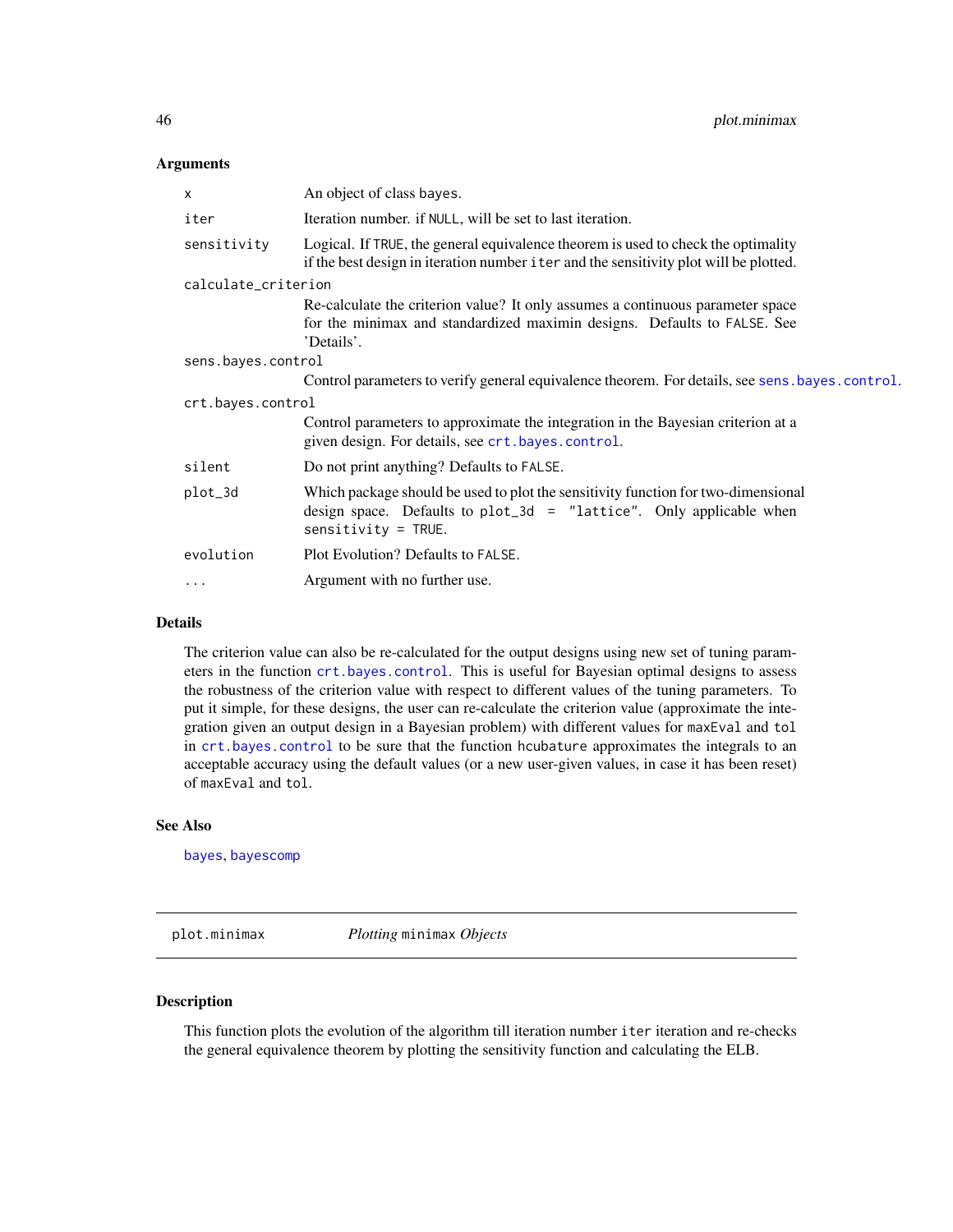### Arguments

| | |
|---|---|
| `x` | An object of class `bayes`. |
| `iter` | Iteration number. if `NULL`, will be set to last iteration. |
| `sensitivity` | Logical. If `TRUE`, the general equivalence theorem is used to check the optimality if the best design in iteration number `iter` and the sensitivity plot will be plotted. |
| `calculate_criterion` | Re-calculate the criterion value? It only assumes a continuous parameter space for the minimax and standardized maximin designs. Defaults to `FALSE`. See 'Details'. |
| `sens.bayes.control` | Control parameters to verify general equivalence theorem. For details, see `sens.bayes.control`. |
| `crt.bayes.control` | Control parameters to approximate the integration in the Bayesian criterion at a given design. For details, see `crt.bayes.control`. |
| `silent` | Do not print anything? Defaults to `FALSE`. |
| `plot_3d` | Which package should be used to plot the sensitivity function for two-dimensional design space. Defaults to `plot_3d = "lattice"`. Only applicable when `sensitivity = TRUE`. |
| `evolution` | Plot Evolution? Defaults to `FALSE`. |
| `...` | Argument with no further use. |

### Details

The criterion value can also be re-calculated for the output designs using new set of tuning parameters in the function `crt.bayes.control`. This is useful for Bayesian optimal designs to assess the robustness of the criterion value with respect to different values of the tuning parameters. To put it simple, for these designs, the user can re-calculate the criterion value (approximate the integration given an output design in a Bayesian problem) with different values for `maxEval` and `tol` in `crt.bayes.control` to be sure that the function `hcubature` approximates the integrals to an acceptable accuracy using the default values (or a new user-given values, in case it has been reset) of `maxEval` and `tol`.

### See Also

`bayes`, `bayescomp`

---

## `plot.minimax` *Plotting* `minimax` *Objects*

### Description

This function plots the evolution of the algorithm till iteration number `iter` iteration and re-checks the general equivalence theorem by plotting the sensitivity function and calculating the ELB.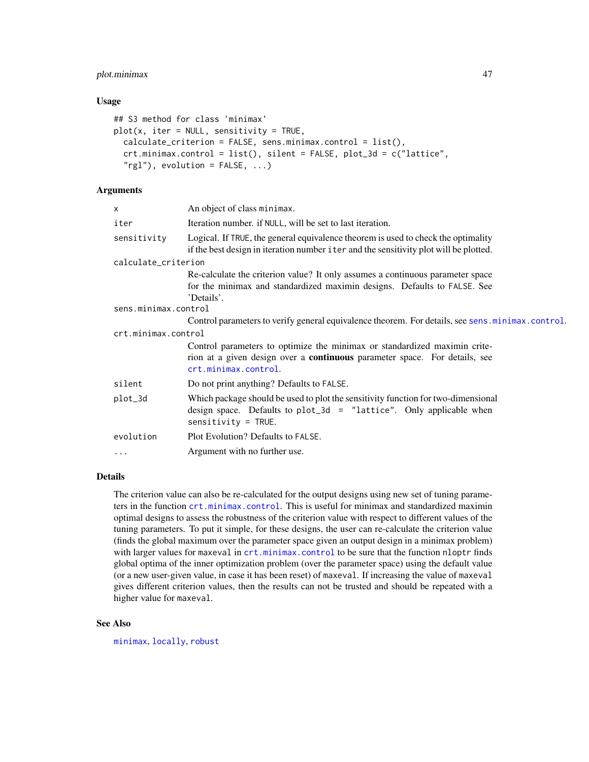## Usage

```
## S3 method for class 'minimax'
plot(x, iter = NULL, sensitivity = TRUE,
  calculate_criterion = FALSE, sens.minimax.control = list(),
  crt.minimax.control = list(), silent = FALSE, plot_3d = c("lattice",
  "rgl"), evolution = FALSE, ...)
```

## Arguments

| | |
|---|---|
| `x` | An object of class `minimax`. |
| `iter` | Iteration number. if `NULL`, will be set to last iteration. |
| `sensitivity` | Logical. If `TRUE`, the general equivalence theorem is used to check the optimality if the best design in iteration number `iter` and the sensitivity plot will be plotted. |
| `calculate_criterion` | Re-calculate the criterion value? It only assumes a continuous parameter space for the minimax and standardized maximin designs. Defaults to `FALSE`. See 'Details'. |
| `sens.minimax.control` | Control parameters to verify general equivalence theorem. For details, see `sens.minimax.control`. |
| `crt.minimax.control` | Control parameters to optimize the minimax or standardized maximin criterion at a given design over a **continuous** parameter space. For details, see `crt.minimax.control`. |
| `silent` | Do not print anything? Defaults to `FALSE`. |
| `plot_3d` | Which package should be used to plot the sensitivity function for two-dimensional design space. Defaults to `plot_3d = "lattice"`. Only applicable when `sensitivity = TRUE`. |
| `evolution` | Plot Evolution? Defaults to `FALSE`. |
| `...` | Argument with no further use. |

## Details

The criterion value can also be re-calculated for the output designs using new set of tuning parameters in the function `crt.minimax.control`. This is useful for minimax and standardized maximin optimal designs to assess the robustness of the criterion value with respect to different values of the tuning parameters. To put it simple, for these designs, the user can re-calculate the criterion value (finds the global maximum over the parameter space given an output design in a minimax problem) with larger values for `maxeval` in `crt.minimax.control` to be sure that the function `nloptr` finds global optima of the inner optimization problem (over the parameter space) using the default value (or a new user-given value, in case it has been reset) of `maxeval`. If increasing the value of `maxeval` gives different criterion values, then the results can not be trusted and should be repeated with a higher value for `maxeval`.

## See Also

`minimax`, `locally`, `robust`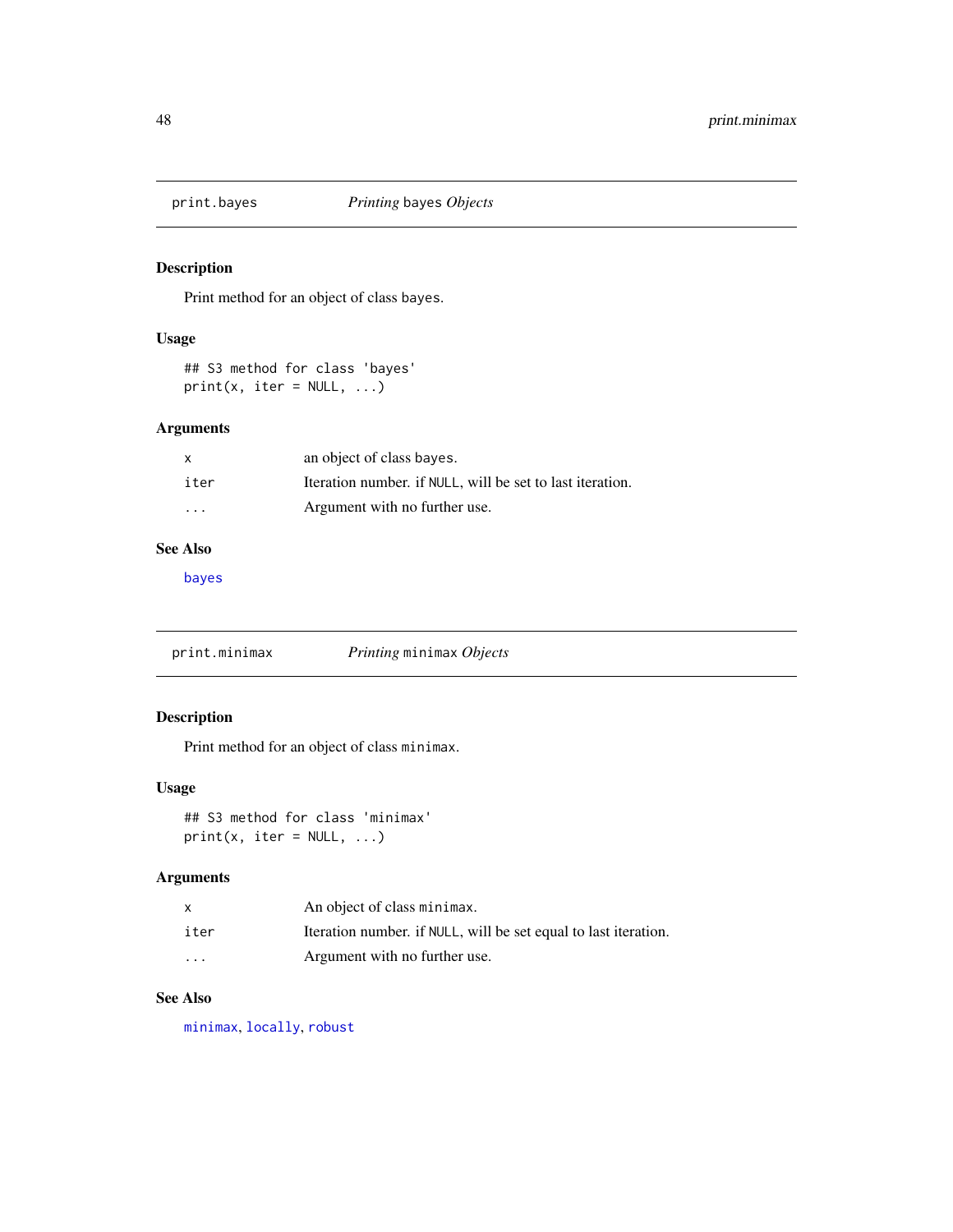## print.bayes — *Printing* `bayes` *Objects*

### Description

Print method for an object of class `bayes`.

### Usage

```
## S3 method for class 'bayes'
print(x, iter = NULL, ...)
```

### Arguments

| | |
|---|---|
| `x` | an object of class `bayes`. |
| `iter` | Iteration number. if `NULL`, will be set to last iteration. |
| `...` | Argument with no further use. |

### See Also

`bayes`

## print.minimax — *Printing* `minimax` *Objects*

### Description

Print method for an object of class `minimax`.

### Usage

```
## S3 method for class 'minimax'
print(x, iter = NULL, ...)
```

### Arguments

| | |
|---|---|
| `x` | An object of class `minimax`. |
| `iter` | Iteration number. if `NULL`, will be set equal to last iteration. |
| `...` | Argument with no further use. |

### See Also

`minimax`, `locally`, `robust`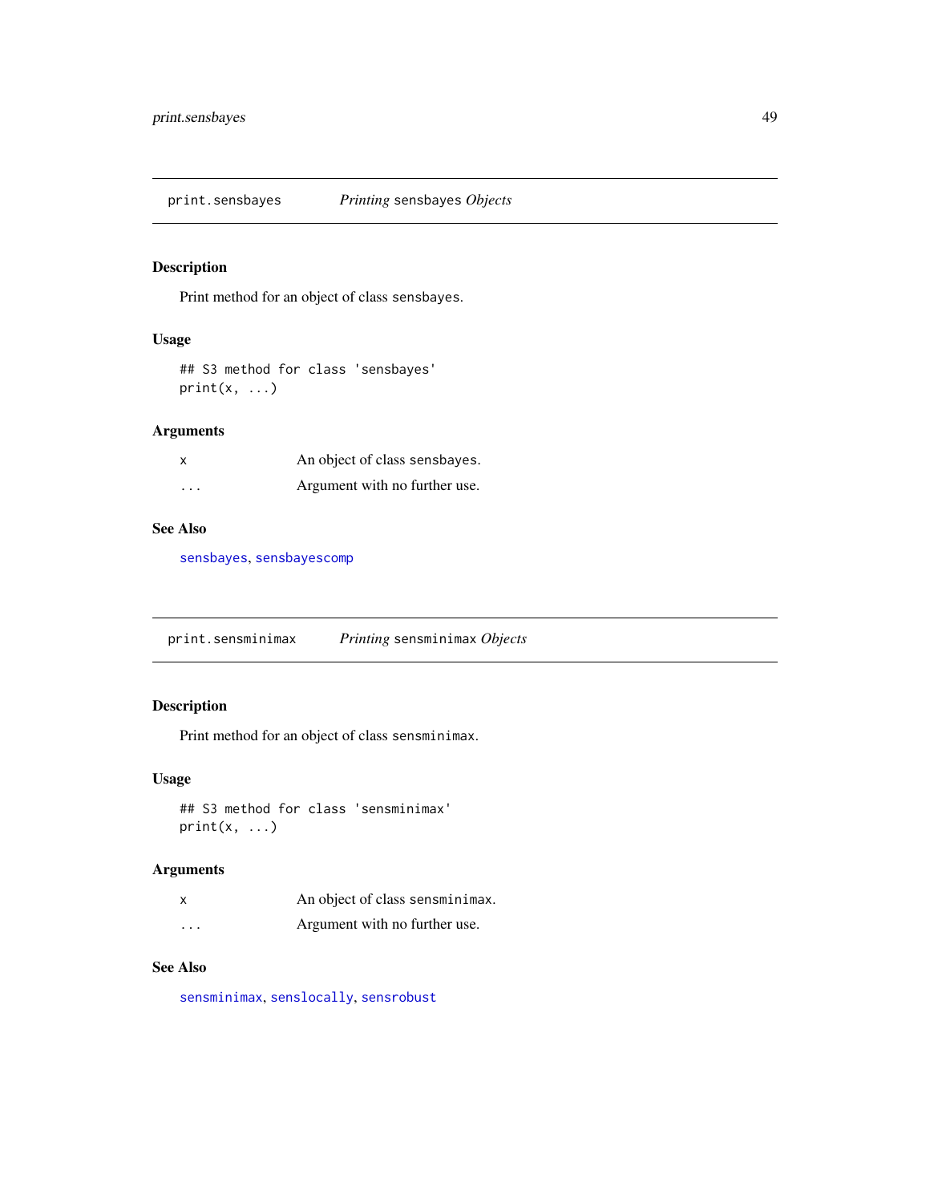## print.sensbayes — *Printing* sensbayes *Objects*

### Description

Print method for an object of class sensbayes.

### Usage

```
## S3 method for class 'sensbayes'
print(x, ...)
```

### Arguments

| | |
|---|---|
| x | An object of class sensbayes. |
| ... | Argument with no further use. |

### See Also

sensbayes, sensbayescomp

## print.sensminimax — *Printing* sensminimax *Objects*

### Description

Print method for an object of class sensminimax.

### Usage

```
## S3 method for class 'sensminimax'
print(x, ...)
```

### Arguments

| | |
|---|---|
| x | An object of class sensminimax. |
| ... | Argument with no further use. |

### See Also

sensminimax, senslocally, sensrobust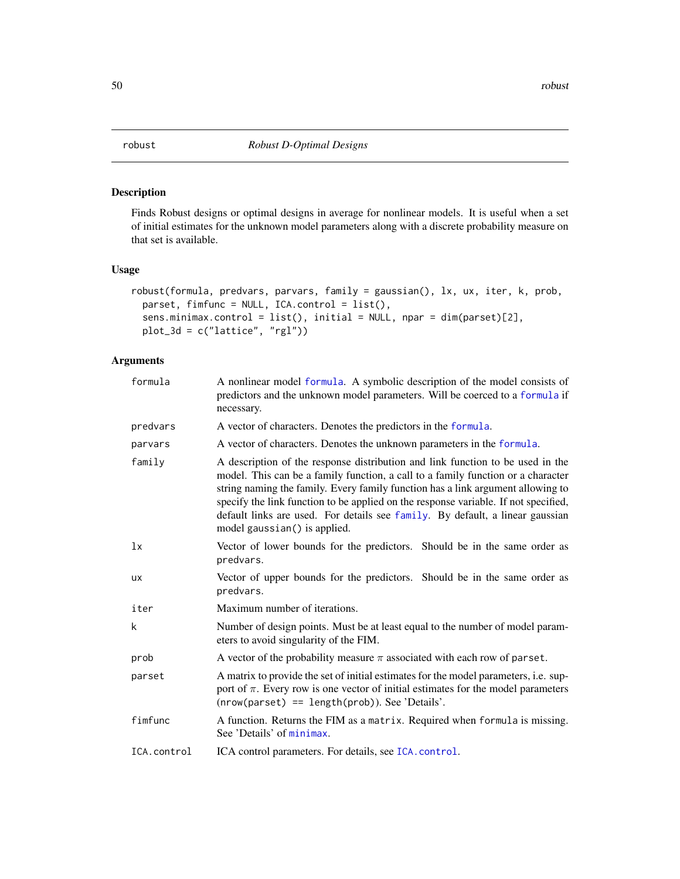robust — *Robust D-Optimal Designs*

## Description

Finds Robust designs or optimal designs in average for nonlinear models. It is useful when a set of initial estimates for the unknown model parameters along with a discrete probability measure on that set is available.

## Usage

```
robust(formula, predvars, parvars, family = gaussian(), lx, ux, iter, k, prob,
  parset, fimfunc = NULL, ICA.control = list(),
  sens.minimax.control = list(), initial = NULL, npar = dim(parset)[2],
  plot_3d = c("lattice", "rgl"))
```

## Arguments

| | |
|---|---|
| formula | A nonlinear model formula. A symbolic description of the model consists of predictors and the unknown model parameters. Will be coerced to a formula if necessary. |
| predvars | A vector of characters. Denotes the predictors in the formula. |
| parvars | A vector of characters. Denotes the unknown parameters in the formula. |
| family | A description of the response distribution and link function to be used in the model. This can be a family function, a call to a family function or a character string naming the family. Every family function has a link argument allowing to specify the link function to be applied on the response variable. If not specified, default links are used. For details see family. By default, a linear gaussian model gaussian() is applied. |
| lx | Vector of lower bounds for the predictors. Should be in the same order as predvars. |
| ux | Vector of upper bounds for the predictors. Should be in the same order as predvars. |
| iter | Maximum number of iterations. |
| k | Number of design points. Must be at least equal to the number of model parameters to avoid singularity of the FIM. |
| prob | A vector of the probability measure $\pi$ associated with each row of parset. |
| parset | A matrix to provide the set of initial estimates for the model parameters, i.e. support of $\pi$. Every row is one vector of initial estimates for the model parameters (nrow(parset) == length(prob)). See 'Details'. |
| fimfunc | A function. Returns the FIM as a matrix. Required when formula is missing. See 'Details' of minimax. |
| ICA.control | ICA control parameters. For details, see ICA.control. |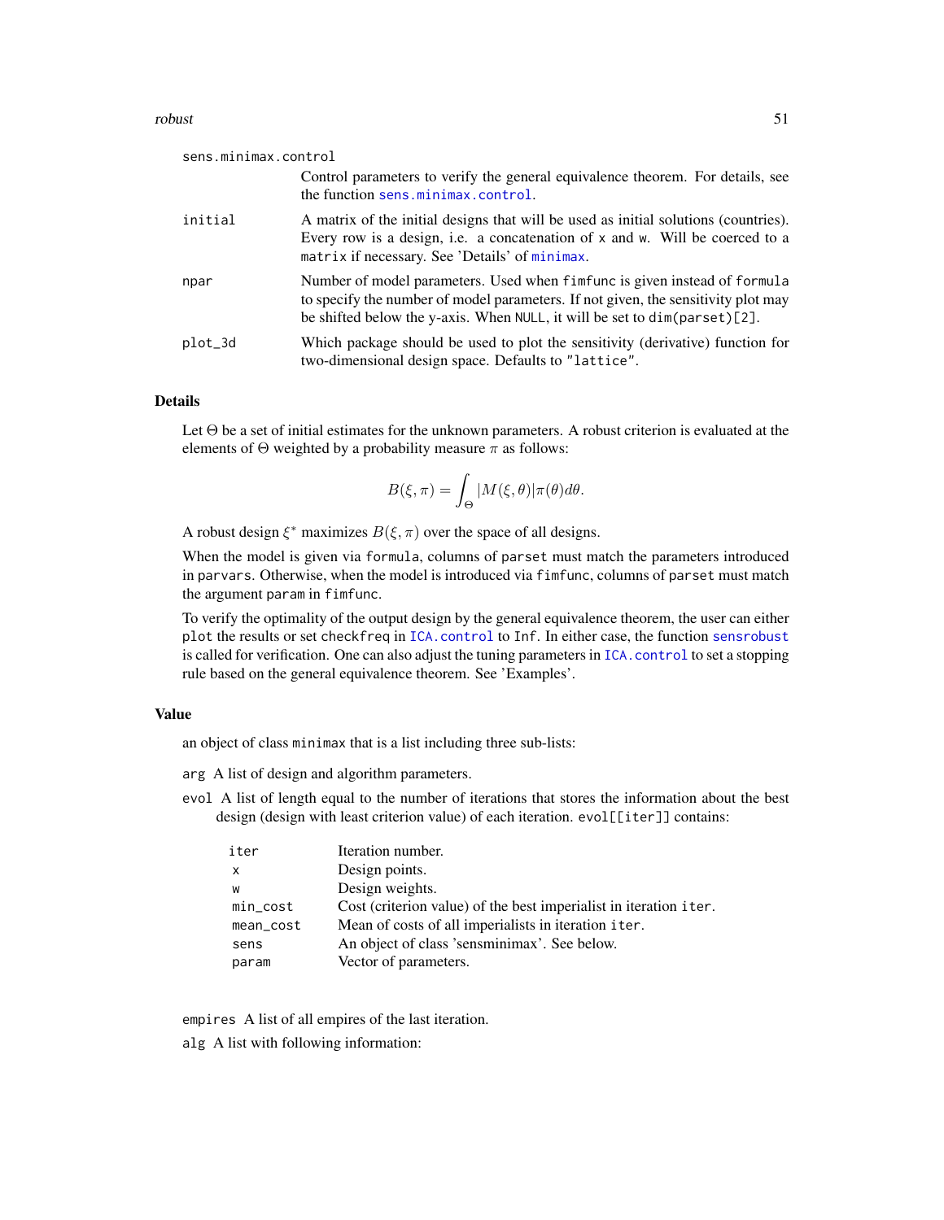`sens.minimax.control`
: Control parameters to verify the general equivalence theorem. For details, see the function `sens.minimax.control`.

`initial`
: A matrix of the initial designs that will be used as initial solutions (countries). Every row is a design, i.e. a concatenation of `x` and `w`. Will be coerced to a `matrix` if necessary. See 'Details' of `minimax`.

`npar`
: Number of model parameters. Used when `fimfunc` is given instead of `formula` to specify the number of model parameters. If not given, the sensitivity plot may be shifted below the y-axis. When `NULL`, it will be set to `dim(parset)[2]`.

`plot_3d`
: Which package should be used to plot the sensitivity (derivative) function for two-dimensional design space. Defaults to `"lattice"`.

## Details

Let $\Theta$ be a set of initial estimates for the unknown parameters. A robust criterion is evaluated at the elements of $\Theta$ weighted by a probability measure $\pi$ as follows:

$$B(\xi, \pi) = \int_{\Theta} |M(\xi, \theta)| \pi(\theta) d\theta.$$

A robust design $\xi^*$ maximizes $B(\xi, \pi)$ over the space of all designs.

When the model is given via `formula`, columns of `parset` must match the parameters introduced in `parvars`. Otherwise, when the model is introduced via `fimfunc`, columns of `parset` must match the argument `param` in `fimfunc`.

To verify the optimality of the output design by the general equivalence theorem, the user can either `plot` the results or set `checkfreq` in `ICA.control` to `Inf`. In either case, the function `sensrobust` is called for verification. One can also adjust the tuning parameters in `ICA.control` to set a stopping rule based on the general equivalence theorem. See 'Examples'.

## Value

an object of class `minimax` that is a list including three sub-lists:

`arg` A list of design and algorithm parameters.

`evol` A list of length equal to the number of iterations that stores the information about the best design (design with least criterion value) of each iteration. `evol[[iter]]` contains:

| | |
|---|---|
| `iter` | Iteration number. |
| `x` | Design points. |
| `w` | Design weights. |
| `min_cost` | Cost (criterion value) of the best imperialist in iteration `iter`. |
| `mean_cost` | Mean of costs of all imperialists in iteration `iter`. |
| `sens` | An object of class 'sensminimax'. See below. |
| `param` | Vector of parameters. |

`empires` A list of all empires of the last iteration.

`alg` A list with following information: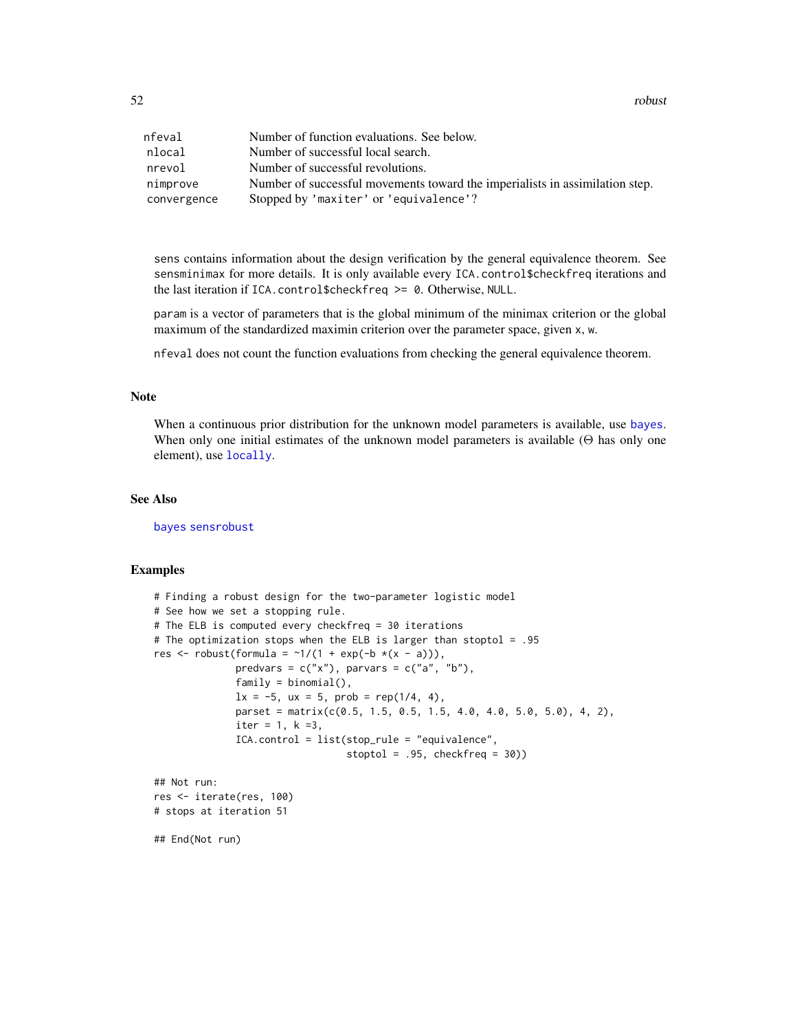| | |
|---|---|
| nfeval | Number of function evaluations. See below. |
| nlocal | Number of successful local search. |
| nrevol | Number of successful revolutions. |
| nimprove | Number of successful movements toward the imperialists in assimilation step. |
| convergence | Stopped by 'maxiter' or 'equivalence'? |

sens contains information about the design verification by the general equivalence theorem. See sensminimax for more details. It is only available every ICA.control$checkfreq iterations and the last iteration if ICA.control$checkfreq >= 0. Otherwise, NULL.

param is a vector of parameters that is the global minimum of the minimax criterion or the global maximum of the standardized maximin criterion over the parameter space, given x, w.

nfeval does not count the function evaluations from checking the general equivalence theorem.

## Note

When a continuous prior distribution for the unknown model parameters is available, use bayes. When only one initial estimates of the unknown model parameters is available ($\Theta$ has only one element), use locally.

## See Also

bayes sensrobust

## Examples

```
# Finding a robust design for the two-parameter logistic model
# See how we set a stopping rule.
# The ELB is computed every checkfreq = 30 iterations
# The optimization stops when the ELB is larger than stoptol = .95
res <- robust(formula = ~1/(1 + exp(-b *(x - a))),
              predvars = c("x"), parvars = c("a", "b"),
              family = binomial(),
              lx = -5, ux = 5, prob = rep(1/4, 4),
              parset = matrix(c(0.5, 1.5, 0.5, 1.5, 4.0, 4.0, 5.0, 5.0), 4, 2),
              iter = 1, k =3,
              ICA.control = list(stop_rule = "equivalence",
                                 stoptol = .95, checkfreq = 30))

## Not run:
res <- iterate(res, 100)
# stops at iteration 51

## End(Not run)
```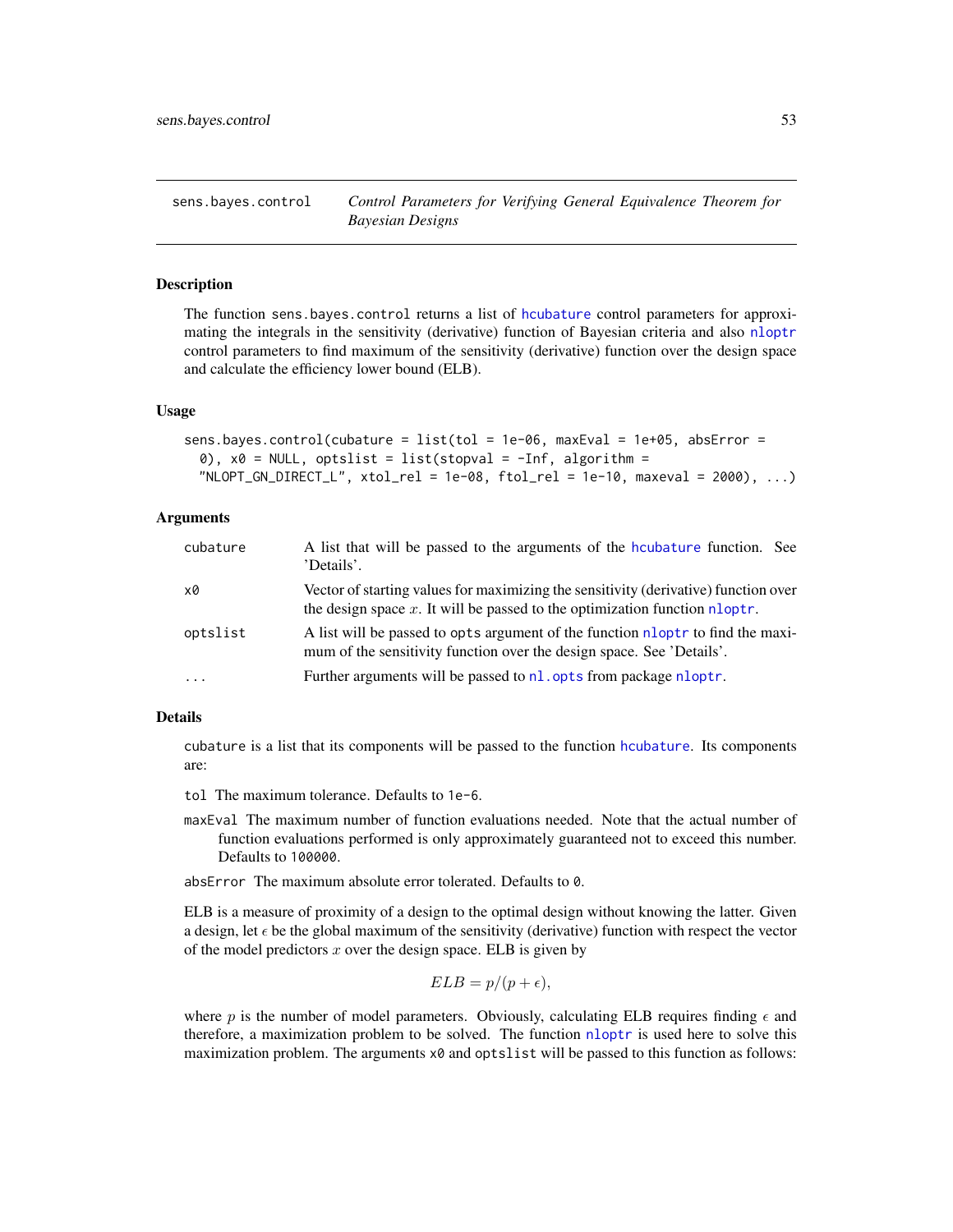sens.bayes.control *Control Parameters for Verifying General Equivalence Theorem for Bayesian Designs*

## Description

The function `sens.bayes.control` returns a list of `hcubature` control parameters for approximating the integrals in the sensitivity (derivative) function of Bayesian criteria and also `nloptr` control parameters to find maximum of the sensitivity (derivative) function over the design space and calculate the efficiency lower bound (ELB).

## Usage

```
sens.bayes.control(cubature = list(tol = 1e-06, maxEval = 1e+05, absError =
  0), x0 = NULL, optslist = list(stopval = -Inf, algorithm =
  "NLOPT_GN_DIRECT_L", xtol_rel = 1e-08, ftol_rel = 1e-10, maxeval = 2000), ...)
```

## Arguments

| | |
|---|---|
| `cubature` | A list that will be passed to the arguments of the `hcubature` function. See 'Details'. |
| `x0` | Vector of starting values for maximizing the sensitivity (derivative) function over the design space $x$. It will be passed to the optimization function `nloptr`. |
| `optslist` | A list will be passed to `opts` argument of the function `nloptr` to find the maximum of the sensitivity function over the design space. See 'Details'. |
| `...` | Further arguments will be passed to `nl.opts` from package `nloptr`. |

## Details

`cubature` is a list that its components will be passed to the function `hcubature`. Its components are:

`tol` The maximum tolerance. Defaults to `1e-6`.

`maxEval` The maximum number of function evaluations needed. Note that the actual number of function evaluations performed is only approximately guaranteed not to exceed this number. Defaults to `100000`.

`absError` The maximum absolute error tolerated. Defaults to `0`.

ELB is a measure of proximity of a design to the optimal design without knowing the latter. Given a design, let $\epsilon$ be the global maximum of the sensitivity (derivative) function with respect the vector of the model predictors $x$ over the design space. ELB is given by

$$ELB = p/(p + \epsilon),$$

where $p$ is the number of model parameters. Obviously, calculating ELB requires finding $\epsilon$ and therefore, a maximization problem to be solved. The function `nloptr` is used here to solve this maximization problem. The arguments `x0` and `optslist` will be passed to this function as follows: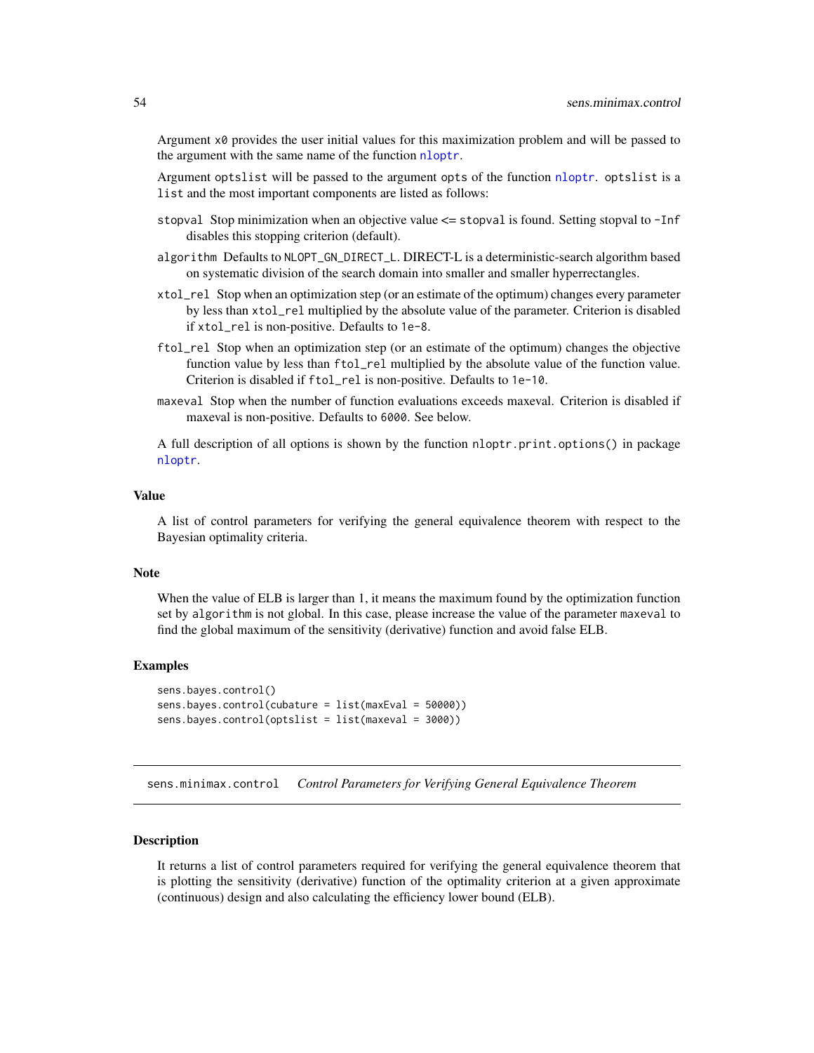Argument `x0` provides the user initial values for this maximization problem and will be passed to the argument with the same name of the function `nloptr`.

Argument `optslist` will be passed to the argument `opts` of the function `nloptr`. `optslist` is a `list` and the most important components are listed as follows:

`stopval` Stop minimization when an objective value <= `stopval` is found. Setting stopval to `-Inf` disables this stopping criterion (default).

`algorithm` Defaults to `NLOPT_GN_DIRECT_L`. DIRECT-L is a deterministic-search algorithm based on systematic division of the search domain into smaller and smaller hyperrectangles.

`xtol_rel` Stop when an optimization step (or an estimate of the optimum) changes every parameter by less than `xtol_rel` multiplied by the absolute value of the parameter. Criterion is disabled if `xtol_rel` is non-positive. Defaults to `1e-8`.

`ftol_rel` Stop when an optimization step (or an estimate of the optimum) changes the objective function value by less than `ftol_rel` multiplied by the absolute value of the function value. Criterion is disabled if `ftol_rel` is non-positive. Defaults to `1e-10`.

`maxeval` Stop when the number of function evaluations exceeds maxeval. Criterion is disabled if maxeval is non-positive. Defaults to `6000`. See below.

A full description of all options is shown by the function `nloptr.print.options()` in package `nloptr`.

### Value

A list of control parameters for verifying the general equivalence theorem with respect to the Bayesian optimality criteria.

### Note

When the value of ELB is larger than 1, it means the maximum found by the optimization function set by `algorithm` is not global. In this case, please increase the value of the parameter `maxeval` to find the global maximum of the sensitivity (derivative) function and avoid false ELB.

### Examples

```
sens.bayes.control()
sens.bayes.control(cubature = list(maxEval = 50000))
sens.bayes.control(optslist = list(maxeval = 3000))
```

---

## sens.minimax.control *Control Parameters for Verifying General Equivalence Theorem*

---

### Description

It returns a list of control parameters required for verifying the general equivalence theorem that is plotting the sensitivity (derivative) function of the optimality criterion at a given approximate (continuous) design and also calculating the efficiency lower bound (ELB).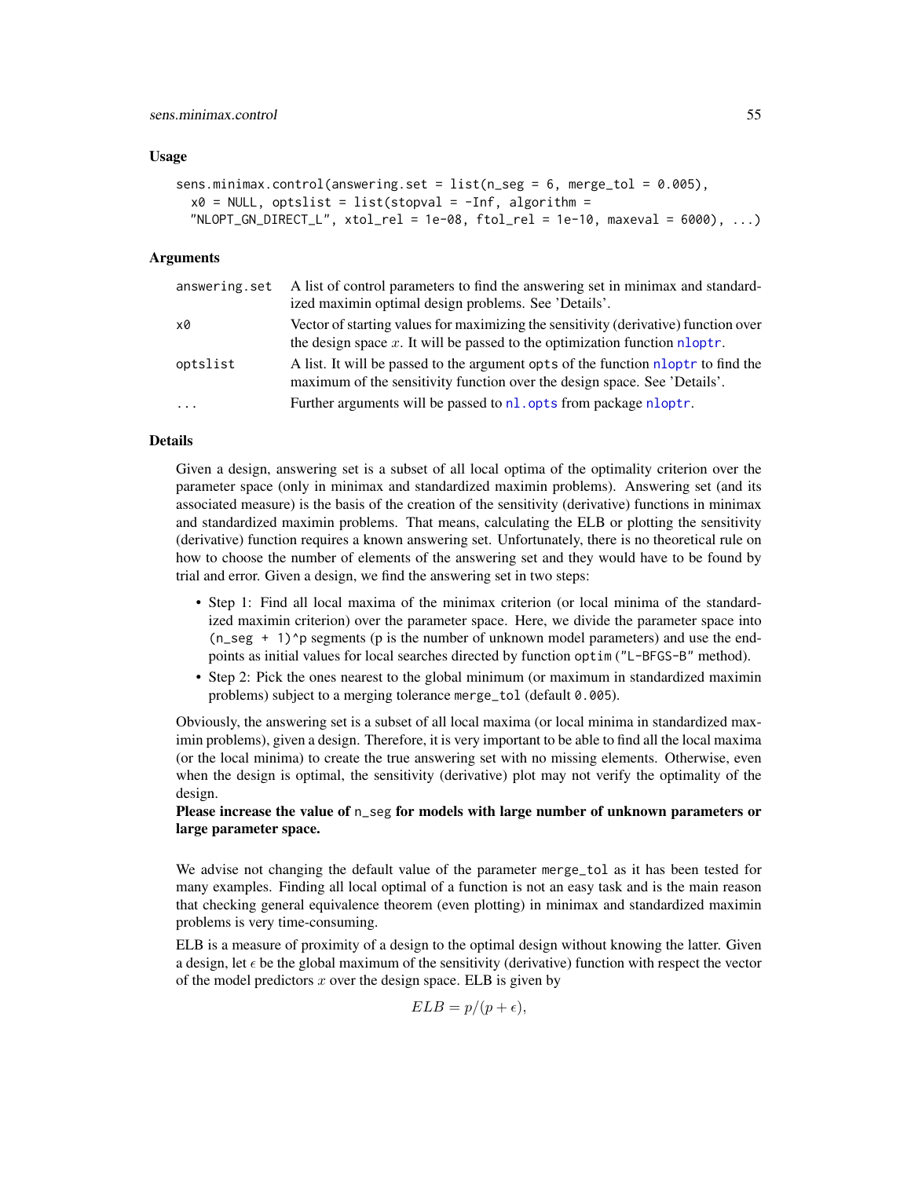### Usage

```
sens.minimax.control(answering.set = list(n_seg = 6, merge_tol = 0.005),
  x0 = NULL, optslist = list(stopval = -Inf, algorithm =
  "NLOPT_GN_DIRECT_L", xtol_rel = 1e-08, ftol_rel = 1e-10, maxeval = 6000), ...)
```

### Arguments

| | |
|---|---|
| answering.set | A list of control parameters to find the answering set in minimax and standardized maximin optimal design problems. See 'Details'. |
| x0 | Vector of starting values for maximizing the sensitivity (derivative) function over the design space $x$. It will be passed to the optimization function nloptr. |
| optslist | A list. It will be passed to the argument opts of the function nloptr to find the maximum of the sensitivity function over the design space. See 'Details'. |
| ... | Further arguments will be passed to nl.opts from package nloptr. |

### Details

Given a design, answering set is a subset of all local optima of the optimality criterion over the parameter space (only in minimax and standardized maximin problems). Answering set (and its associated measure) is the basis of the creation of the sensitivity (derivative) functions in minimax and standardized maximin problems. That means, calculating the ELB or plotting the sensitivity (derivative) function requires a known answering set. Unfortunately, there is no theoretical rule on how to choose the number of elements of the answering set and they would have to be found by trial and error. Given a design, we find the answering set in two steps:

- Step 1: Find all local maxima of the minimax criterion (or local minima of the standardized maximin criterion) over the parameter space. Here, we divide the parameter space into `(n_seg + 1)^p` segments (p is the number of unknown model parameters) and use the endpoints as initial values for local searches directed by function `optim` (`"L-BFGS-B"` method).
- Step 2: Pick the ones nearest to the global minimum (or maximum in standardized maximin problems) subject to a merging tolerance `merge_tol` (default `0.005`).

Obviously, the answering set is a subset of all local maxima (or local minima in standardized maximin problems), given a design. Therefore, it is very important to be able to find all the local maxima (or the local minima) to create the true answering set with no missing elements. Otherwise, even when the design is optimal, the sensitivity (derivative) plot may not verify the optimality of the design.

**Please increase the value of `n_seg` for models with large number of unknown parameters or large parameter space.**

We advise not changing the default value of the parameter `merge_tol` as it has been tested for many examples. Finding all local optimal of a function is not an easy task and is the main reason that checking general equivalence theorem (even plotting) in minimax and standardized maximin problems is very time-consuming.

ELB is a measure of proximity of a design to the optimal design without knowing the latter. Given a design, let $\epsilon$ be the global maximum of the sensitivity (derivative) function with respect the vector of the model predictors $x$ over the design space. ELB is given by

$$ELB = p/(p + \epsilon),$$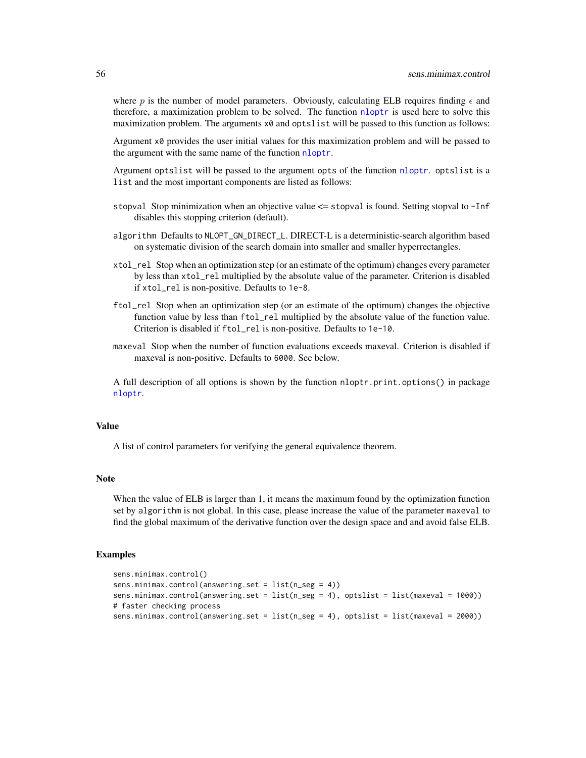where $p$ is the number of model parameters. Obviously, calculating ELB requires finding $\epsilon$ and therefore, a maximization problem to be solved. The function nloptr is used here to solve this maximization problem. The arguments x0 and optslist will be passed to this function as follows:

Argument x0 provides the user initial values for this maximization problem and will be passed to the argument with the same name of the function nloptr.

Argument optslist will be passed to the argument opts of the function nloptr. optslist is a list and the most important components are listed as follows:

- stopval Stop minimization when an objective value <= stopval is found. Setting stopval to -Inf disables this stopping criterion (default).
- algorithm Defaults to NLOPT_GN_DIRECT_L. DIRECT-L is a deterministic-search algorithm based on systematic division of the search domain into smaller and smaller hyperrectangles.
- xtol_rel Stop when an optimization step (or an estimate of the optimum) changes every parameter by less than xtol_rel multiplied by the absolute value of the parameter. Criterion is disabled if xtol_rel is non-positive. Defaults to 1e-8.
- ftol_rel Stop when an optimization step (or an estimate of the optimum) changes the objective function value by less than ftol_rel multiplied by the absolute value of the function value. Criterion is disabled if ftol_rel is non-positive. Defaults to 1e-10.
- maxeval Stop when the number of function evaluations exceeds maxeval. Criterion is disabled if maxeval is non-positive. Defaults to 6000. See below.

A full description of all options is shown by the function nloptr.print.options() in package nloptr.

## Value

A list of control parameters for verifying the general equivalence theorem.

## Note

When the value of ELB is larger than 1, it means the maximum found by the optimization function set by algorithm is not global. In this case, please increase the value of the parameter maxeval to find the global maximum of the derivative function over the design space and and avoid false ELB.

## Examples

```
sens.minimax.control()
sens.minimax.control(answering.set = list(n_seg = 4))
sens.minimax.control(answering.set = list(n_seg = 4), optslist = list(maxeval = 1000))
# faster checking process
sens.minimax.control(answering.set = list(n_seg = 4), optslist = list(maxeval = 2000))
```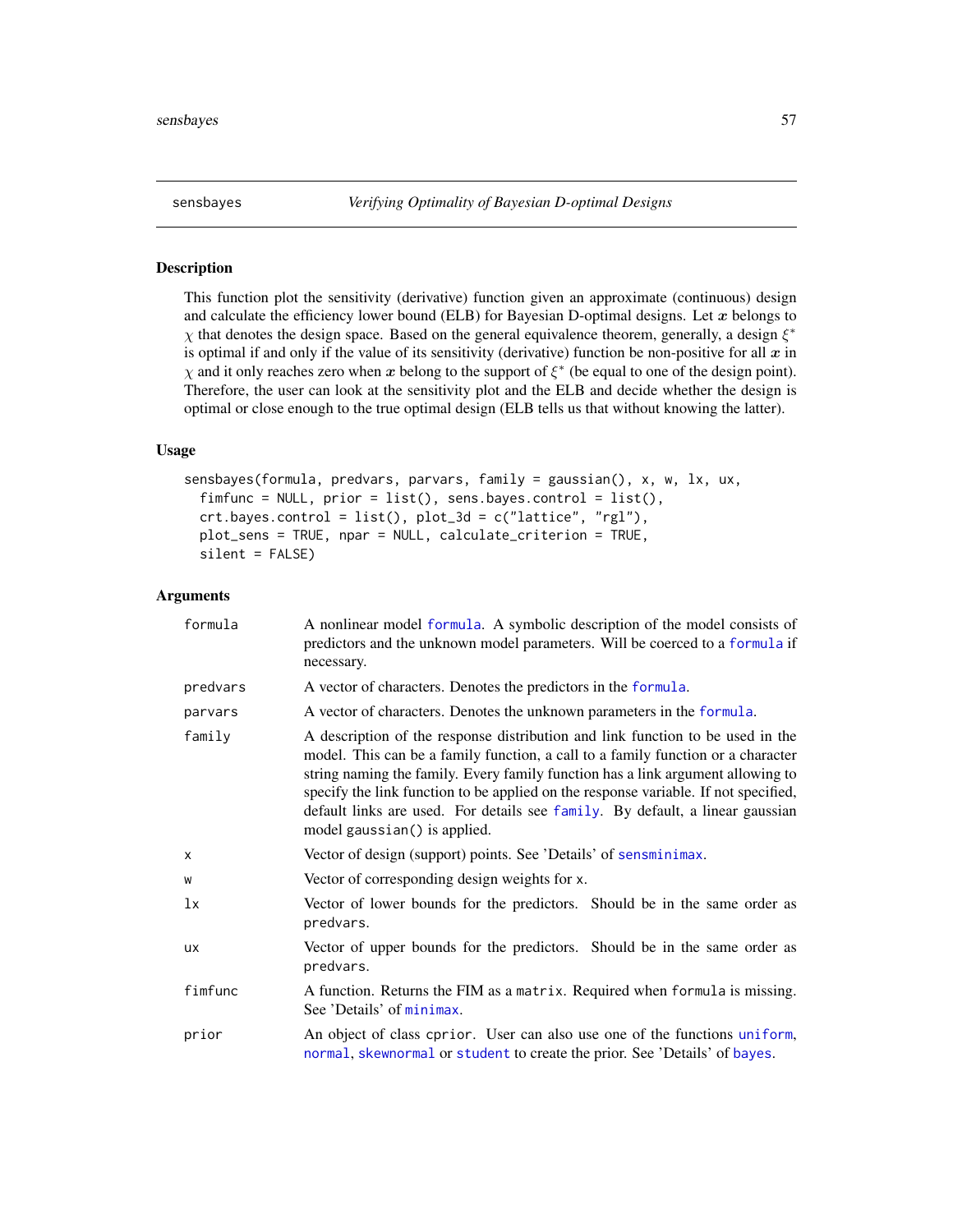## sensbayes — *Verifying Optimality of Bayesian D-optimal Designs*

### Description

This function plot the sensitivity (derivative) function given an approximate (continuous) design and calculate the efficiency lower bound (ELB) for Bayesian D-optimal designs. Let $\boldsymbol{x}$ belongs to $\chi$ that denotes the design space. Based on the general equivalence theorem, generally, a design $\xi^*$ is optimal if and only if the value of its sensitivity (derivative) function be non-positive for all $\boldsymbol{x}$ in $\chi$ and it only reaches zero when $\boldsymbol{x}$ belong to the support of $\xi^*$ (be equal to one of the design point). Therefore, the user can look at the sensitivity plot and the ELB and decide whether the design is optimal or close enough to the true optimal design (ELB tells us that without knowing the latter).

### Usage

```
sensbayes(formula, predvars, parvars, family = gaussian(), x, w, lx, ux,
  fimfunc = NULL, prior = list(), sens.bayes.control = list(),
  crt.bayes.control = list(), plot_3d = c("lattice", "rgl"),
  plot_sens = TRUE, npar = NULL, calculate_criterion = TRUE,
  silent = FALSE)
```

### Arguments

| | |
|---|---|
| `formula` | A nonlinear model `formula`. A symbolic description of the model consists of predictors and the unknown model parameters. Will be coerced to a `formula` if necessary. |
| `predvars` | A vector of characters. Denotes the predictors in the `formula`. |
| `parvars` | A vector of characters. Denotes the unknown parameters in the `formula`. |
| `family` | A description of the response distribution and link function to be used in the model. This can be a family function, a call to a family function or a character string naming the family. Every family function has a link argument allowing to specify the link function to be applied on the response variable. If not specified, default links are used. For details see `family`. By default, a linear gaussian model `gaussian()` is applied. |
| `x` | Vector of design (support) points. See 'Details' of `sensminimax`. |
| `w` | Vector of corresponding design weights for `x`. |
| `lx` | Vector of lower bounds for the predictors. Should be in the same order as `predvars`. |
| `ux` | Vector of upper bounds for the predictors. Should be in the same order as `predvars`. |
| `fimfunc` | A function. Returns the FIM as a `matrix`. Required when `formula` is missing. See 'Details' of `minimax`. |
| `prior` | An object of class `cprior`. User can also use one of the functions `uniform`, `normal`, `skewnormal` or `student` to create the prior. See 'Details' of `bayes`. |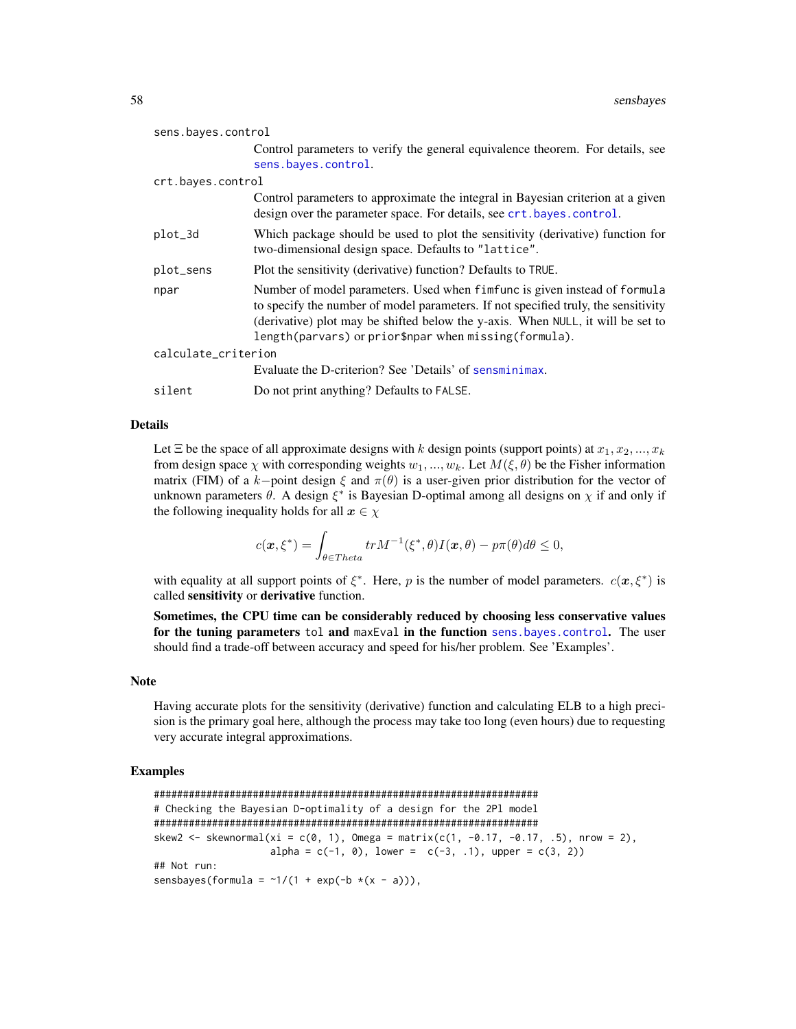sens.bayes.control
: Control parameters to verify the general equivalence theorem. For details, see `sens.bayes.control`.

crt.bayes.control
: Control parameters to approximate the integral in Bayesian criterion at a given design over the parameter space. For details, see `crt.bayes.control`.

plot_3d
: Which package should be used to plot the sensitivity (derivative) function for two-dimensional design space. Defaults to `"lattice"`.

plot_sens
: Plot the sensitivity (derivative) function? Defaults to `TRUE`.

npar
: Number of model parameters. Used when `fimfunc` is given instead of `formula` to specify the number of model parameters. If not specified truly, the sensitivity (derivative) plot may be shifted below the y-axis. When `NULL`, it will be set to `length(parvars)` or `prior$npar` when `missing(formula)`.

calculate_criterion
: Evaluate the D-criterion? See 'Details' of `sensminimax`.

silent
: Do not print anything? Defaults to `FALSE`.

## Details

Let $\Xi$ be the space of all approximate designs with $k$ design points (support points) at $x_1, x_2, ..., x_k$ from design space $\chi$ with corresponding weights $w_1, ..., w_k$. Let $M(\xi, \theta)$ be the Fisher information matrix (FIM) of a $k-$point design $\xi$ and $\pi(\theta)$ is a user-given prior distribution for the vector of unknown parameters $\theta$. A design $\xi^*$ is Bayesian D-optimal among all designs on $\chi$ if and only if the following inequality holds for all $\boldsymbol{x} \in \chi$

$$c(\boldsymbol{x}, \xi^*) = \int_{\theta \in Theta} tr M^{-1}(\xi^*, \theta) I(\boldsymbol{x}, \theta) - p\pi(\theta) d\theta \leq 0,$$

with equality at all support points of $\xi^*$. Here, $p$ is the number of model parameters. $c(\boldsymbol{x}, \xi^*)$ is called **sensitivity** or **derivative** function.

**Sometimes, the CPU time can be considerably reduced by choosing less conservative values for the tuning parameters `tol` and `maxEval` in the function `sens.bayes.control`.** The user should find a trade-off between accuracy and speed for his/her problem. See 'Examples'.

## Note

Having accurate plots for the sensitivity (derivative) function and calculating ELB to a high precision is the primary goal here, although the process may take too long (even hours) due to requesting very accurate integral approximations.

## Examples

```
#######################################################################
# Checking the Bayesian D-optimality of a design for the 2Pl model
#######################################################################
skew2 <- skewnormal(xi = c(0, 1), Omega = matrix(c(1, -0.17, -0.17, .5), nrow = 2),
                    alpha = c(-1, 0), lower =  c(-3, .1), upper = c(3, 2))
## Not run:
sensbayes(formula = ~1/(1 + exp(-b *(x - a))),
```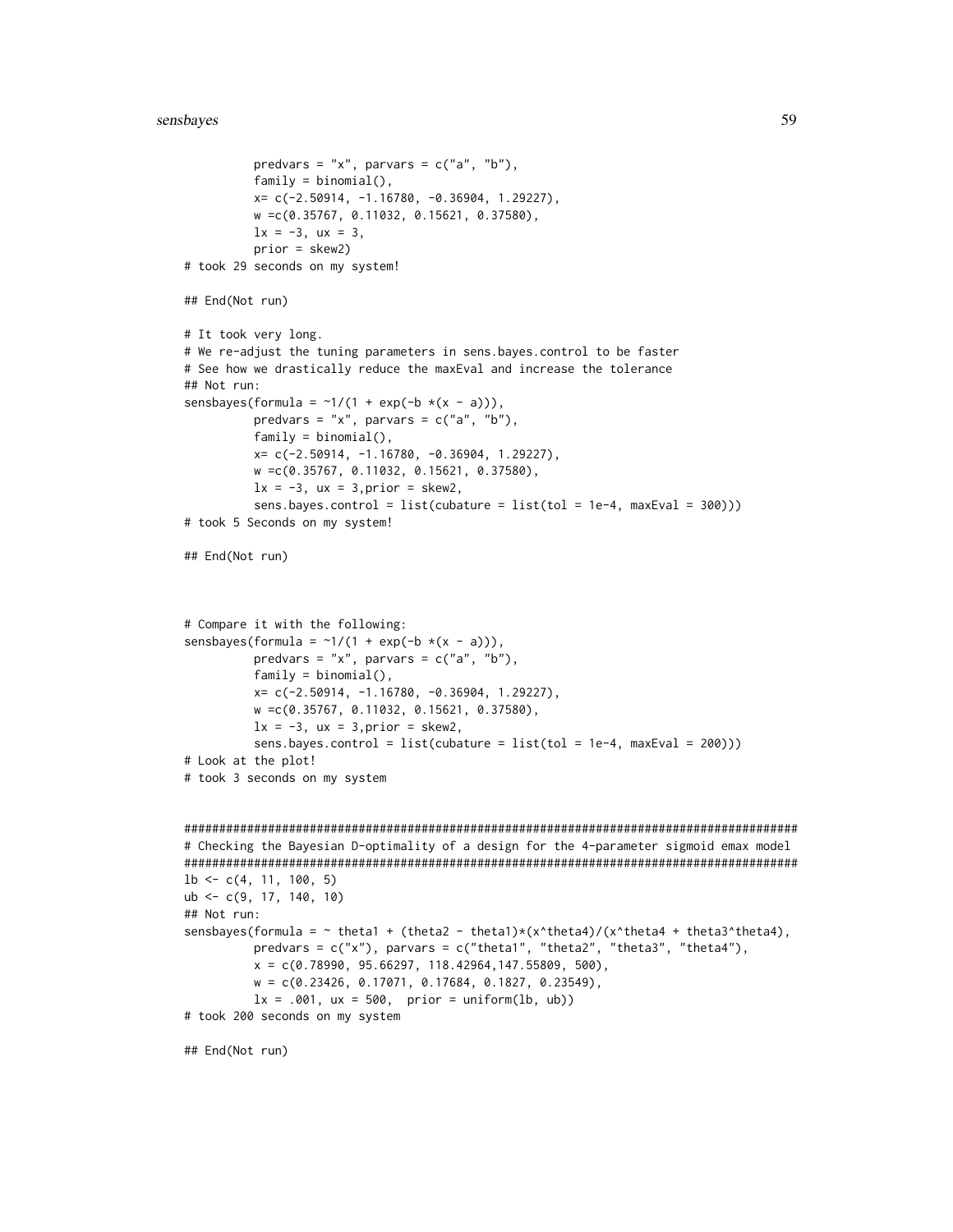```
          predvars = "x", parvars = c("a", "b"),
          family = binomial(),
          x= c(-2.50914, -1.16780, -0.36904, 1.29227),
          w =c(0.35767, 0.11032, 0.15621, 0.37580),
          lx = -3, ux = 3,
          prior = skew2)
# took 29 seconds on my system!

## End(Not run)

# It took very long.
# We re-adjust the tuning parameters in sens.bayes.control to be faster
# See how we drastically reduce the maxEval and increase the tolerance
## Not run:
sensbayes(formula = ~1/(1 + exp(-b *(x - a))),
          predvars = "x", parvars = c("a", "b"),
          family = binomial(),
          x= c(-2.50914, -1.16780, -0.36904, 1.29227),
          w =c(0.35767, 0.11032, 0.15621, 0.37580),
          lx = -3, ux = 3,prior = skew2,
          sens.bayes.control = list(cubature = list(tol = 1e-4, maxEval = 300)))
# took 5 Seconds on my system!

## End(Not run)



# Compare it with the following:
sensbayes(formula = ~1/(1 + exp(-b *(x - a))),
          predvars = "x", parvars = c("a", "b"),
          family = binomial(),
          x= c(-2.50914, -1.16780, -0.36904, 1.29227),
          w =c(0.35767, 0.11032, 0.15621, 0.37580),
          lx = -3, ux = 3,prior = skew2,
          sens.bayes.control = list(cubature = list(tol = 1e-4, maxEval = 200)))
# Look at the plot!
# took 3 seconds on my system


########################################################################################
# Checking the Bayesian D-optimality of a design for the 4-parameter sigmoid emax model
########################################################################################
lb <- c(4, 11, 100, 5)
ub <- c(9, 17, 140, 10)
## Not run:
sensbayes(formula = ~ theta1 + (theta2 - theta1)*(x^theta4)/(x^theta4 + theta3^theta4),
          predvars = c("x"), parvars = c("theta1", "theta2", "theta3", "theta4"),
          x = c(0.78990, 95.66297, 118.42964,147.55809, 500),
          w = c(0.23426, 0.17071, 0.17684, 0.1827, 0.23549),
          lx = .001, ux = 500,  prior = uniform(lb, ub))
# took 200 seconds on my system

## End(Not run)
```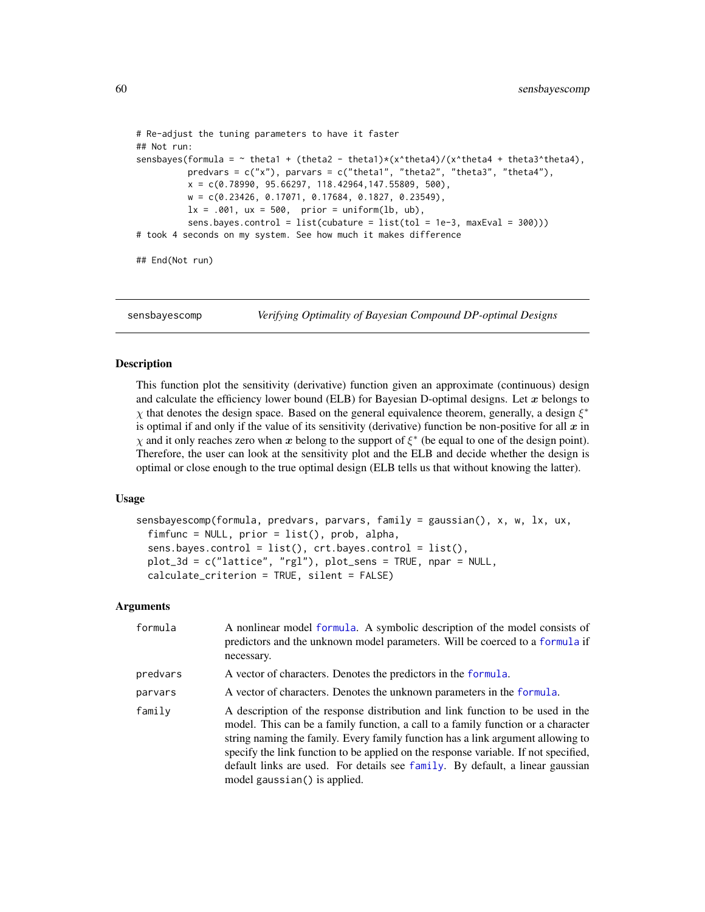```
# Re-adjust the tuning parameters to have it faster
## Not run:
sensbayes(formula = ~ theta1 + (theta2 - theta1)*(x^theta4)/(x^theta4 + theta3^theta4),
          predvars = c("x"), parvars = c("theta1", "theta2", "theta3", "theta4"),
          x = c(0.78990, 95.66297, 118.42964,147.55809, 500),
          w = c(0.23426, 0.17071, 0.17684, 0.1827, 0.23549),
          lx = .001, ux = 500,  prior = uniform(lb, ub),
          sens.bayes.control = list(cubature = list(tol = 1e-3, maxEval = 300)))
# took 4 seconds on my system. See how much it makes difference

## End(Not run)
```

---

## sensbayescomp — *Verifying Optimality of Bayesian Compound DP-optimal Designs*

### Description

This function plot the sensitivity (derivative) function given an approximate (continuous) design and calculate the efficiency lower bound (ELB) for Bayesian D-optimal designs. Let $x$ belongs to $\chi$ that denotes the design space. Based on the general equivalence theorem, generally, a design $\xi^*$ is optimal if and only if the value of its sensitivity (derivative) function be non-positive for all $x$ in $\chi$ and it only reaches zero when $x$ belong to the support of $\xi^*$ (be equal to one of the design point). Therefore, the user can look at the sensitivity plot and the ELB and decide whether the design is optimal or close enough to the true optimal design (ELB tells us that without knowing the latter).

### Usage

```
sensbayescomp(formula, predvars, parvars, family = gaussian(), x, w, lx, ux,
  fimfunc = NULL, prior = list(), prob, alpha,
  sens.bayes.control = list(), crt.bayes.control = list(),
  plot_3d = c("lattice", "rgl"), plot_sens = TRUE, npar = NULL,
  calculate_criterion = TRUE, silent = FALSE)
```

### Arguments

| | |
|---|---|
| `formula` | A nonlinear model `formula`. A symbolic description of the model consists of predictors and the unknown model parameters. Will be coerced to a `formula` if necessary. |
| `predvars` | A vector of characters. Denotes the predictors in the `formula`. |
| `parvars` | A vector of characters. Denotes the unknown parameters in the `formula`. |
| `family` | A description of the response distribution and link function to be used in the model. This can be a family function, a call to a family function or a character string naming the family. Every family function has a link argument allowing to specify the link function to be applied on the response variable. If not specified, default links are used. For details see `family`. By default, a linear gaussian model `gaussian()` is applied. |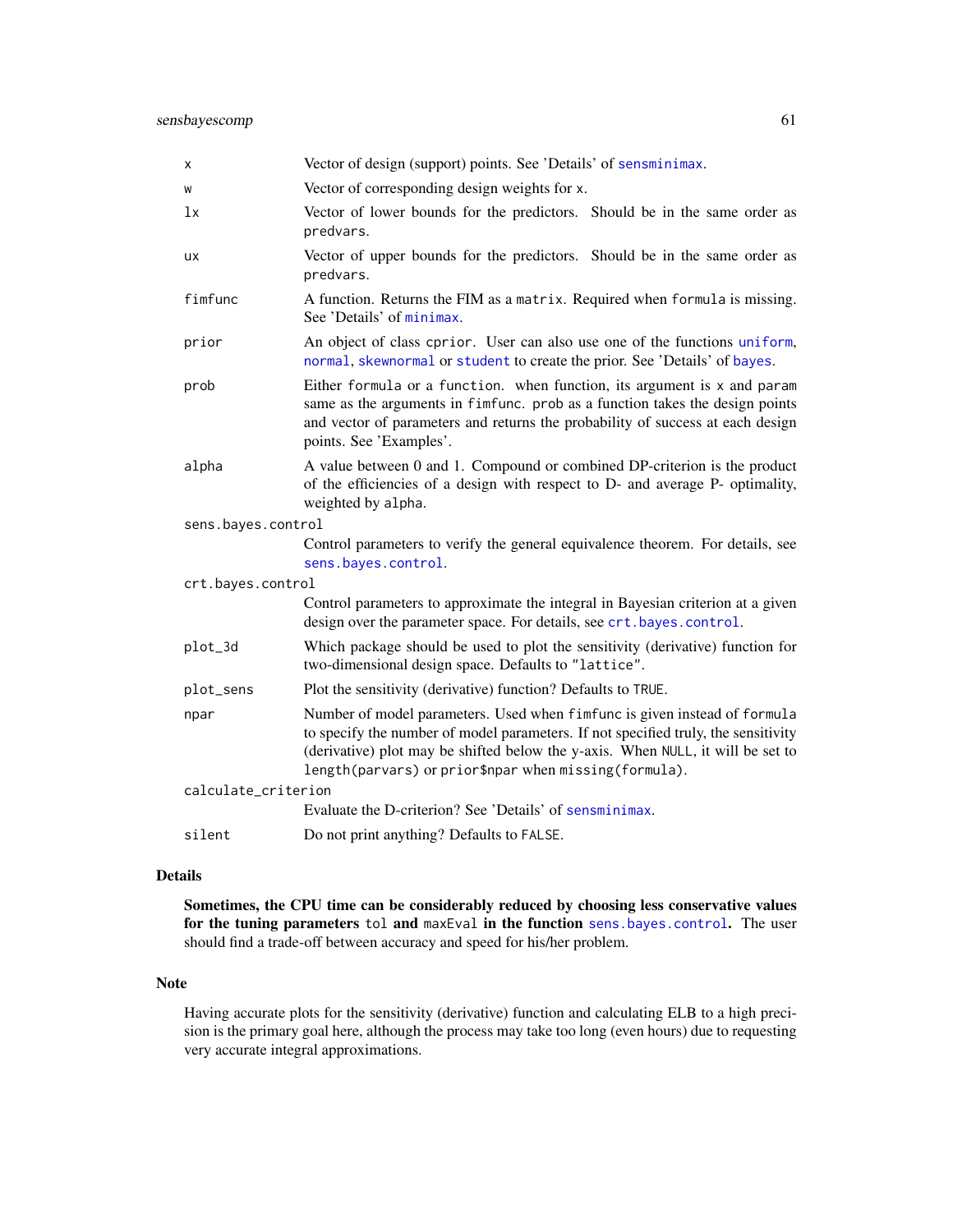| | |
|---|---|
| `x` | Vector of design (support) points. See 'Details' of `sensminimax`. |
| `w` | Vector of corresponding design weights for `x`. |
| `lx` | Vector of lower bounds for the predictors. Should be in the same order as `predvars`. |
| `ux` | Vector of upper bounds for the predictors. Should be in the same order as `predvars`. |
| `fimfunc` | A function. Returns the FIM as a `matrix`. Required when `formula` is missing. See 'Details' of `minimax`. |
| `prior` | An object of class `cprior`. User can also use one of the functions `uniform`, `normal`, `skewnormal` or `student` to create the prior. See 'Details' of `bayes`. |
| `prob` | Either `formula` or a `function`. when function, its argument is `x` and `param` same as the arguments in `fimfunc`. `prob` as a function takes the design points and vector of parameters and returns the probability of success at each design points. See 'Examples'. |
| `alpha` | A value between 0 and 1. Compound or combined DP-criterion is the product of the efficiencies of a design with respect to D- and average P- optimality, weighted by `alpha`. |
| `sens.bayes.control` | Control parameters to verify the general equivalence theorem. For details, see `sens.bayes.control`. |
| `crt.bayes.control` | Control parameters to approximate the integral in Bayesian criterion at a given design over the parameter space. For details, see `crt.bayes.control`. |
| `plot_3d` | Which package should be used to plot the sensitivity (derivative) function for two-dimensional design space. Defaults to `"lattice"`. |
| `plot_sens` | Plot the sensitivity (derivative) function? Defaults to `TRUE`. |
| `npar` | Number of model parameters. Used when `fimfunc` is given instead of `formula` to specify the number of model parameters. If not specified truly, the sensitivity (derivative) plot may be shifted below the y-axis. When `NULL`, it will be set to `length(parvars)` or `prior$npar` when `missing(formula)`. |
| `calculate_criterion` | Evaluate the D-criterion? See 'Details' of `sensminimax`. |
| `silent` | Do not print anything? Defaults to `FALSE`. |

## Details

**Sometimes, the CPU time can be considerably reduced by choosing less conservative values for the tuning parameters `tol` and `maxEval` in the function `sens.bayes.control`.** The user should find a trade-off between accuracy and speed for his/her problem.

## Note

Having accurate plots for the sensitivity (derivative) function and calculating ELB to a high precision is the primary goal here, although the process may take too long (even hours) due to requesting very accurate integral approximations.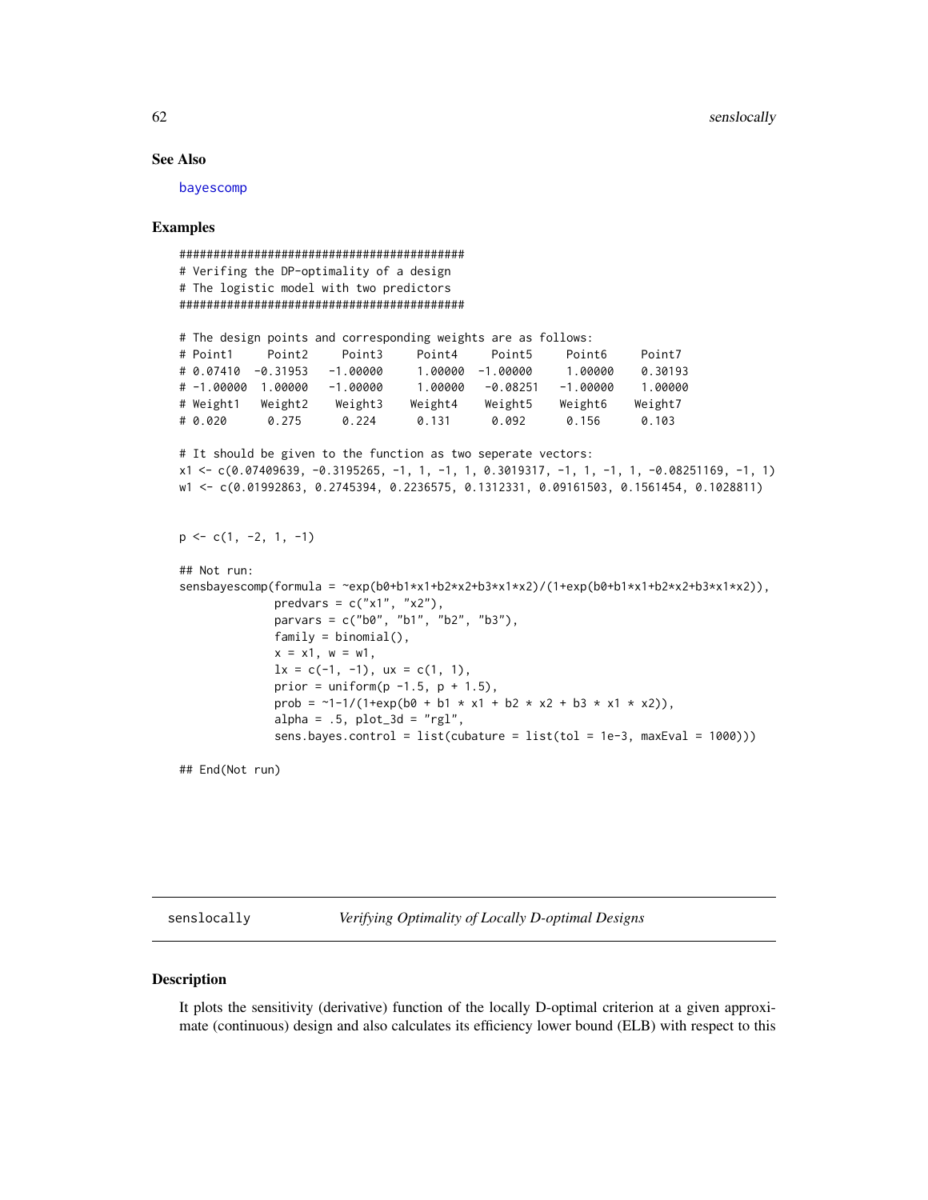### See Also

bayescomp

### Examples

```
############################################
# Verifing the DP-optimality of a design
# The logistic model with two predictors
############################################

# The design points and corresponding weights are as follows:
# Point1     Point2     Point3     Point4     Point5     Point6     Point7
# 0.07410  -0.31953   -1.00000     1.00000  -1.00000     1.00000    0.30193
# -1.00000  1.00000   -1.00000     1.00000   -0.08251   -1.00000    1.00000
# Weight1   Weight2    Weight3    Weight4    Weight5    Weight6    Weight7
# 0.020      0.275      0.224      0.131      0.092      0.156      0.103

# It should be given to the function as two seperate vectors:
x1 <- c(0.07409639, -0.3195265, -1, 1, -1, 1, 0.3019317, -1, 1, -1, 1, -0.08251169, -1, 1)
w1 <- c(0.01992863, 0.2745394, 0.2236575, 0.1312331, 0.09161503, 0.1561454, 0.1028811)


p <- c(1, -2, 1, -1)

## Not run:
sensbayescomp(formula = ~exp(b0+b1*x1+b2*x2+b3*x1*x2)/(1+exp(b0+b1*x1+b2*x2+b3*x1*x2)),
              predvars = c("x1", "x2"),
              parvars = c("b0", "b1", "b2", "b3"),
              family = binomial(),
              x = x1, w = w1,
              lx = c(-1, -1), ux = c(1, 1),
              prior = uniform(p -1.5, p + 1.5),
              prob = ~1-1/(1+exp(b0 + b1 * x1 + b2 * x2 + b3 * x1 * x2)),
              alpha = .5, plot_3d = "rgl",
              sens.bayes.control = list(cubature = list(tol = 1e-3, maxEval = 1000)))

## End(Not run)
```

---

## senslocally — *Verifying Optimality of Locally D-optimal Designs*

### Description

It plots the sensitivity (derivative) function of the locally D-optimal criterion at a given approximate (continuous) design and also calculates its efficiency lower bound (ELB) with respect to this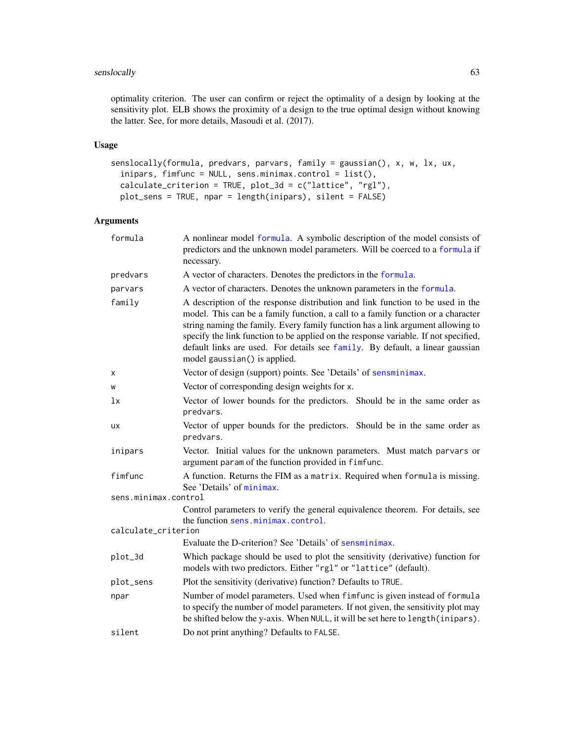optimality criterion. The user can confirm or reject the optimality of a design by looking at the sensitivity plot. ELB shows the proximity of a design to the true optimal design without knowing the latter. See, for more details, Masoudi et al. (2017).

## Usage

```
senslocally(formula, predvars, parvars, family = gaussian(), x, w, lx, ux,
  inipars, fimfunc = NULL, sens.minimax.control = list(),
  calculate_criterion = TRUE, plot_3d = c("lattice", "rgl"),
  plot_sens = TRUE, npar = length(inipars), silent = FALSE)
```

## Arguments

| Argument | Description |
|---|---|
| `formula` | A nonlinear model `formula`. A symbolic description of the model consists of predictors and the unknown model parameters. Will be coerced to a `formula` if necessary. |
| `predvars` | A vector of characters. Denotes the predictors in the `formula`. |
| `parvars` | A vector of characters. Denotes the unknown parameters in the `formula`. |
| `family` | A description of the response distribution and link function to be used in the model. This can be a family function, a call to a family function or a character string naming the family. Every family function has a link argument allowing to specify the link function to be applied on the response variable. If not specified, default links are used. For details see `family`. By default, a linear gaussian model `gaussian()` is applied. |
| `x` | Vector of design (support) points. See 'Details' of `sensminimax`. |
| `w` | Vector of corresponding design weights for `x`. |
| `lx` | Vector of lower bounds for the predictors. Should be in the same order as `predvars`. |
| `ux` | Vector of upper bounds for the predictors. Should be in the same order as `predvars`. |
| `inipars` | Vector. Initial values for the unknown parameters. Must match `parvars` or argument `param` of the function provided in `fimfunc`. |
| `fimfunc` | A function. Returns the FIM as a `matrix`. Required when `formula` is missing. See 'Details' of `minimax`. |
| `sens.minimax.control` | Control parameters to verify the general equivalence theorem. For details, see the function `sens.minimax.control`. |
| `calculate_criterion` | Evaluate the D-criterion? See 'Details' of `sensminimax`. |
| `plot_3d` | Which package should be used to plot the sensitivity (derivative) function for models with two predictors. Either `"rgl"` or `"lattice"` (default). |
| `plot_sens` | Plot the sensitivity (derivative) function? Defaults to `TRUE`. |
| `npar` | Number of model parameters. Used when `fimfunc` is given instead of `formula` to specify the number of model parameters. If not given, the sensitivity plot may be shifted below the y-axis. When `NULL`, it will be set here to `length(inipars)`. |
| `silent` | Do not print anything? Defaults to `FALSE`. |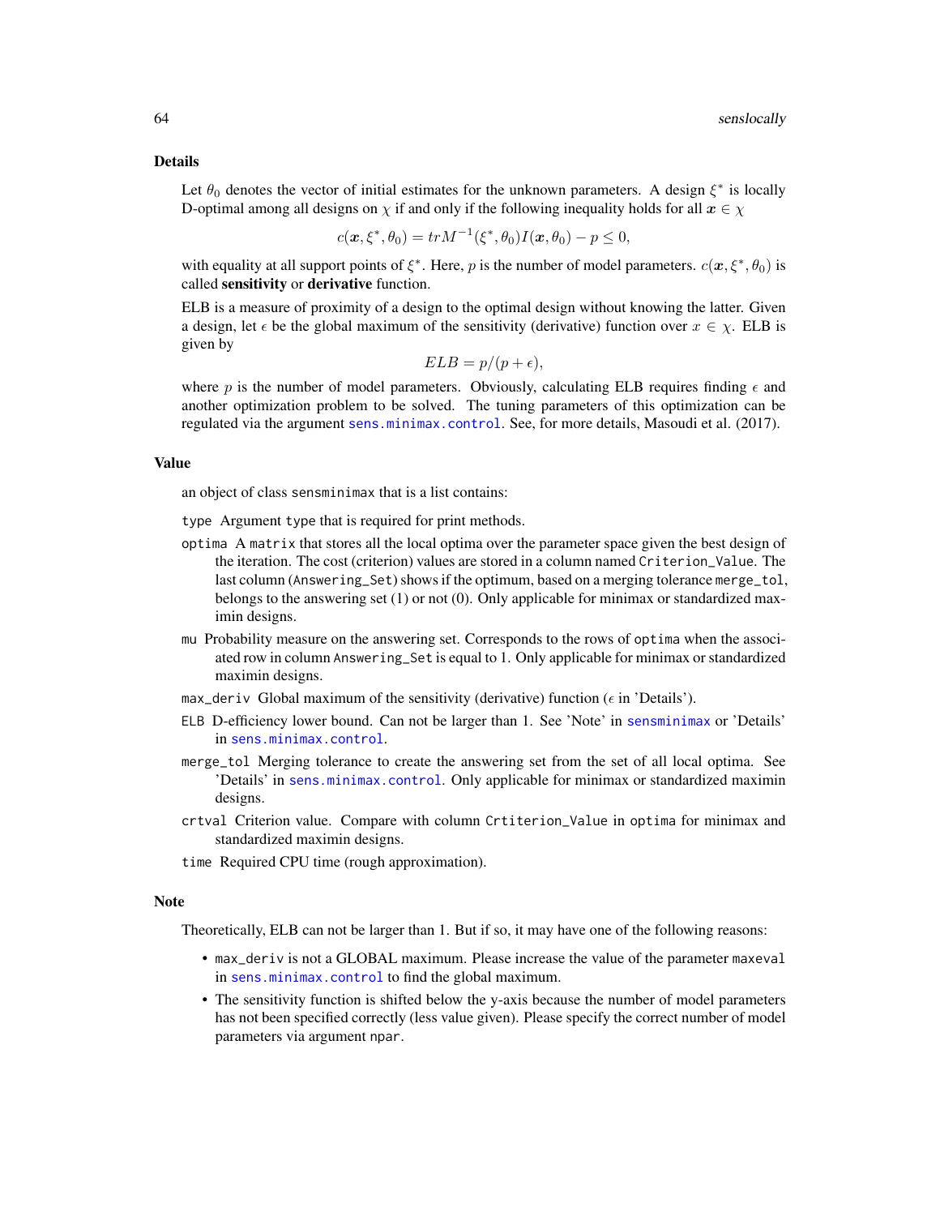## Details

Let $\theta_0$ denotes the vector of initial estimates for the unknown parameters. A design $\xi^*$ is locally D-optimal among all designs on $\chi$ if and only if the following inequality holds for all $\boldsymbol{x} \in \chi$

$$c(\boldsymbol{x}, \xi^*, \theta_0) = trM^{-1}(\xi^*, \theta_0)I(\boldsymbol{x}, \theta_0) - p \leq 0,$$

with equality at all support points of $\xi^*$. Here, $p$ is the number of model parameters. $c(\boldsymbol{x}, \xi^*, \theta_0)$ is called **sensitivity** or **derivative** function.

ELB is a measure of proximity of a design to the optimal design without knowing the latter. Given a design, let $\epsilon$ be the global maximum of the sensitivity (derivative) function over $x \in \chi$. ELB is given by

$$ELB = p/(p + \epsilon),$$

where $p$ is the number of model parameters. Obviously, calculating ELB requires finding $\epsilon$ and another optimization problem to be solved. The tuning parameters of this optimization can be regulated via the argument `sens.minimax.control`. See, for more details, Masoudi et al. (2017).

## Value

an object of class `sensminimax` that is a list contains:

- `type` Argument `type` that is required for print methods.
- `optima` A `matrix` that stores all the local optima over the parameter space given the best design of the iteration. The cost (criterion) values are stored in a column named `Criterion_Value`. The last column (`Answering_Set`) shows if the optimum, based on a merging tolerance `merge_tol`, belongs to the answering set (1) or not (0). Only applicable for minimax or standardized maximin designs.
- `mu` Probability measure on the answering set. Corresponds to the rows of `optima` when the associated row in column `Answering_Set` is equal to 1. Only applicable for minimax or standardized maximin designs.
- `max_deriv` Global maximum of the sensitivity (derivative) function ($\epsilon$ in 'Details').
- `ELB` D-efficiency lower bound. Can not be larger than 1. See 'Note' in `sensminimax` or 'Details' in `sens.minimax.control`.
- `merge_tol` Merging tolerance to create the answering set from the set of all local optima. See 'Details' in `sens.minimax.control`. Only applicable for minimax or standardized maximin designs.
- `crtval` Criterion value. Compare with column `Crtiterion_Value` in `optima` for minimax and standardized maximin designs.
- `time` Required CPU time (rough approximation).

## Note

Theoretically, ELB can not be larger than 1. But if so, it may have one of the following reasons:

- `max_deriv` is not a GLOBAL maximum. Please increase the value of the parameter `maxeval` in `sens.minimax.control` to find the global maximum.
- The sensitivity function is shifted below the y-axis because the number of model parameters has not been specified correctly (less value given). Please specify the correct number of model parameters via argument `npar`.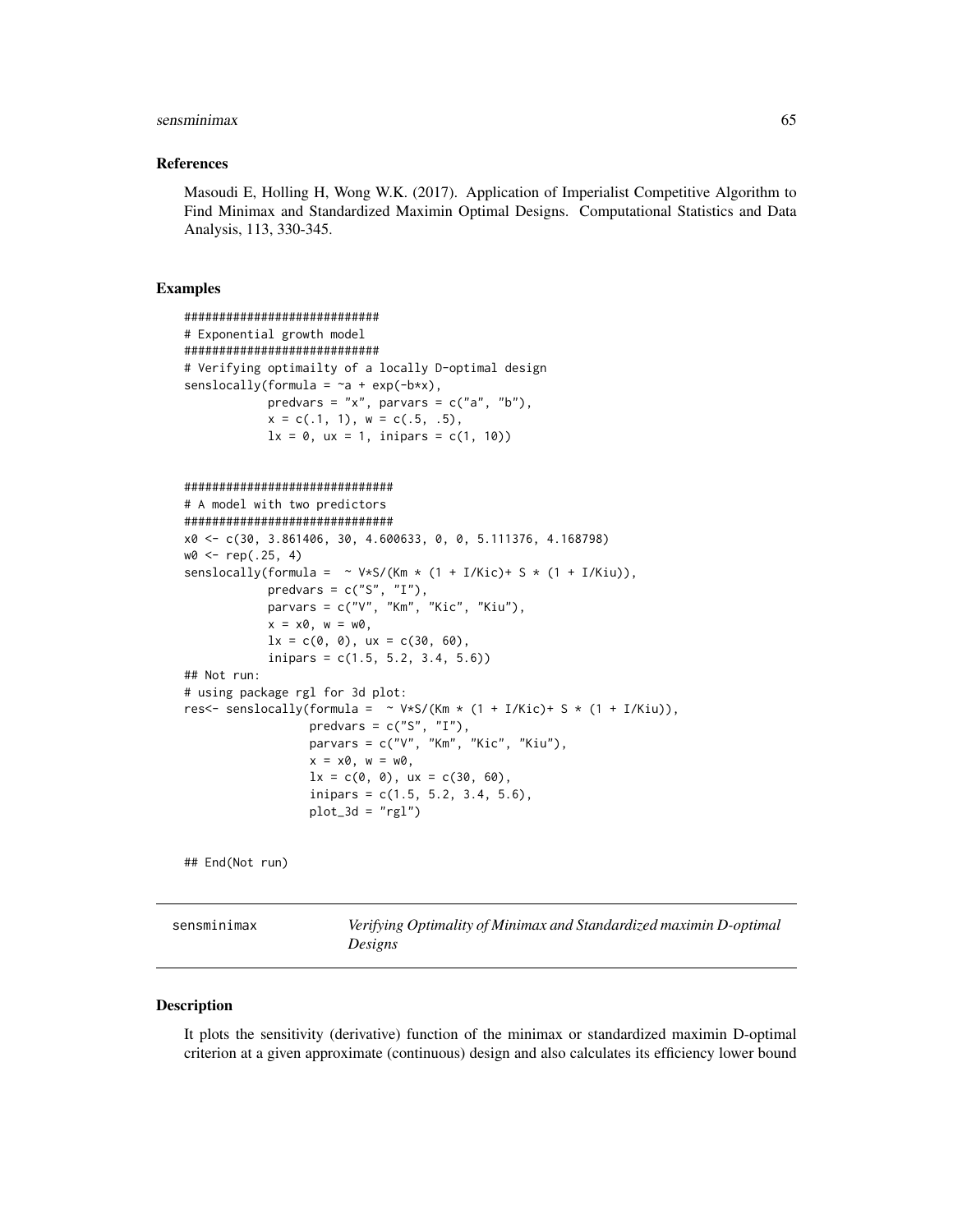### References

Masoudi E, Holling H, Wong W.K. (2017). Application of Imperialist Competitive Algorithm to Find Minimax and Standardized Maximin Optimal Designs. Computational Statistics and Data Analysis, 113, 330-345.

### Examples

```
############################
# Exponential growth model
############################
# Verifying optimailty of a locally D-optimal design
senslocally(formula = ~a + exp(-b*x),
            predvars = "x", parvars = c("a", "b"),
            x = c(.1, 1), w = c(.5, .5),
            lx = 0, ux = 1, inipars = c(1, 10))


##############################
# A model with two predictors
##############################
x0 <- c(30, 3.861406, 30, 4.600633, 0, 0, 5.111376, 4.168798)
w0 <- rep(.25, 4)
senslocally(formula =  ~ V*S/(Km * (1 + I/Kic)+ S * (1 + I/Kiu)),
            predvars = c("S", "I"),
            parvars = c("V", "Km", "Kic", "Kiu"),
            x = x0, w = w0,
            lx = c(0, 0), ux = c(30, 60),
            inipars = c(1.5, 5.2, 3.4, 5.6))
## Not run:
# using package rgl for 3d plot:
res<- senslocally(formula =  ~ V*S/(Km * (1 + I/Kic)+ S * (1 + I/Kiu)),
                  predvars = c("S", "I"),
                  parvars = c("V", "Km", "Kic", "Kiu"),
                  x = x0, w = w0,
                  lx = c(0, 0), ux = c(30, 60),
                  inipars = c(1.5, 5.2, 3.4, 5.6),
                  plot_3d = "rgl")


## End(Not run)
```

## sensminimax — *Verifying Optimality of Minimax and Standardized maximin D-optimal Designs*

### Description

It plots the sensitivity (derivative) function of the minimax or standardized maximin D-optimal criterion at a given approximate (continuous) design and also calculates its efficiency lower bound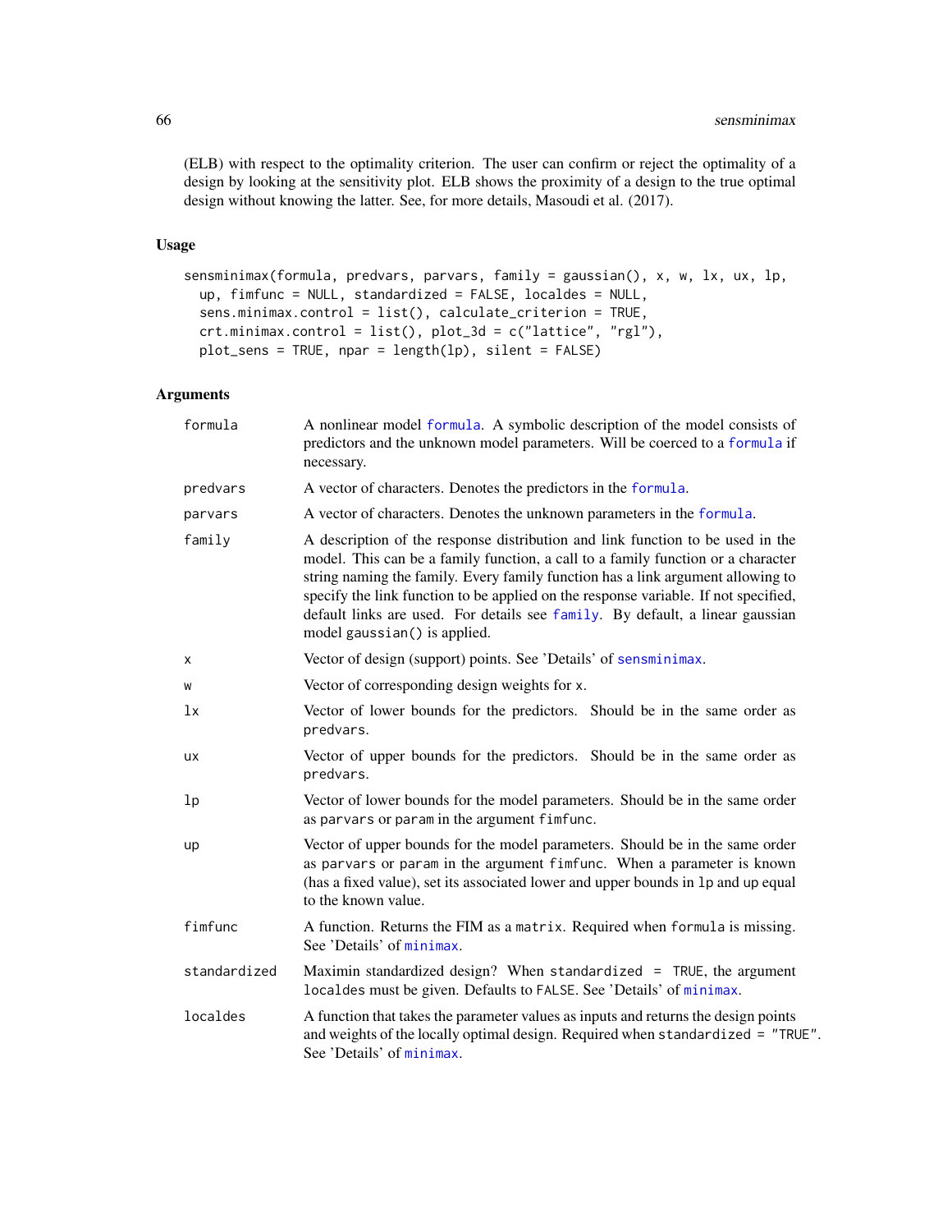(ELB) with respect to the optimality criterion. The user can confirm or reject the optimality of a design by looking at the sensitivity plot. ELB shows the proximity of a design to the true optimal design without knowing the latter. See, for more details, Masoudi et al. (2017).

## Usage

```
sensminimax(formula, predvars, parvars, family = gaussian(), x, w, lx, ux, lp,
  up, fimfunc = NULL, standardized = FALSE, localdes = NULL,
  sens.minimax.control = list(), calculate_criterion = TRUE,
  crt.minimax.control = list(), plot_3d = c("lattice", "rgl"),
  plot_sens = TRUE, npar = length(lp), silent = FALSE)
```

## Arguments

| | |
|---|---|
| `formula` | A nonlinear model `formula`. A symbolic description of the model consists of predictors and the unknown model parameters. Will be coerced to a `formula` if necessary. |
| `predvars` | A vector of characters. Denotes the predictors in the `formula`. |
| `parvars` | A vector of characters. Denotes the unknown parameters in the `formula`. |
| `family` | A description of the response distribution and link function to be used in the model. This can be a family function, a call to a family function or a character string naming the family. Every family function has a link argument allowing to specify the link function to be applied on the response variable. If not specified, default links are used. For details see `family`. By default, a linear gaussian model `gaussian()` is applied. |
| `x` | Vector of design (support) points. See 'Details' of `sensminimax`. |
| `w` | Vector of corresponding design weights for `x`. |
| `lx` | Vector of lower bounds for the predictors. Should be in the same order as `predvars`. |
| `ux` | Vector of upper bounds for the predictors. Should be in the same order as `predvars`. |
| `lp` | Vector of lower bounds for the model parameters. Should be in the same order as `parvars` or `param` in the argument `fimfunc`. |
| `up` | Vector of upper bounds for the model parameters. Should be in the same order as `parvars` or `param` in the argument `fimfunc`. When a parameter is known (has a fixed value), set its associated lower and upper bounds in `lp` and `up` equal to the known value. |
| `fimfunc` | A function. Returns the FIM as a `matrix`. Required when `formula` is missing. See 'Details' of `minimax`. |
| `standardized` | Maximin standardized design? When `standardized = TRUE`, the argument `localdes` must be given. Defaults to `FALSE`. See 'Details' of `minimax`. |
| `localdes` | A function that takes the parameter values as inputs and returns the design points and weights of the locally optimal design. Required when `standardized = "TRUE"`. See 'Details' of `minimax`. |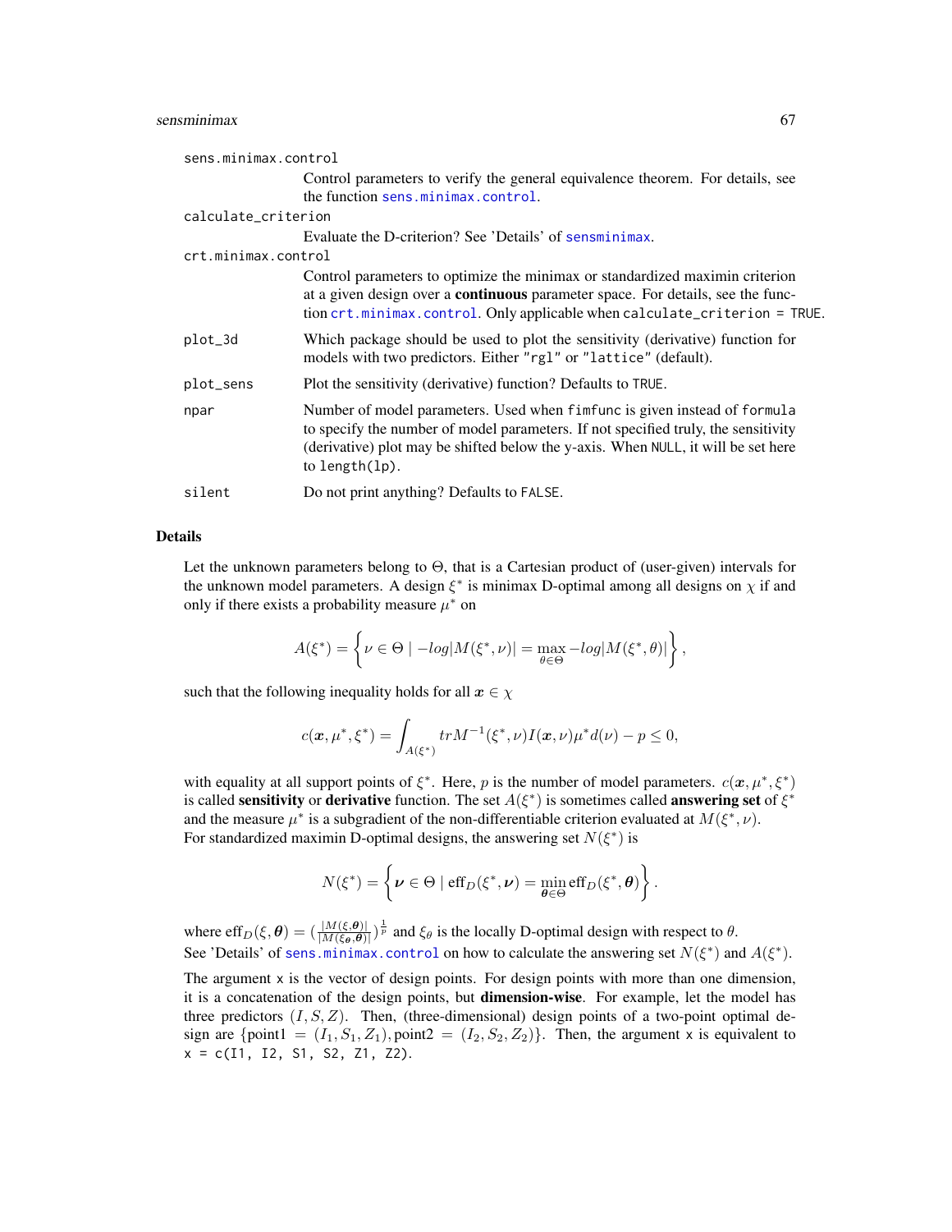`sens.minimax.control`
: Control parameters to verify the general equivalence theorem. For details, see the function `sens.minimax.control`.

`calculate_criterion`
: Evaluate the D-criterion? See 'Details' of `sensminimax`.

`crt.minimax.control`
: Control parameters to optimize the minimax or standardized maximin criterion at a given design over a **continuous** parameter space. For details, see the function `crt.minimax.control`. Only applicable when `calculate_criterion = TRUE`.

`plot_3d`
: Which package should be used to plot the sensitivity (derivative) function for models with two predictors. Either `"rgl"` or `"lattice"` (default).

`plot_sens`
: Plot the sensitivity (derivative) function? Defaults to `TRUE`.

`npar`
: Number of model parameters. Used when `fimfunc` is given instead of `formula` to specify the number of model parameters. If not specified truly, the sensitivity (derivative) plot may be shifted below the y-axis. When `NULL`, it will be set here to `length(lp)`.

`silent`
: Do not print anything? Defaults to `FALSE`.

### Details

Let the unknown parameters belong to $\Theta$, that is a Cartesian product of (user-given) intervals for the unknown model parameters. A design $\xi^*$ is minimax D-optimal among all designs on $\chi$ if and only if there exists a probability measure $\mu^*$ on

$$A(\xi^*) = \left\{ \nu \in \Theta \mid -log|M(\xi^*, \nu)| = \max_{\theta \in \Theta} -log|M(\xi^*, \theta)| \right\},$$

such that the following inequality holds for all $\boldsymbol{x} \in \chi$

$$c(\boldsymbol{x}, \mu^*, \xi^*) = \int_{A(\xi^*)} trM^{-1}(\xi^*, \nu) I(\boldsymbol{x}, \nu) \mu^* d(\nu) - p \leq 0,$$

with equality at all support points of $\xi^*$. Here, $p$ is the number of model parameters. $c(\boldsymbol{x}, \mu^*, \xi^*)$ is called **sensitivity** or **derivative** function. The set $A(\xi^*)$ is sometimes called **answering set** of $\xi^*$ and the measure $\mu^*$ is a subgradient of the non-differentiable criterion evaluated at $M(\xi^*, \nu)$.
For standardized maximin D-optimal designs, the answering set $N(\xi^*)$ is

$$N(\xi^*) = \left\{ \boldsymbol{\nu} \in \Theta \mid \text{eff}_D(\xi^*, \boldsymbol{\nu}) = \min_{\boldsymbol{\theta} \in \Theta} \text{eff}_D(\xi^*, \boldsymbol{\theta}) \right\}.$$

where $\text{eff}_D(\xi, \boldsymbol{\theta}) = (\frac{|M(\xi, \boldsymbol{\theta})|}{|M(\xi_{\boldsymbol{\theta}}, \boldsymbol{\theta})|})^{\frac{1}{p}}$ and $\xi_\theta$ is the locally D-optimal design with respect to $\theta$.
See 'Details' of `sens.minimax.control` on how to calculate the answering set $N(\xi^*)$ and $A(\xi^*)$.

The argument `x` is the vector of design points. For design points with more than one dimension, it is a concatenation of the design points, but **dimension-wise**. For example, let the model has three predictors $(I, S, Z)$. Then, (three-dimensional) design points of a two-point optimal design are $\{\text{point1} = (I_1, S_1, Z_1), \text{point2} = (I_2, S_2, Z_2)\}$. Then, the argument `x` is equivalent to `x = c(I1, I2, S1, S2, Z1, Z2)`.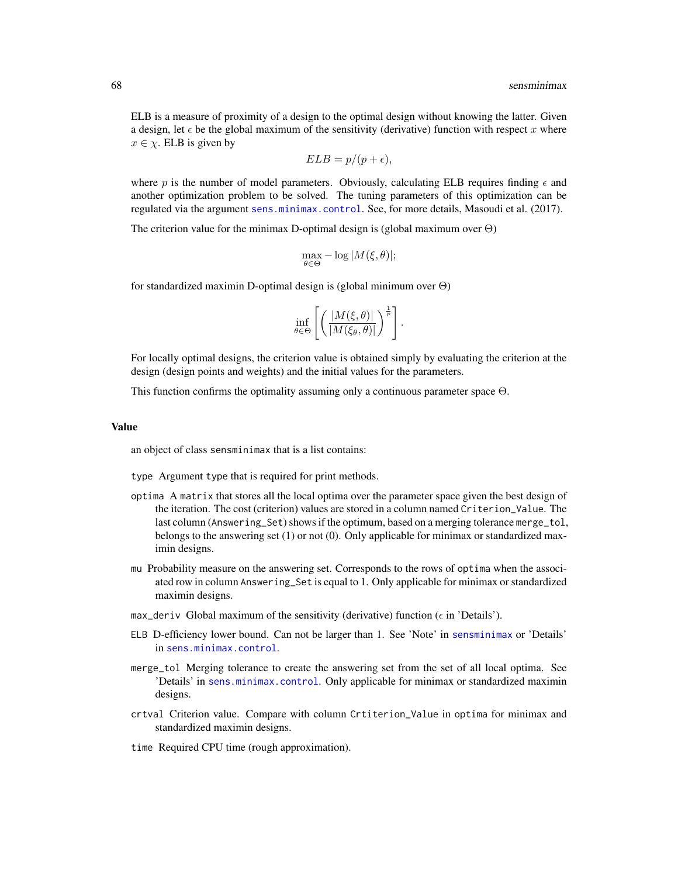ELB is a measure of proximity of a design to the optimal design without knowing the latter. Given a design, let $\epsilon$ be the global maximum of the sensitivity (derivative) function with respect $x$ where $x \in \chi$. ELB is given by

$$ELB = p/(p + \epsilon),$$

where $p$ is the number of model parameters. Obviously, calculating ELB requires finding $\epsilon$ and another optimization problem to be solved. The tuning parameters of this optimization can be regulated via the argument `sens.minimax.control`. See, for more details, Masoudi et al. (2017).

The criterion value for the minimax D-optimal design is (global maximum over $\Theta$)

$$\max_{\theta \in \Theta} -\log|M(\xi, \theta)|;$$

for standardized maximin D-optimal design is (global minimum over $\Theta$)

$$\inf_{\theta \in \Theta} \left[ \left( \frac{|M(\xi, \theta)|}{|M(\xi_\theta, \theta)|} \right)^{\frac{1}{p}} \right].$$

For locally optimal designs, the criterion value is obtained simply by evaluating the criterion at the design (design points and weights) and the initial values for the parameters.

This function confirms the optimality assuming only a continuous parameter space $\Theta$.

## Value

an object of class `sensminimax` that is a list contains:

- `type` Argument `type` that is required for print methods.
- `optima` A `matrix` that stores all the local optima over the parameter space given the best design of the iteration. The cost (criterion) values are stored in a column named `Criterion_Value`. The last column (`Answering_Set`) shows if the optimum, based on a merging tolerance `merge_tol`, belongs to the answering set (1) or not (0). Only applicable for minimax or standardized maximin designs.
- `mu` Probability measure on the answering set. Corresponds to the rows of `optima` when the associated row in column `Answering_Set` is equal to 1. Only applicable for minimax or standardized maximin designs.
- `max_deriv` Global maximum of the sensitivity (derivative) function ($\epsilon$ in 'Details').
- `ELB` D-efficiency lower bound. Can not be larger than 1. See 'Note' in `sensminimax` or 'Details' in `sens.minimax.control`.
- `merge_tol` Merging tolerance to create the answering set from the set of all local optima. See 'Details' in `sens.minimax.control`. Only applicable for minimax or standardized maximin designs.
- `crtval` Criterion value. Compare with column `Crtiterion_Value` in `optima` for minimax and standardized maximin designs.
- `time` Required CPU time (rough approximation).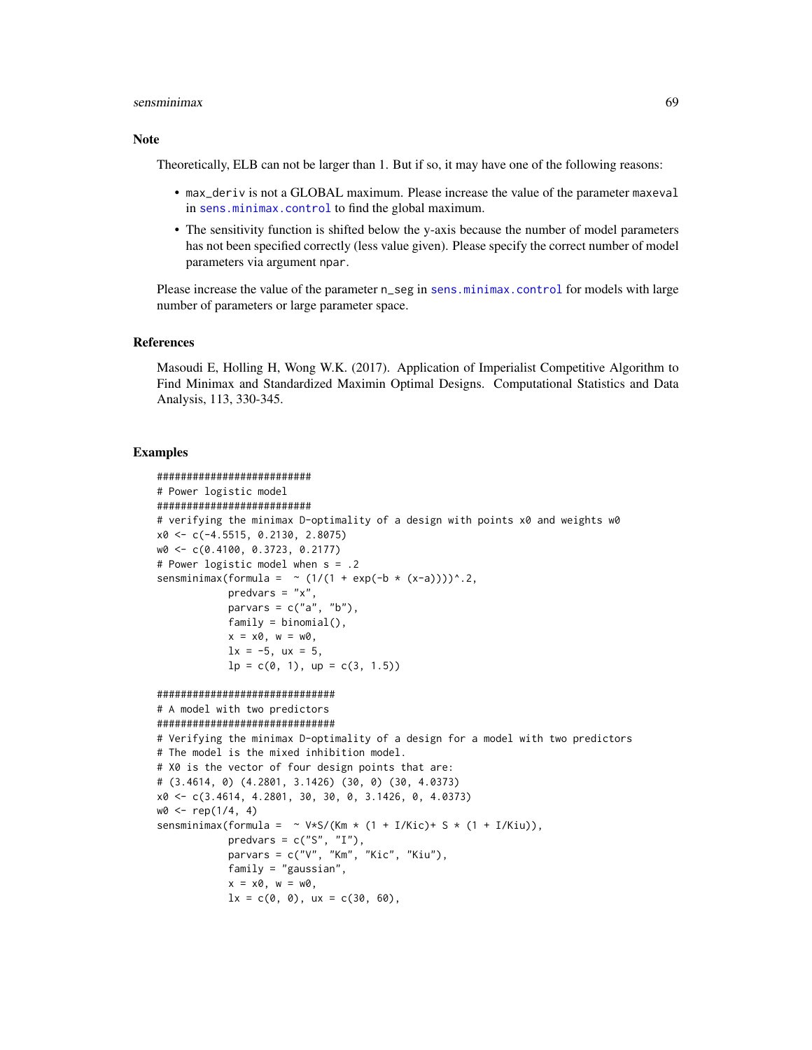## Note

Theoretically, ELB can not be larger than 1. But if so, it may have one of the following reasons:

- `max_deriv` is not a GLOBAL maximum. Please increase the value of the parameter `maxeval` in `sens.minimax.control` to find the global maximum.
- The sensitivity function is shifted below the y-axis because the number of model parameters has not been specified correctly (less value given). Please specify the correct number of model parameters via argument `npar`.

Please increase the value of the parameter `n_seg` in `sens.minimax.control` for models with large number of parameters or large parameter space.

## References

Masoudi E, Holling H, Wong W.K. (2017). Application of Imperialist Competitive Algorithm to Find Minimax and Standardized Maximin Optimal Designs. Computational Statistics and Data Analysis, 113, 330-345.

## Examples

```
##########################
# Power logistic model
##########################
# verifying the minimax D-optimality of a design with points x0 and weights w0
x0 <- c(-4.5515, 0.2130, 2.8075)
w0 <- c(0.4100, 0.3723, 0.2177)
# Power logistic model when s = .2
sensminimax(formula =  ~ (1/(1 + exp(-b * (x-a))))^.2,
            predvars = "x",
            parvars = c("a", "b"),
            family = binomial(),
            x = x0, w = w0,
            lx = -5, ux = 5,
            lp = c(0, 1), up = c(3, 1.5))

##############################
# A model with two predictors
##############################
# Verifying the minimax D-optimality of a design for a model with two predictors
# The model is the mixed inhibition model.
# X0 is the vector of four design points that are:
# (3.4614, 0) (4.2801, 3.1426) (30, 0) (30, 4.0373)
x0 <- c(3.4614, 4.2801, 30, 30, 0, 3.1426, 0, 4.0373)
w0 <- rep(1/4, 4)
sensminimax(formula =  ~ V*S/(Km * (1 + I/Kic)+ S * (1 + I/Kiu)),
            predvars = c("S", "I"),
            parvars = c("V", "Km", "Kic", "Kiu"),
            family = "gaussian",
            x = x0, w = w0,
            lx = c(0, 0), ux = c(30, 60),
```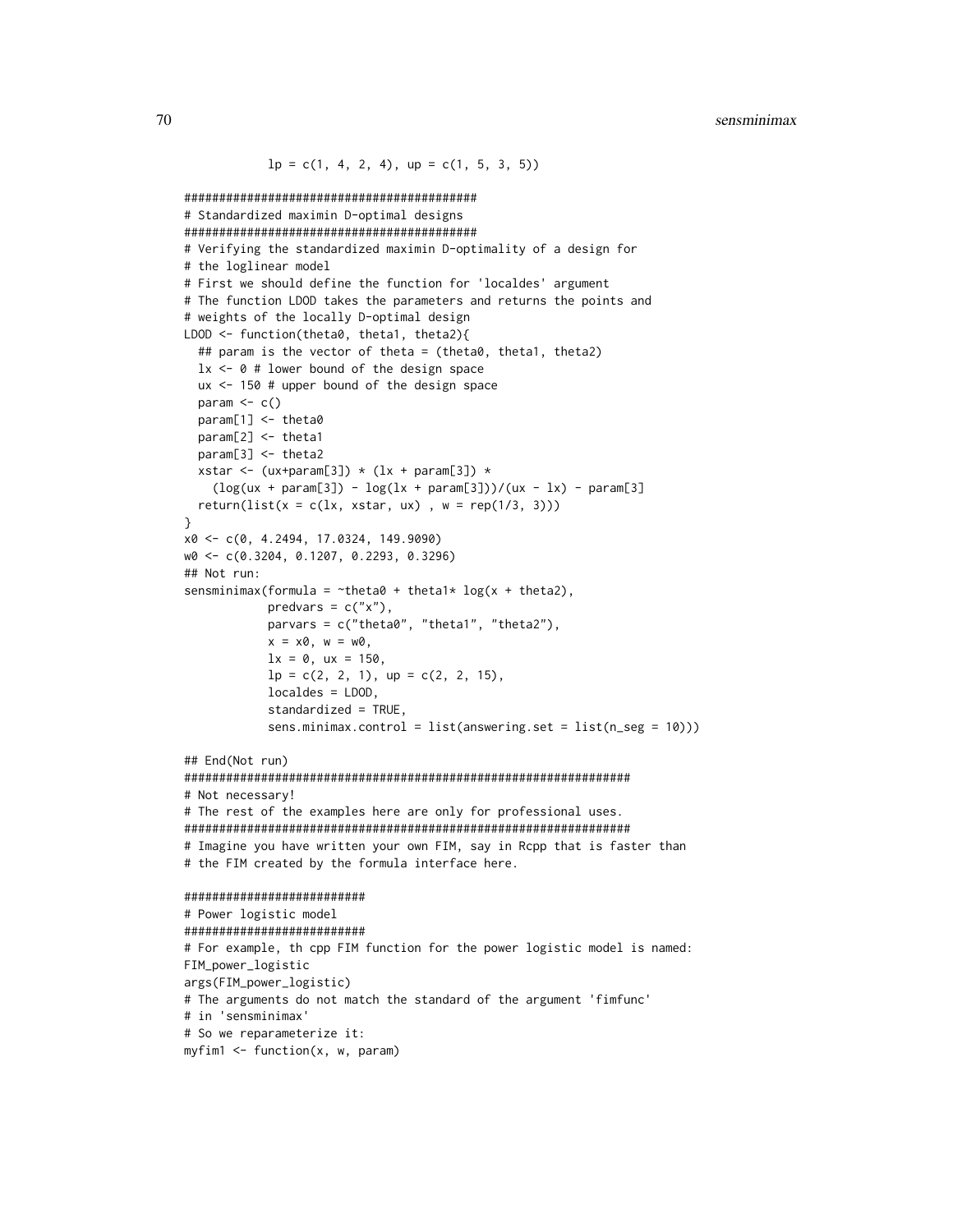```
            lp = c(1, 4, 2, 4), up = c(1, 5, 3, 5))

##########################################
# Standardized maximin D-optimal designs
##########################################
# Verifying the standardized maximin D-optimality of a design for
# the loglinear model
# First we should define the function for 'localdes' argument
# The function LDOD takes the parameters and returns the points and
# weights of the locally D-optimal design
LDOD <- function(theta0, theta1, theta2){
  ## param is the vector of theta = (theta0, theta1, theta2)
  lx <- 0 # lower bound of the design space
  ux <- 150 # upper bound of the design space
  param <- c()
  param[1] <- theta0
  param[2] <- theta1
  param[3] <- theta2
  xstar <- (ux+param[3]) * (lx + param[3]) *
    (log(ux + param[3]) - log(lx + param[3]))/(ux - lx) - param[3]
  return(list(x = c(lx, xstar, ux) , w = rep(1/3, 3)))
}
x0 <- c(0, 4.2494, 17.0324, 149.9090)
w0 <- c(0.3204, 0.1207, 0.2293, 0.3296)
## Not run:
sensminimax(formula = ~theta0 + theta1* log(x + theta2),
            predvars = c("x"),
            parvars = c("theta0", "theta1", "theta2"),
            x = x0, w = w0,
            lx = 0, ux = 150,
            lp = c(2, 2, 1), up = c(2, 2, 15),
            localdes = LDOD,
            standardized = TRUE,
            sens.minimax.control = list(answering.set = list(n_seg = 10)))

## End(Not run)
################################################################
# Not necessary!
# The rest of the examples here are only for professional uses.
################################################################
# Imagine you have written your own FIM, say in Rcpp that is faster than
# the FIM created by the formula interface here.

##########################
# Power logistic model
##########################
# For example, th cpp FIM function for the power logistic model is named:
FIM_power_logistic
args(FIM_power_logistic)
# The arguments do not match the standard of the argument 'fimfunc'
# in 'sensminimax'
# So we reparameterize it:
myfim1 <- function(x, w, param)
```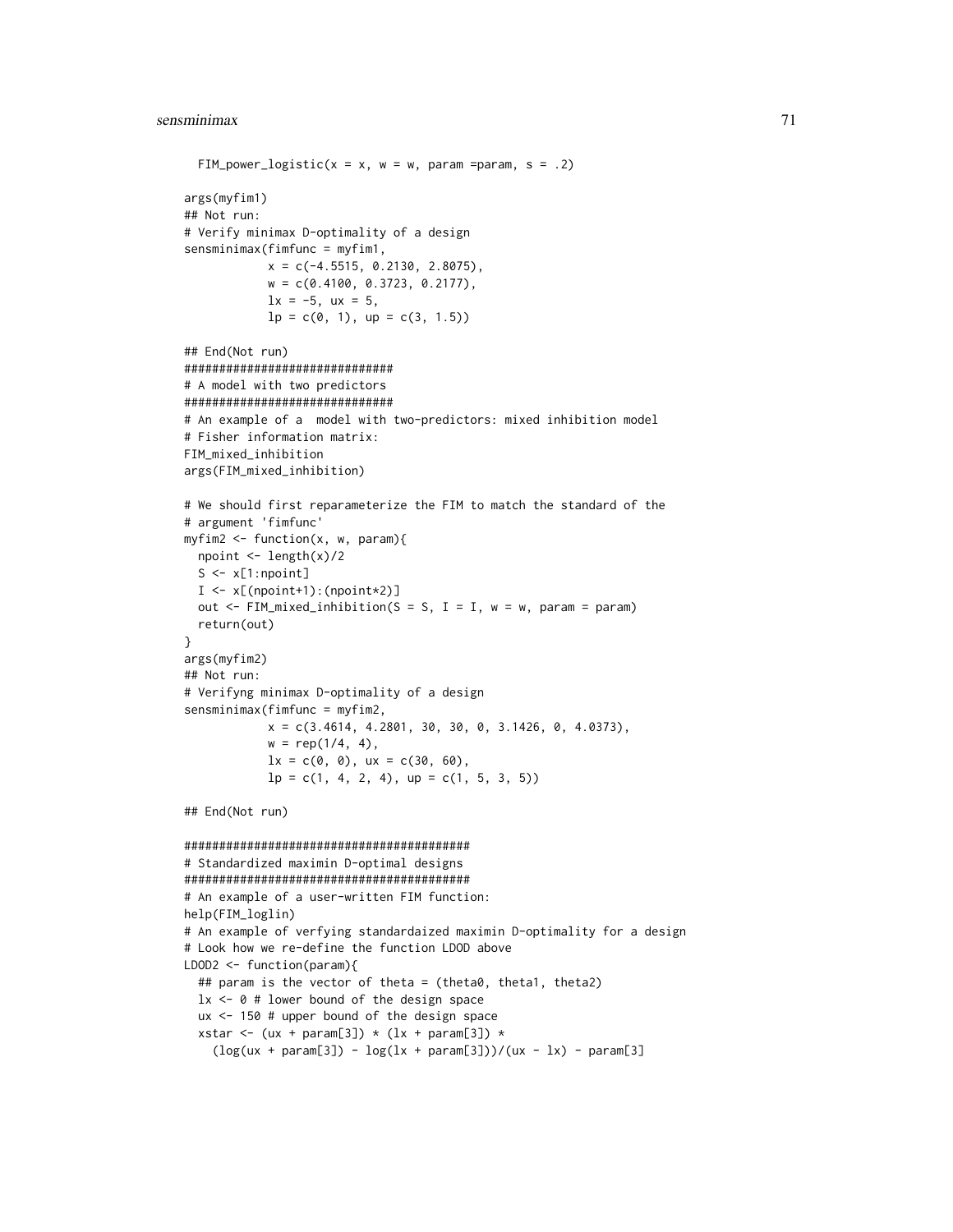```
  FIM_power_logistic(x = x, w = w, param =param, s = .2)

args(myfim1)
## Not run:
# Verify minimax D-optimality of a design
sensminimax(fimfunc = myfim1,
            x = c(-4.5515, 0.2130, 2.8075),
            w = c(0.4100, 0.3723, 0.2177),
            lx = -5, ux = 5,
            lp = c(0, 1), up = c(3, 1.5))

## End(Not run)
##############################
# A model with two predictors
##############################
# An example of a  model with two-predictors: mixed inhibition model
# Fisher information matrix:
FIM_mixed_inhibition
args(FIM_mixed_inhibition)

# We should first reparameterize the FIM to match the standard of the
# argument 'fimfunc'
myfim2 <- function(x, w, param){
  npoint <- length(x)/2
  S <- x[1:npoint]
  I <- x[(npoint+1):(npoint*2)]
  out <- FIM_mixed_inhibition(S = S, I = I, w = w, param = param)
  return(out)
}
args(myfim2)
## Not run:
# Verifyng minimax D-optimality of a design
sensminimax(fimfunc = myfim2,
            x = c(3.4614, 4.2801, 30, 30, 0, 3.1426, 0, 4.0373),
            w = rep(1/4, 4),
            lx = c(0, 0), ux = c(30, 60),
            lp = c(1, 4, 2, 4), up = c(1, 5, 3, 5))

## End(Not run)

#########################################
# Standardized maximin D-optimal designs
#########################################
# An example of a user-written FIM function:
help(FIM_loglin)
# An example of verfying standardaized maximin D-optimality for a design
# Look how we re-define the function LDOD above
LDOD2 <- function(param){
  ## param is the vector of theta = (theta0, theta1, theta2)
  lx <- 0 # lower bound of the design space
  ux <- 150 # upper bound of the design space
  xstar <- (ux + param[3]) * (lx + param[3]) *
    (log(ux + param[3]) - log(lx + param[3]))/(ux - lx) - param[3]
```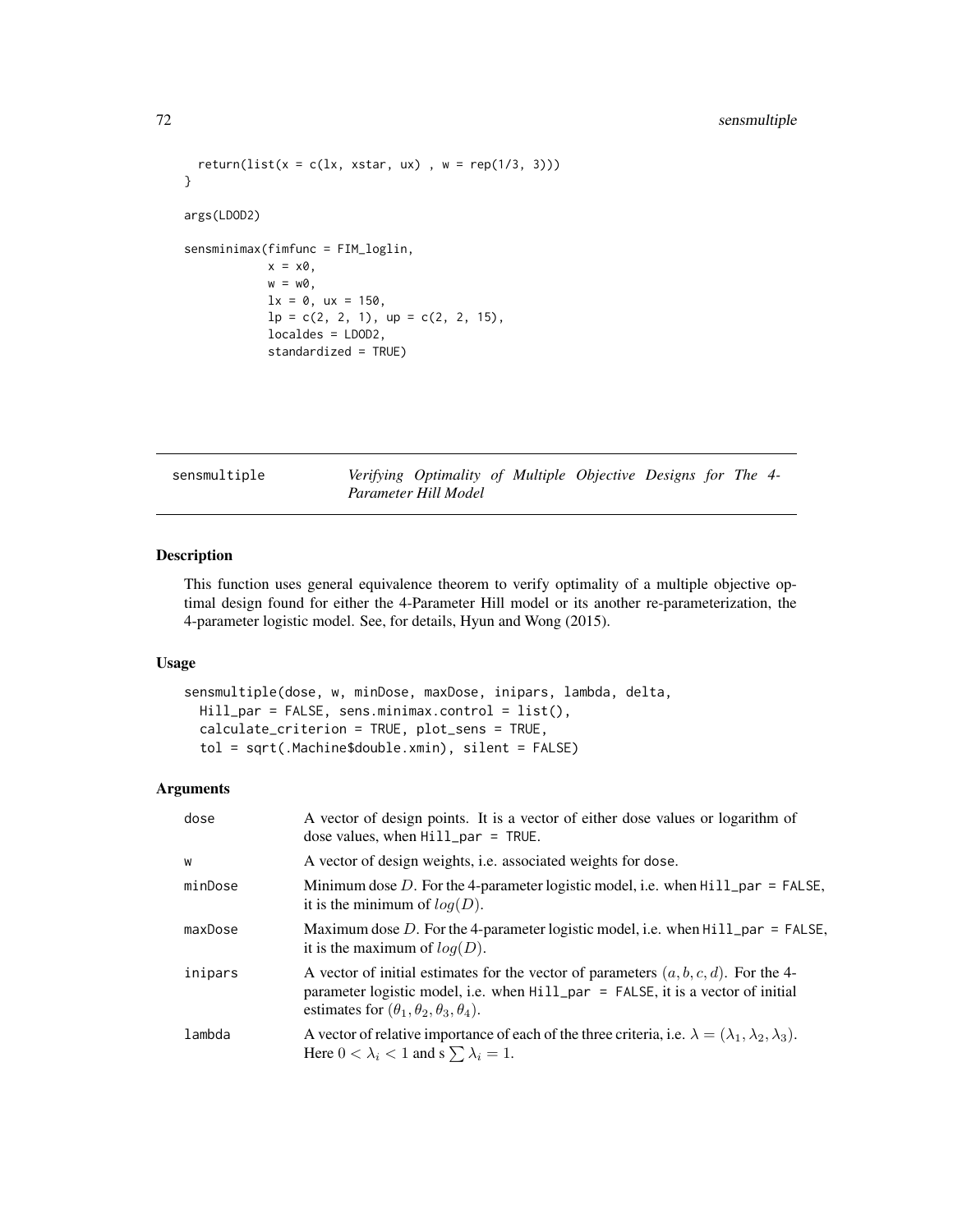```
  return(list(x = c(lx, xstar, ux) , w = rep(1/3, 3)))
}

args(LDOD2)

sensminimax(fimfunc = FIM_loglin,
            x = x0,
            w = w0,
            lx = 0, ux = 150,
            lp = c(2, 2, 1), up = c(2, 2, 15),
            localdes = LDOD2,
            standardized = TRUE)
```

## sensmultiple — *Verifying Optimality of Multiple Objective Designs for The 4-Parameter Hill Model*

### Description

This function uses general equivalence theorem to verify optimality of a multiple objective optimal design found for either the 4-Parameter Hill model or its another re-parameterization, the 4-parameter logistic model. See, for details, Hyun and Wong (2015).

### Usage

```
sensmultiple(dose, w, minDose, maxDose, inipars, lambda, delta,
  Hill_par = FALSE, sens.minimax.control = list(),
  calculate_criterion = TRUE, plot_sens = TRUE,
  tol = sqrt(.Machine$double.xmin), silent = FALSE)
```

### Arguments

| | |
|---|---|
| dose | A vector of design points. It is a vector of either dose values or logarithm of dose values, when `Hill_par = TRUE`. |
| w | A vector of design weights, i.e. associated weights for `dose`. |
| minDose | Minimum dose $D$. For the 4-parameter logistic model, i.e. when `Hill_par = FALSE`, it is the minimum of $log(D)$. |
| maxDose | Maximum dose $D$. For the 4-parameter logistic model, i.e. when `Hill_par = FALSE`, it is the maximum of $log(D)$. |
| inipars | A vector of initial estimates for the vector of parameters $(a, b, c, d)$. For the 4-parameter logistic model, i.e. when `Hill_par = FALSE`, it is a vector of initial estimates for $(\theta_1, \theta_2, \theta_3, \theta_4)$. |
| lambda | A vector of relative importance of each of the three criteria, i.e. $\lambda = (\lambda_1, \lambda_2, \lambda_3)$. Here $0 < \lambda_i < 1$ and s $\sum \lambda_i = 1$. |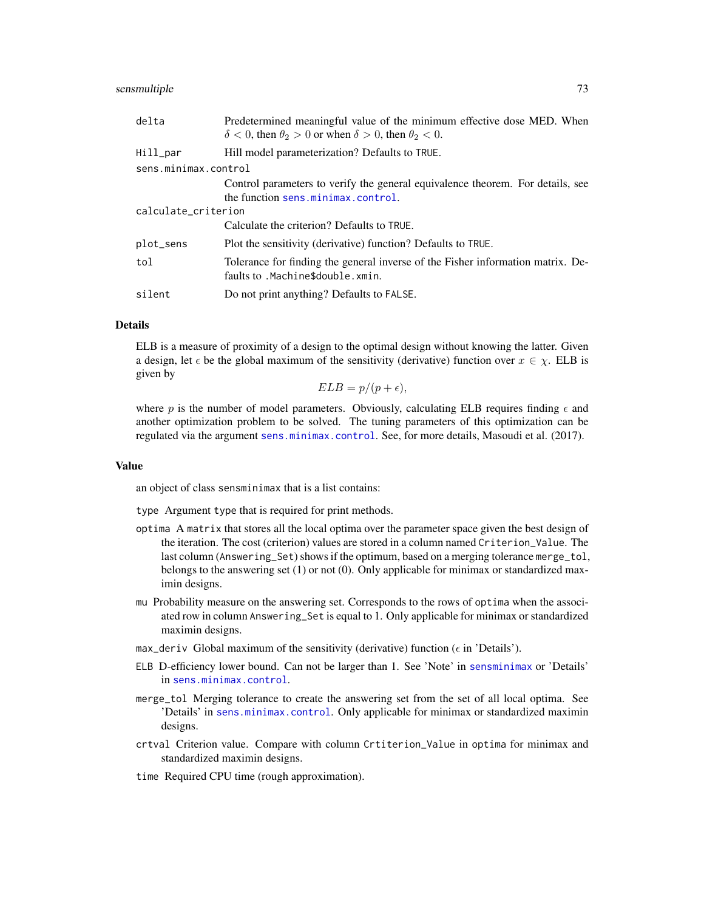| | |
|---|---|
| delta | Predetermined meaningful value of the minimum effective dose MED. When $\delta < 0$, then $\theta_2 > 0$ or when $\delta > 0$, then $\theta_2 < 0$. |
| Hill_par | Hill model parameterization? Defaults to TRUE. |
| sens.minimax.control | Control parameters to verify the general equivalence theorem. For details, see the function sens.minimax.control. |
| calculate_criterion | Calculate the criterion? Defaults to TRUE. |
| plot_sens | Plot the sensitivity (derivative) function? Defaults to TRUE. |
| tol | Tolerance for finding the general inverse of the Fisher information matrix. Defaults to .Machine$double.xmin. |
| silent | Do not print anything? Defaults to FALSE. |

## Details

ELB is a measure of proximity of a design to the optimal design without knowing the latter. Given a design, let $\epsilon$ be the global maximum of the sensitivity (derivative) function over $x \in \chi$. ELB is given by

$$ELB = p/(p + \epsilon),$$

where $p$ is the number of model parameters. Obviously, calculating ELB requires finding $\epsilon$ and another optimization problem to be solved. The tuning parameters of this optimization can be regulated via the argument sens.minimax.control. See, for more details, Masoudi et al. (2017).

## Value

an object of class sensminimax that is a list contains:

- `type` Argument type that is required for print methods.
- `optima` A matrix that stores all the local optima over the parameter space given the best design of the iteration. The cost (criterion) values are stored in a column named Criterion_Value. The last column (Answering_Set) shows if the optimum, based on a merging tolerance merge_tol, belongs to the answering set (1) or not (0). Only applicable for minimax or standardized maximin designs.
- `mu` Probability measure on the answering set. Corresponds to the rows of optima when the associated row in column Answering_Set is equal to 1. Only applicable for minimax or standardized maximin designs.
- `max_deriv` Global maximum of the sensitivity (derivative) function ($\epsilon$ in 'Details').
- `ELB` D-efficiency lower bound. Can not be larger than 1. See 'Note' in sensminimax or 'Details' in sens.minimax.control.
- `merge_tol` Merging tolerance to create the answering set from the set of all local optima. See 'Details' in sens.minimax.control. Only applicable for minimax or standardized maximin designs.
- `crtval` Criterion value. Compare with column Crtiterion_Value in optima for minimax and standardized maximin designs.
- `time` Required CPU time (rough approximation).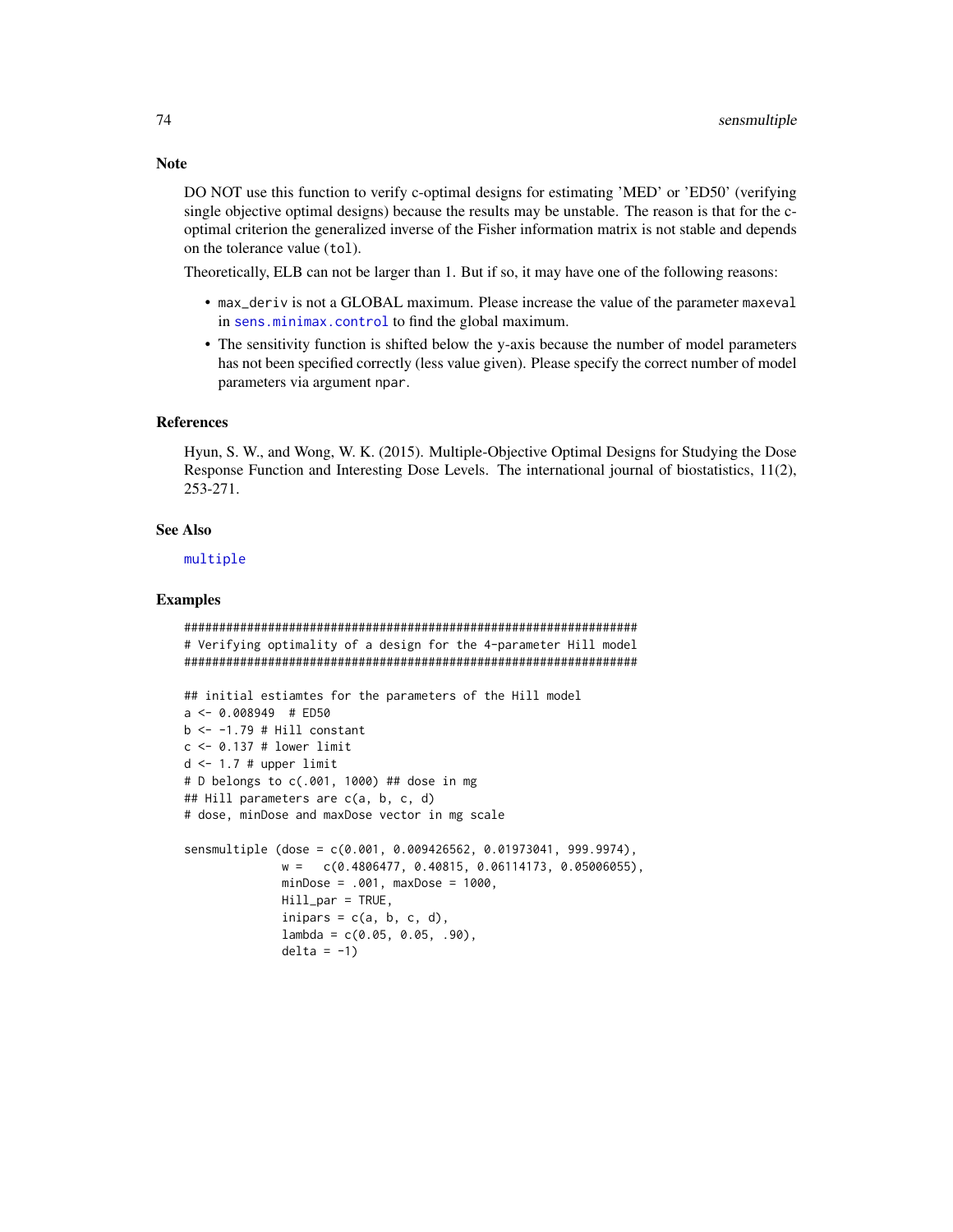## Note

DO NOT use this function to verify c-optimal designs for estimating 'MED' or 'ED50' (verifying single objective optimal designs) because the results may be unstable. The reason is that for the c-optimal criterion the generalized inverse of the Fisher information matrix is not stable and depends on the tolerance value (`tol`).

Theoretically, ELB can not be larger than 1. But if so, it may have one of the following reasons:

- `max_deriv` is not a GLOBAL maximum. Please increase the value of the parameter `maxeval` in `sens.minimax.control` to find the global maximum.
- The sensitivity function is shifted below the y-axis because the number of model parameters has not been specified correctly (less value given). Please specify the correct number of model parameters via argument `npar`.

## References

Hyun, S. W., and Wong, W. K. (2015). Multiple-Objective Optimal Designs for Studying the Dose Response Function and Interesting Dose Levels. The international journal of biostatistics, 11(2), 253-271.

## See Also

`multiple`

## Examples

```
####################################################################
# Verifying optimality of a design for the 4-parameter Hill model
####################################################################

## initial estiamtes for the parameters of the Hill model
a <- 0.008949  # ED50
b <- -1.79 # Hill constant
c <- 0.137 # lower limit
d <- 1.7 # upper limit
# D belongs to c(.001, 1000) ## dose in mg
## Hill parameters are c(a, b, c, d)
# dose, minDose and maxDose vector in mg scale

sensmultiple (dose = c(0.001, 0.009426562, 0.01973041, 999.9974),
              w =   c(0.4806477, 0.40815, 0.06114173, 0.05006055),
              minDose = .001, maxDose = 1000,
              Hill_par = TRUE,
              inipars = c(a, b, c, d),
              lambda = c(0.05, 0.05, .90),
              delta = -1)
```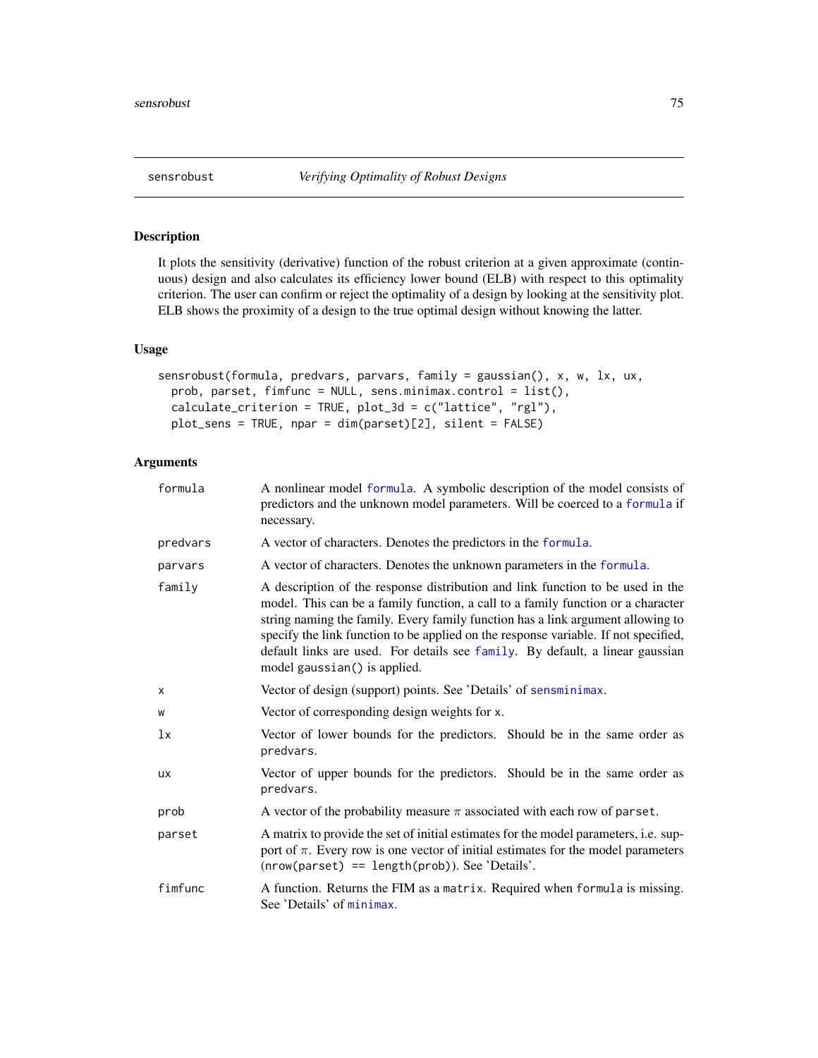# sensrobust *Verifying Optimality of Robust Designs*

## Description

It plots the sensitivity (derivative) function of the robust criterion at a given approximate (continuous) design and also calculates its efficiency lower bound (ELB) with respect to this optimality criterion. The user can confirm or reject the optimality of a design by looking at the sensitivity plot. ELB shows the proximity of a design to the true optimal design without knowing the latter.

## Usage

```
sensrobust(formula, predvars, parvars, family = gaussian(), x, w, lx, ux,
  prob, parset, fimfunc = NULL, sens.minimax.control = list(),
  calculate_criterion = TRUE, plot_3d = c("lattice", "rgl"),
  plot_sens = TRUE, npar = dim(parset)[2], silent = FALSE)
```

## Arguments

| Argument | Description |
|---|---|
| `formula` | A nonlinear model `formula`. A symbolic description of the model consists of predictors and the unknown model parameters. Will be coerced to a `formula` if necessary. |
| `predvars` | A vector of characters. Denotes the predictors in the `formula`. |
| `parvars` | A vector of characters. Denotes the unknown parameters in the `formula`. |
| `family` | A description of the response distribution and link function to be used in the model. This can be a family function, a call to a family function or a character string naming the family. Every family function has a link argument allowing to specify the link function to be applied on the response variable. If not specified, default links are used. For details see `family`. By default, a linear gaussian model `gaussian()` is applied. |
| `x` | Vector of design (support) points. See 'Details' of `sensminimax`. |
| `w` | Vector of corresponding design weights for `x`. |
| `lx` | Vector of lower bounds for the predictors. Should be in the same order as `predvars`. |
| `ux` | Vector of upper bounds for the predictors. Should be in the same order as `predvars`. |
| `prob` | A vector of the probability measure $\pi$ associated with each row of `parset`. |
| `parset` | A matrix to provide the set of initial estimates for the model parameters, i.e. support of $\pi$. Every row is one vector of initial estimates for the model parameters (`nrow(parset) == length(prob)`). See 'Details'. |
| `fimfunc` | A function. Returns the FIM as a `matrix`. Required when `formula` is missing. See 'Details' of `minimax`. |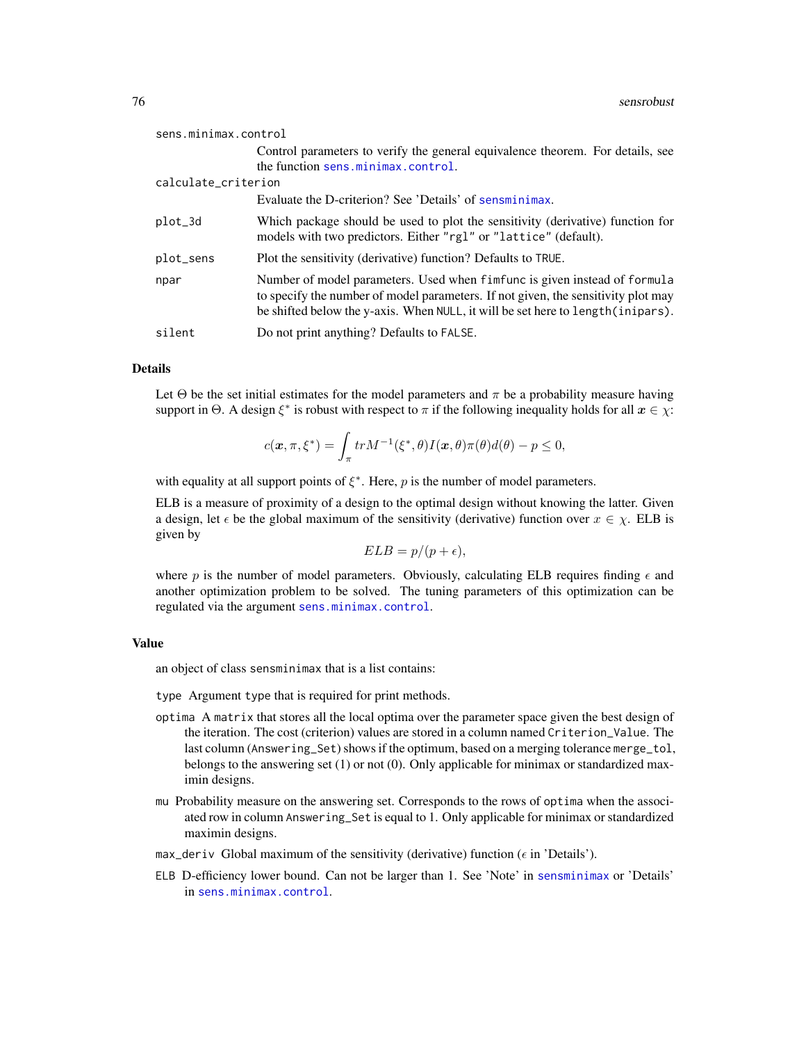sens.minimax.control
: Control parameters to verify the general equivalence theorem. For details, see the function sens.minimax.control.

calculate_criterion
: Evaluate the D-criterion? See 'Details' of sensminimax.

plot_3d
: Which package should be used to plot the sensitivity (derivative) function for models with two predictors. Either "rgl" or "lattice" (default).

plot_sens
: Plot the sensitivity (derivative) function? Defaults to TRUE.

npar
: Number of model parameters. Used when fimfunc is given instead of formula to specify the number of model parameters. If not given, the sensitivity plot may be shifted below the y-axis. When NULL, it will be set here to length(inipars).

silent
: Do not print anything? Defaults to FALSE.

## Details

Let $\Theta$ be the set initial estimates for the model parameters and $\pi$ be a probability measure having support in $\Theta$. A design $\xi^*$ is robust with respect to $\pi$ if the following inequality holds for all $\boldsymbol{x} \in \chi$:

$$c(\boldsymbol{x}, \pi, \xi^*) = \int_{\pi} trM^{-1}(\xi^*, \theta)I(\boldsymbol{x}, \theta)\pi(\theta)d(\theta) - p \leq 0,$$

with equality at all support points of $\xi^*$. Here, $p$ is the number of model parameters.

ELB is a measure of proximity of a design to the optimal design without knowing the latter. Given a design, let $\epsilon$ be the global maximum of the sensitivity (derivative) function over $x \in \chi$. ELB is given by

$$ELB = p/(p + \epsilon),$$

where $p$ is the number of model parameters. Obviously, calculating ELB requires finding $\epsilon$ and another optimization problem to be solved. The tuning parameters of this optimization can be regulated via the argument sens.minimax.control.

## Value

an object of class sensminimax that is a list contains:

type
: Argument type that is required for print methods.

optima
: A matrix that stores all the local optima over the parameter space given the best design of the iteration. The cost (criterion) values are stored in a column named Criterion_Value. The last column (Answering_Set) shows if the optimum, based on a merging tolerance merge_tol, belongs to the answering set (1) or not (0). Only applicable for minimax or standardized maximin designs.

mu
: Probability measure on the answering set. Corresponds to the rows of optima when the associated row in column Answering_Set is equal to 1. Only applicable for minimax or standardized maximin designs.

max_deriv
: Global maximum of the sensitivity (derivative) function ($\epsilon$ in 'Details').

ELB
: D-efficiency lower bound. Can not be larger than 1. See 'Note' in sensminimax or 'Details' in sens.minimax.control.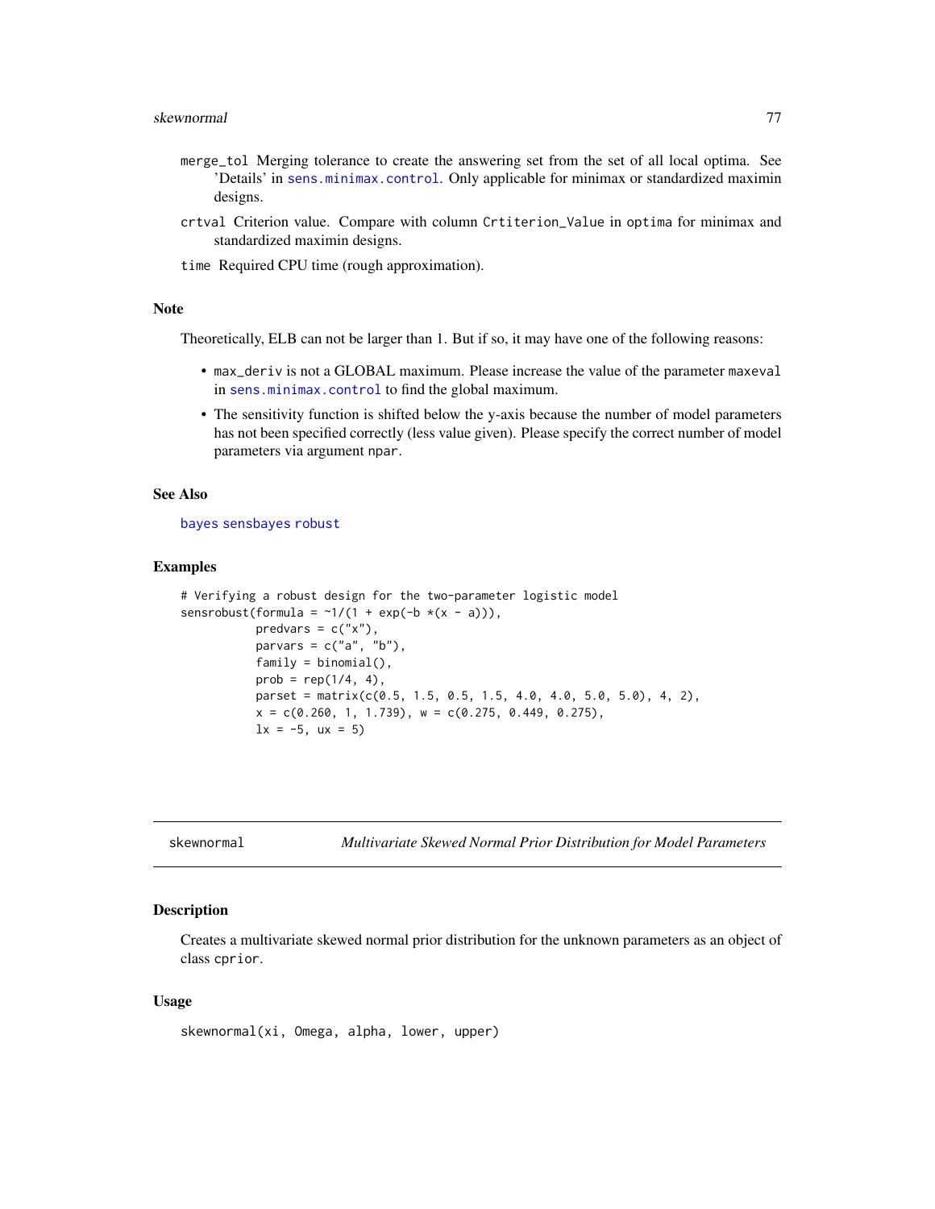merge_tol Merging tolerance to create the answering set from the set of all local optima. See 'Details' in sens.minimax.control. Only applicable for minimax or standardized maximin designs.

crtval Criterion value. Compare with column Crtiterion_Value in optima for minimax and standardized maximin designs.

time Required CPU time (rough approximation).

## Note

Theoretically, ELB can not be larger than 1. But if so, it may have one of the following reasons:

- max_deriv is not a GLOBAL maximum. Please increase the value of the parameter maxeval in sens.minimax.control to find the global maximum.
- The sensitivity function is shifted below the y-axis because the number of model parameters has not been specified correctly (less value given). Please specify the correct number of model parameters via argument npar.

## See Also

bayes sensbayes robust

## Examples

```
# Verifying a robust design for the two-parameter logistic model
sensrobust(formula = ~1/(1 + exp(-b *(x - a))),
           predvars = c("x"),
           parvars = c("a", "b"),
           family = binomial(),
           prob = rep(1/4, 4),
           parset = matrix(c(0.5, 1.5, 0.5, 1.5, 4.0, 4.0, 5.0, 5.0), 4, 2),
           x = c(0.260, 1, 1.739), w = c(0.275, 0.449, 0.275),
           lx = -5, ux = 5)
```

---

skewnormal *Multivariate Skewed Normal Prior Distribution for Model Parameters*

---

## Description

Creates a multivariate skewed normal prior distribution for the unknown parameters as an object of class cprior.

## Usage

```
skewnormal(xi, Omega, alpha, lower, upper)
```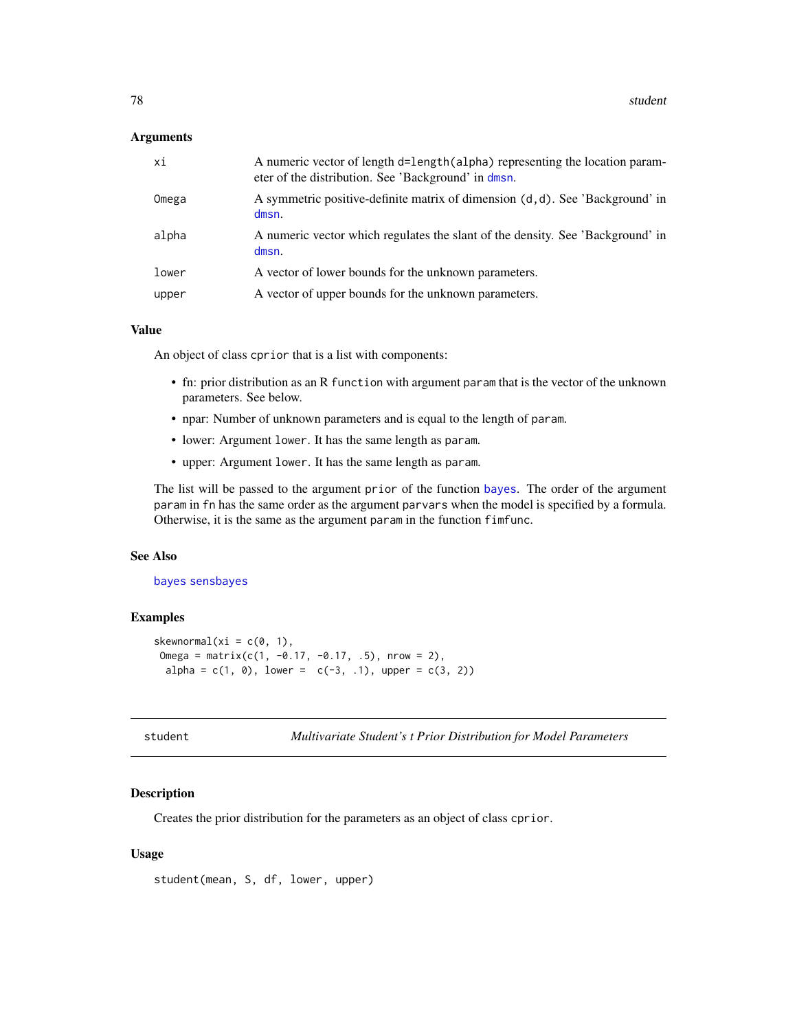### Arguments

| | |
|---|---|
| xi | A numeric vector of length d=length(alpha) representing the location parameter of the distribution. See 'Background' in dmsn. |
| Omega | A symmetric positive-definite matrix of dimension (d,d). See 'Background' in dmsn. |
| alpha | A numeric vector which regulates the slant of the density. See 'Background' in dmsn. |
| lower | A vector of lower bounds for the unknown parameters. |
| upper | A vector of upper bounds for the unknown parameters. |

### Value

An object of class cprior that is a list with components:

- fn: prior distribution as an R function with argument param that is the vector of the unknown parameters. See below.
- npar: Number of unknown parameters and is equal to the length of param.
- lower: Argument lower. It has the same length as param.
- upper: Argument lower. It has the same length as param.

The list will be passed to the argument prior of the function bayes. The order of the argument param in fn has the same order as the argument parvars when the model is specified by a formula. Otherwise, it is the same as the argument param in the function fimfunc.

### See Also

bayes sensbayes

### Examples

```
skewnormal(xi = c(0, 1),
 Omega = matrix(c(1, -0.17, -0.17, .5), nrow = 2),
  alpha = c(1, 0), lower =  c(-3, .1), upper = c(3, 2))
```

---

## student — *Multivariate Student's t Prior Distribution for Model Parameters*

### Description

Creates the prior distribution for the parameters as an object of class cprior.

### Usage

```
student(mean, S, df, lower, upper)
```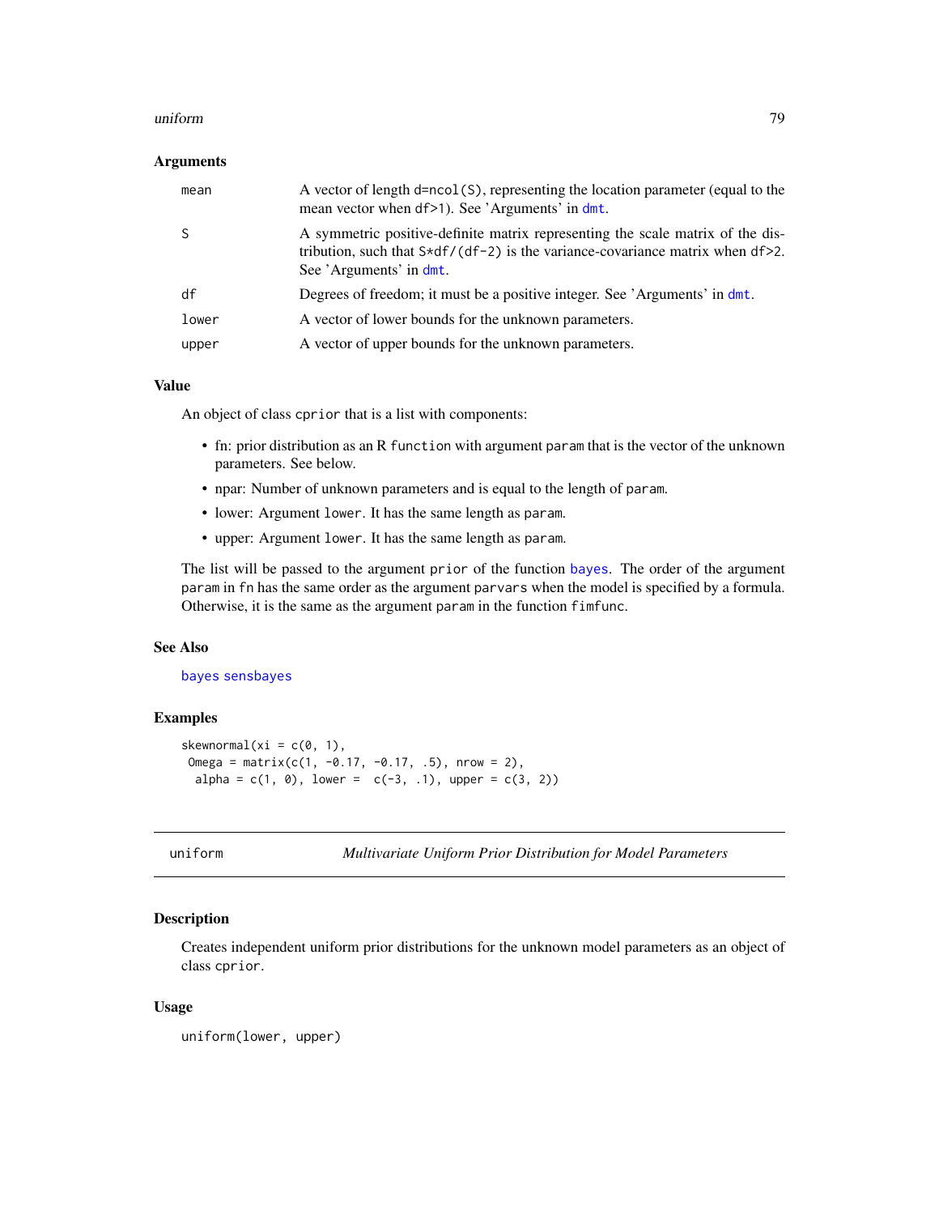### Arguments

| | |
|---|---|
| mean | A vector of length d=ncol(S), representing the location parameter (equal to the mean vector when df>1). See 'Arguments' in dmt. |
| S | A symmetric positive-definite matrix representing the scale matrix of the distribution, such that S*df/(df-2) is the variance-covariance matrix when df>2. See 'Arguments' in dmt. |
| df | Degrees of freedom; it must be a positive integer. See 'Arguments' in dmt. |
| lower | A vector of lower bounds for the unknown parameters. |
| upper | A vector of upper bounds for the unknown parameters. |

### Value

An object of class `cprior` that is a list with components:

- fn: prior distribution as an R `function` with argument `param` that is the vector of the unknown parameters. See below.
- npar: Number of unknown parameters and is equal to the length of `param`.
- lower: Argument `lower`. It has the same length as `param`.
- upper: Argument `lower`. It has the same length as `param`.

The list will be passed to the argument `prior` of the function bayes. The order of the argument `param` in `fn` has the same order as the argument `parvars` when the model is specified by a formula. Otherwise, it is the same as the argument `param` in the function `fimfunc`.

### See Also

bayes sensbayes

### Examples

```
skewnormal(xi = c(0, 1),
 Omega = matrix(c(1, -0.17, -0.17, .5), nrow = 2),
  alpha = c(1, 0), lower =  c(-3, .1), upper = c(3, 2))
```

---

## uniform — *Multivariate Uniform Prior Distribution for Model Parameters*

### Description

Creates independent uniform prior distributions for the unknown model parameters as an object of class `cprior`.

### Usage

```
uniform(lower, upper)
```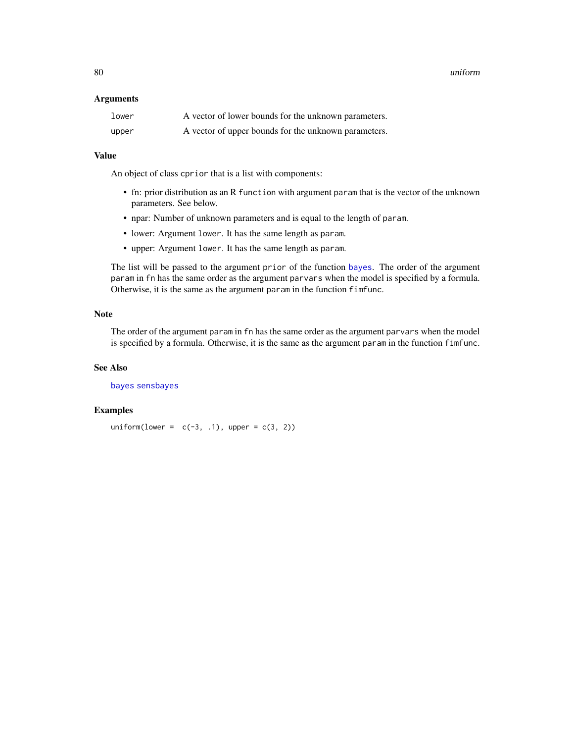### Arguments

| | |
|---|---|
| `lower` | A vector of lower bounds for the unknown parameters. |
| `upper` | A vector of upper bounds for the unknown parameters. |

### Value

An object of class `cprior` that is a list with components:

- fn: prior distribution as an R `function` with argument `param` that is the vector of the unknown parameters. See below.
- npar: Number of unknown parameters and is equal to the length of `param`.
- lower: Argument `lower`. It has the same length as `param`.
- upper: Argument `lower`. It has the same length as `param`.

The list will be passed to the argument `prior` of the function `bayes`. The order of the argument `param` in `fn` has the same order as the argument `parvars` when the model is specified by a formula. Otherwise, it is the same as the argument `param` in the function `fimfunc`.

### Note

The order of the argument `param` in `fn` has the same order as the argument `parvars` when the model is specified by a formula. Otherwise, it is the same as the argument `param` in the function `fimfunc`.

### See Also

`bayes` `sensbayes`

### Examples

```
uniform(lower =  c(-3, .1), upper = c(3, 2))
```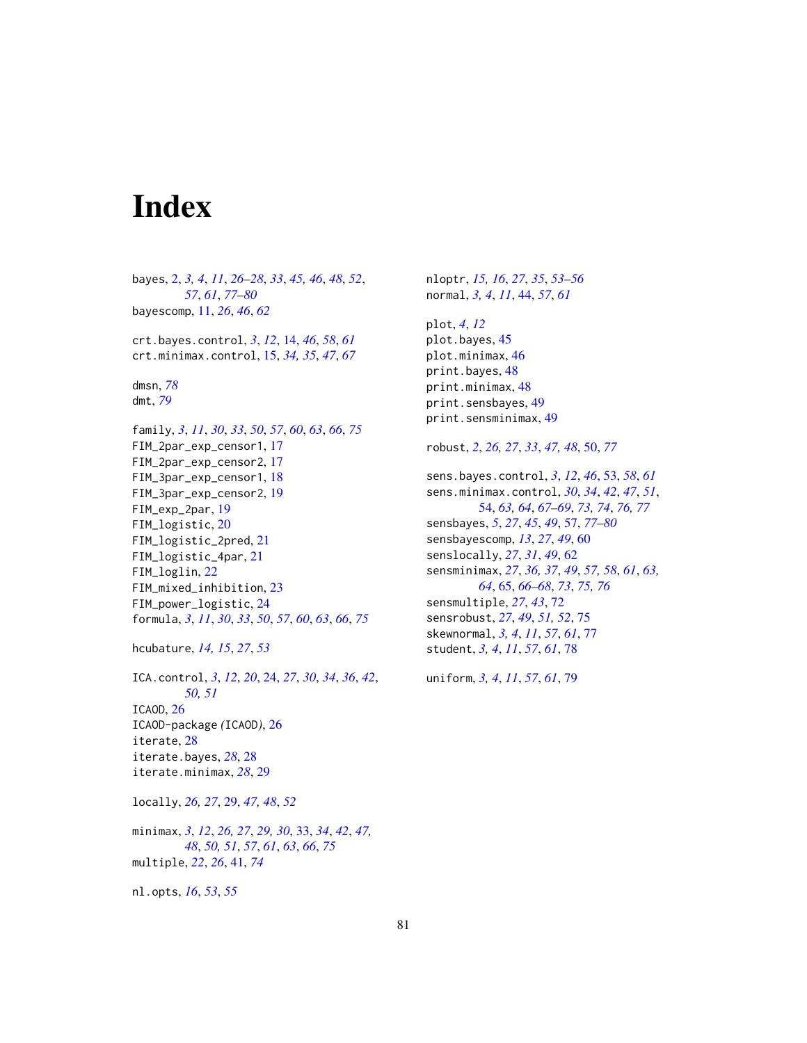# Index

bayes, 2, *3, 4*, *11*, *26–28*, *33*, *45, 46*, *48*, *52*, *57*, *61*, *77–80*
bayescomp, 11, *26*, *46*, *62*

crt.bayes.control, *3*, *12*, 14, *46*, *58*, *61*
crt.minimax.control, 15, *34, 35*, *47*, *67*

dmsn, *78*
dmt, *79*

family, *3*, *11*, *30*, *33*, *50*, *57*, *60*, *63*, *66*, *75*
FIM_2par_exp_censor1, 17
FIM_2par_exp_censor2, 17
FIM_3par_exp_censor1, 18
FIM_3par_exp_censor2, 19
FIM_exp_2par, 19
FIM_logistic, 20
FIM_logistic_2pred, 21
FIM_logistic_4par, 21
FIM_loglin, 22
FIM_mixed_inhibition, 23
FIM_power_logistic, 24
formula, *3*, *11*, *30*, *33*, *50*, *57*, *60*, *63*, *66*, *75*

hcubature, *14, 15*, *27*, *53*

ICA.control, *3*, *12*, *20*, 24, *27*, *30*, *34*, *36*, *42*, *50, 51*
ICAOD, 26
ICAOD-package *(ICAOD)*, 26
iterate, 28
iterate.bayes, *28*, 28
iterate.minimax, *28*, 29

locally, *26, 27*, 29, *47, 48*, *52*

minimax, *3*, *12*, *26, 27*, *29, 30*, 33, *34*, *42*, *47, 48*, *50, 51*, *57*, *61*, *63*, *66*, *75*
multiple, *22*, *26*, 41, *74*

nl.opts, *16*, *53*, *55*
nloptr, *15, 16*, *27*, *35*, *53–56*
normal, *3, 4*, *11*, 44, *57*, *61*

plot, *4*, *12*
plot.bayes, 45
plot.minimax, 46
print.bayes, 48
print.minimax, 48
print.sensbayes, 49
print.sensminimax, 49

robust, *2*, *26, 27*, *33*, *47, 48*, 50, *77*

sens.bayes.control, *3*, *12*, *46*, 53, *58*, *61*
sens.minimax.control, *30*, *34*, *42*, *47*, *51*, *54*, *63, 64*, *67–69*, *73, 74*, *76, 77*
sensbayes, *5*, *27*, *45*, *49*, 57, *77–80*
sensbayescomp, *13*, *27*, *49*, 60
senslocally, *27*, *31*, *49*, 62
sensminimax, *27*, *36, 37*, *49*, *57, 58*, *61*, *63, 64*, 65, *66–68*, *73*, *75, 76*
sensmultiple, *27*, *43*, 72
sensrobust, *27*, *49*, *51, 52*, 75
skewnormal, *3, 4*, *11*, *57*, *61*, 77
student, *3, 4*, *11*, *57*, *61*, 78

uniform, *3, 4*, *11*, *57*, *61*, 79